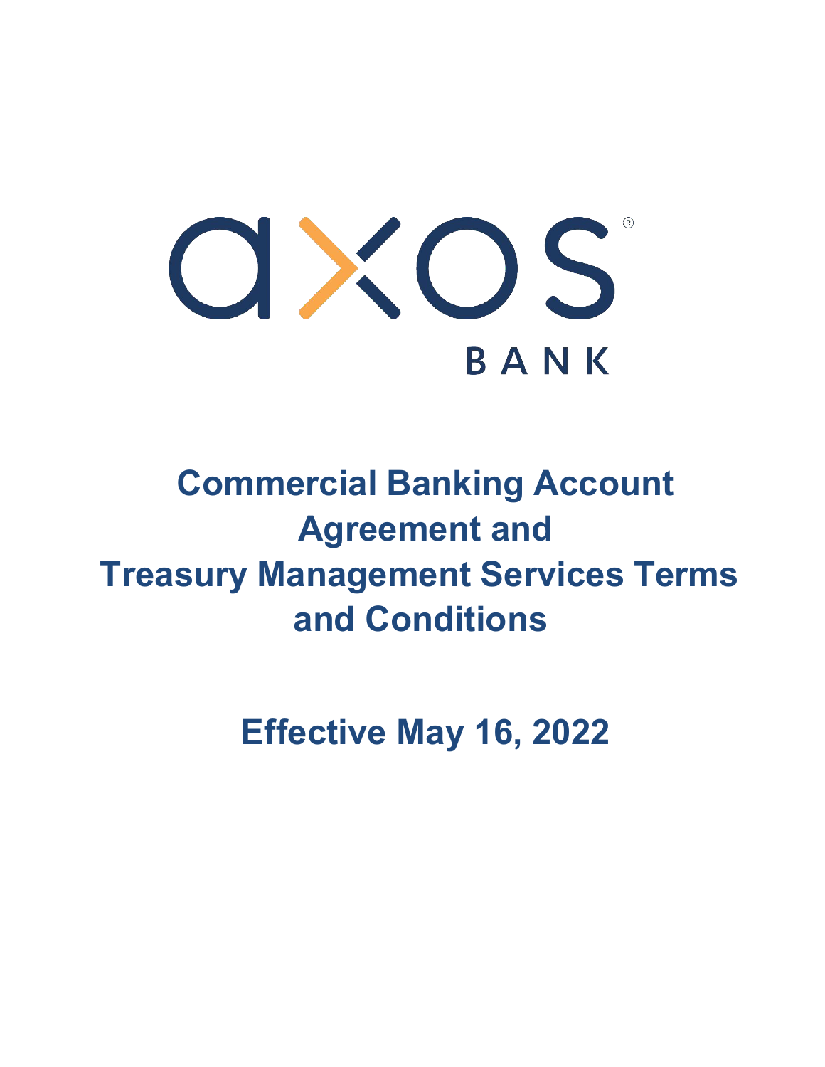axos BANK

# Commercial Banking Account Agreement and Treasury Management Services Terms and Conditions

## Effective May 16, 2022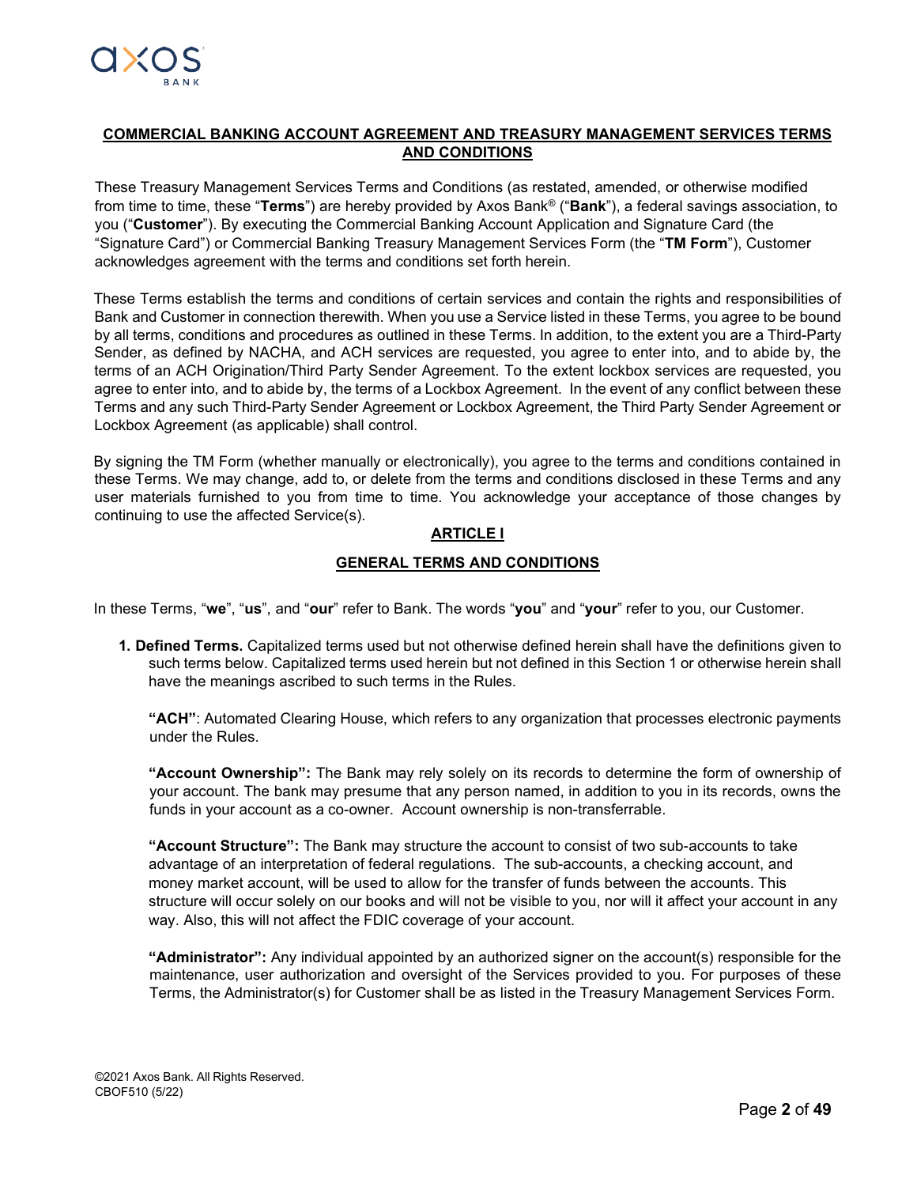## COMMERCIAL BANKING ACCOUNT AGREEMENT AND TREASURY MANAGEMENT SERVICES TERMS AND CONDITIONS

These Treasury Management Services Terms and Conditions (as restated, amended, or otherwise modified from time to time, these "**Terms**") are hereby provided by Axos Bank® ("**Bank**"), a federal savings association, to you ("**Customer**"). By executing the Commercial Banking Account Application and Signature Card (the "Signature Card") or Commercial Banking Treasury Management Services Form (the "**TM Form**"), Customer acknowledges agreement with the terms and conditions set forth herein.

These Terms establish the terms and conditions of certain services and contain the rights and responsibilities of Bank and Customer in connection therewith. When you use a Service listed in these Terms, you agree to be bound by all terms, conditions and procedures as outlined in these Terms. In addition, to the extent you are a Third-Party Sender, as defined by NACHA, and ACH services are requested, you agree to enter into, and to abide by, the terms of an ACH Origination/Third Party Sender Agreement. To the extent lockbox services are requested, you agree to enter into, and to abide by, the terms of a Lockbox Agreement. In the event of any conflict between these Terms and any such Third-Party Sender Agreement or Lockbox Agreement, the Third Party Sender Agreement or Lockbox Agreement (as applicable) shall control.

By signing the TM Form (whether manually or electronically), you agree to the terms and conditions contained in these Terms. We may change, add to, or delete from the terms and conditions disclosed in these Terms and any user materials furnished to you from time to time. You acknowledge your acceptance of those changes by continuing to use the affected Service(s).

## ARTICLE I

## GENERAL TERMS AND CONDITIONS

In these Terms, "**we**", "**us**", and "**our**" refer to Bank. The words "**you**" and "**your**" refer to you, our Customer.

1. **Defined Terms.** Capitalized terms used but not otherwise defined herein shall have the definitions given to such terms below. Capitalized terms used herein but not defined in this Section 1 or otherwise herein shall have the meanings ascribed to such terms in the Rules.

   **"ACH"**: Automated Clearing House, which refers to any organization that processes electronic payments under the Rules.

   **"Account Ownership":** The Bank may rely solely on its records to determine the form of ownership of your account. The bank may presume that any person named, in addition to you in its records, owns the funds in your account as a co-owner. Account ownership is non-transferrable.

   **"Account Structure":** The Bank may structure the account to consist of two sub-accounts to take advantage of an interpretation of federal regulations. The sub-accounts, a checking account, and money market account, will be used to allow for the transfer of funds between the accounts. This structure will occur solely on our books and will not be visible to you, nor will it affect your account in any way. Also, this will not affect the FDIC coverage of your account.

   **"Administrator":** Any individual appointed by an authorized signer on the account(s) responsible for the maintenance, user authorization and oversight of the Services provided to you. For purposes of these Terms, the Administrator(s) for Customer shall be as listed in the Treasury Management Services Form.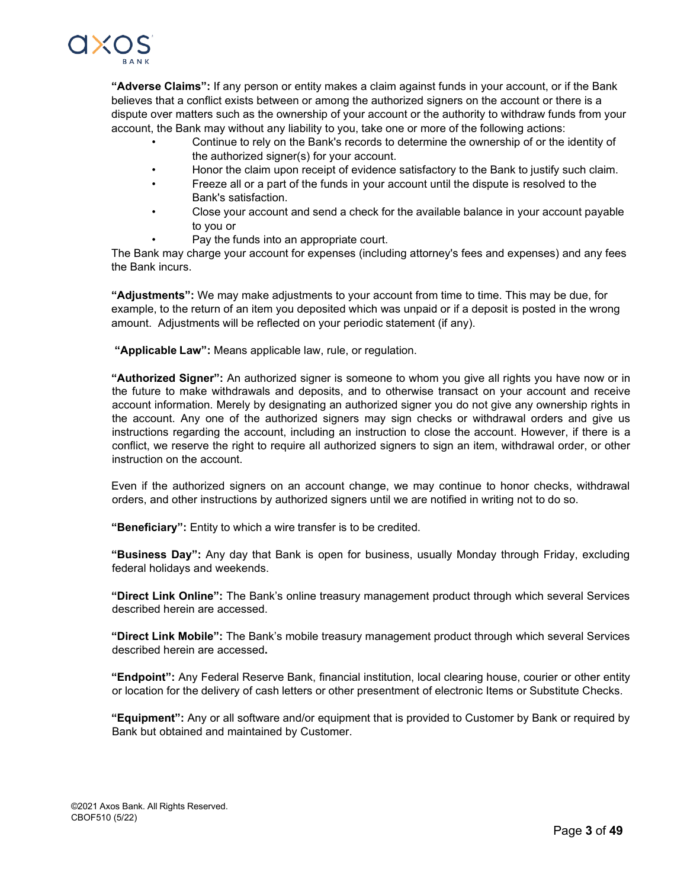**"Adverse Claims":** If any person or entity makes a claim against funds in your account, or if the Bank believes that a conflict exists between or among the authorized signers on the account or there is a dispute over matters such as the ownership of your account or the authority to withdraw funds from your account, the Bank may without any liability to you, take one or more of the following actions:

- Continue to rely on the Bank's records to determine the ownership of or the identity of the authorized signer(s) for your account.
- Honor the claim upon receipt of evidence satisfactory to the Bank to justify such claim.
- Freeze all or a part of the funds in your account until the dispute is resolved to the Bank's satisfaction.
- Close your account and send a check for the available balance in your account payable to you or
- Pay the funds into an appropriate court.

The Bank may charge your account for expenses (including attorney's fees and expenses) and any fees the Bank incurs.

**"Adjustments":** We may make adjustments to your account from time to time. This may be due, for example, to the return of an item you deposited which was unpaid or if a deposit is posted in the wrong amount. Adjustments will be reflected on your periodic statement (if any).

**"Applicable Law":** Means applicable law, rule, or regulation.

**"Authorized Signer":** An authorized signer is someone to whom you give all rights you have now or in the future to make withdrawals and deposits, and to otherwise transact on your account and receive account information. Merely by designating an authorized signer you do not give any ownership rights in the account. Any one of the authorized signers may sign checks or withdrawal orders and give us instructions regarding the account, including an instruction to close the account. However, if there is a conflict, we reserve the right to require all authorized signers to sign an item, withdrawal order, or other instruction on the account.

Even if the authorized signers on an account change, we may continue to honor checks, withdrawal orders, and other instructions by authorized signers until we are notified in writing not to do so.

**"Beneficiary":** Entity to which a wire transfer is to be credited.

**"Business Day":** Any day that Bank is open for business, usually Monday through Friday, excluding federal holidays and weekends.

**"Direct Link Online":** The Bank's online treasury management product through which several Services described herein are accessed.

**"Direct Link Mobile":** The Bank's mobile treasury management product through which several Services described herein are accessed**.**

**"Endpoint":** Any Federal Reserve Bank, financial institution, local clearing house, courier or other entity or location for the delivery of cash letters or other presentment of electronic Items or Substitute Checks.

**"Equipment":** Any or all software and/or equipment that is provided to Customer by Bank or required by Bank but obtained and maintained by Customer.

©2021 Axos Bank. All Rights Reserved.
CBOF510 (5/22)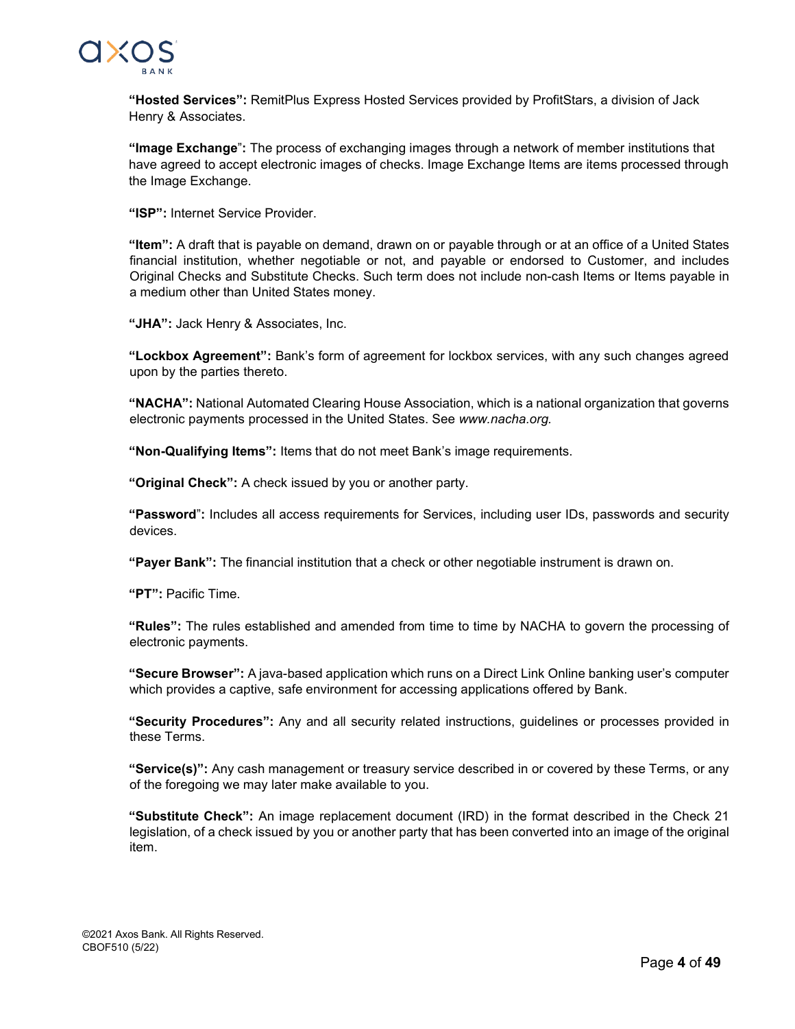**"Hosted Services":** RemitPlus Express Hosted Services provided by ProfitStars, a division of Jack Henry & Associates.

**"Image Exchange":** The process of exchanging images through a network of member institutions that have agreed to accept electronic images of checks. Image Exchange Items are items processed through the Image Exchange.

**"ISP":** Internet Service Provider.

**"Item":** A draft that is payable on demand, drawn on or payable through or at an office of a United States financial institution, whether negotiable or not, and payable or endorsed to Customer, and includes Original Checks and Substitute Checks. Such term does not include non-cash Items or Items payable in a medium other than United States money.

**"JHA":** Jack Henry & Associates, Inc.

**"Lockbox Agreement":** Bank's form of agreement for lockbox services, with any such changes agreed upon by the parties thereto.

**"NACHA":** National Automated Clearing House Association, which is a national organization that governs electronic payments processed in the United States. See *www.nacha.org.*

**"Non-Qualifying Items":** Items that do not meet Bank's image requirements.

**"Original Check":** A check issued by you or another party.

**"Password":** Includes all access requirements for Services, including user IDs, passwords and security devices.

**"Payer Bank":** The financial institution that a check or other negotiable instrument is drawn on.

**"PT":** Pacific Time.

**"Rules":** The rules established and amended from time to time by NACHA to govern the processing of electronic payments.

**"Secure Browser":** A java-based application which runs on a Direct Link Online banking user's computer which provides a captive, safe environment for accessing applications offered by Bank.

**"Security Procedures":** Any and all security related instructions, guidelines or processes provided in these Terms.

**"Service(s)":** Any cash management or treasury service described in or covered by these Terms, or any of the foregoing we may later make available to you.

**"Substitute Check":** An image replacement document (IRD) in the format described in the Check 21 legislation, of a check issued by you or another party that has been converted into an image of the original item.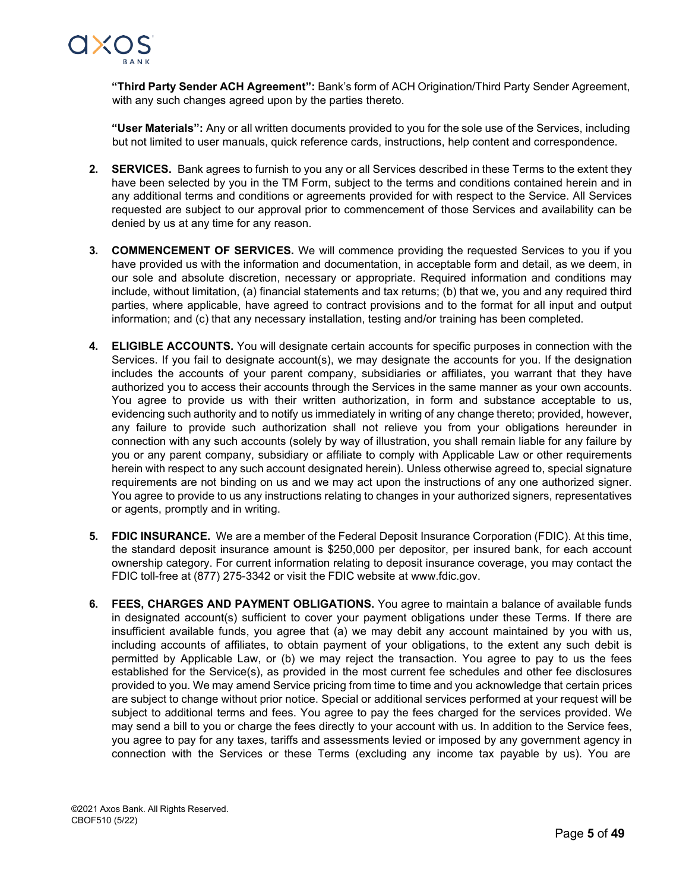**"Third Party Sender ACH Agreement":** Bank's form of ACH Origination/Third Party Sender Agreement, with any such changes agreed upon by the parties thereto.

**"User Materials":** Any or all written documents provided to you for the sole use of the Services, including but not limited to user manuals, quick reference cards, instructions, help content and correspondence.

2. **SERVICES.** Bank agrees to furnish to you any or all Services described in these Terms to the extent they have been selected by you in the TM Form, subject to the terms and conditions contained herein and in any additional terms and conditions or agreements provided for with respect to the Service. All Services requested are subject to our approval prior to commencement of those Services and availability can be denied by us at any time for any reason.

3. **COMMENCEMENT OF SERVICES.** We will commence providing the requested Services to you if you have provided us with the information and documentation, in acceptable form and detail, as we deem, in our sole and absolute discretion, necessary or appropriate. Required information and conditions may include, without limitation, (a) financial statements and tax returns; (b) that we, you and any required third parties, where applicable, have agreed to contract provisions and to the format for all input and output information; and (c) that any necessary installation, testing and/or training has been completed.

4. **ELIGIBLE ACCOUNTS.** You will designate certain accounts for specific purposes in connection with the Services. If you fail to designate account(s), we may designate the accounts for you. If the designation includes the accounts of your parent company, subsidiaries or affiliates, you warrant that they have authorized you to access their accounts through the Services in the same manner as your own accounts. You agree to provide us with their written authorization, in form and substance acceptable to us, evidencing such authority and to notify us immediately in writing of any change thereto; provided, however, any failure to provide such authorization shall not relieve you from your obligations hereunder in connection with any such accounts (solely by way of illustration, you shall remain liable for any failure by you or any parent company, subsidiary or affiliate to comply with Applicable Law or other requirements herein with respect to any such account designated herein). Unless otherwise agreed to, special signature requirements are not binding on us and we may act upon the instructions of any one authorized signer. You agree to provide to us any instructions relating to changes in your authorized signers, representatives or agents, promptly and in writing.

5. **FDIC INSURANCE.** We are a member of the Federal Deposit Insurance Corporation (FDIC). At this time, the standard deposit insurance amount is $250,000 per depositor, per insured bank, for each account ownership category. For current information relating to deposit insurance coverage, you may contact the FDIC toll-free at (877) 275-3342 or visit the FDIC website at www.fdic.gov.

6. **FEES, CHARGES AND PAYMENT OBLIGATIONS.** You agree to maintain a balance of available funds in designated account(s) sufficient to cover your payment obligations under these Terms. If there are insufficient available funds, you agree that (a) we may debit any account maintained by you with us, including accounts of affiliates, to obtain payment of your obligations, to the extent any such debit is permitted by Applicable Law, or (b) we may reject the transaction. You agree to pay to us the fees established for the Service(s), as provided in the most current fee schedules and other fee disclosures provided to you. We may amend Service pricing from time to time and you acknowledge that certain prices are subject to change without prior notice. Special or additional services performed at your request will be subject to additional terms and fees. You agree to pay the fees charged for the services provided. We may send a bill to you or charge the fees directly to your account with us. In addition to the Service fees, you agree to pay for any taxes, tariffs and assessments levied or imposed by any government agency in connection with the Services or these Terms (excluding any income tax payable by us). You are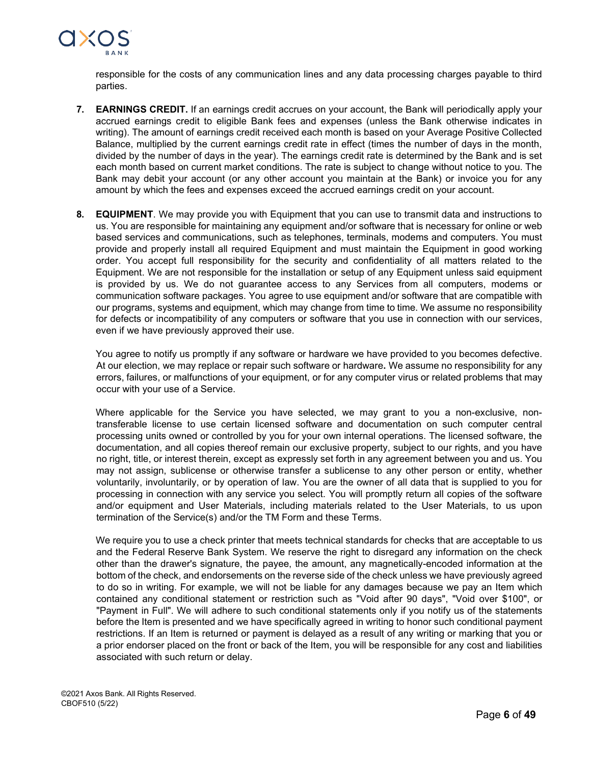responsible for the costs of any communication lines and any data processing charges payable to third parties.

7. **EARNINGS CREDIT.** If an earnings credit accrues on your account, the Bank will periodically apply your accrued earnings credit to eligible Bank fees and expenses (unless the Bank otherwise indicates in writing). The amount of earnings credit received each month is based on your Average Positive Collected Balance, multiplied by the current earnings credit rate in effect (times the number of days in the month, divided by the number of days in the year). The earnings credit rate is determined by the Bank and is set each month based on current market conditions. The rate is subject to change without notice to you. The Bank may debit your account (or any other account you maintain at the Bank) or invoice you for any amount by which the fees and expenses exceed the accrued earnings credit on your account.

8. **EQUIPMENT**. We may provide you with Equipment that you can use to transmit data and instructions to us. You are responsible for maintaining any equipment and/or software that is necessary for online or web based services and communications, such as telephones, terminals, modems and computers. You must provide and properly install all required Equipment and must maintain the Equipment in good working order. You accept full responsibility for the security and confidentiality of all matters related to the Equipment. We are not responsible for the installation or setup of any Equipment unless said equipment is provided by us. We do not guarantee access to any Services from all computers, modems or communication software packages. You agree to use equipment and/or software that are compatible with our programs, systems and equipment, which may change from time to time. We assume no responsibility for defects or incompatibility of any computers or software that you use in connection with our services, even if we have previously approved their use.

   You agree to notify us promptly if any software or hardware we have provided to you becomes defective. At our election, we may replace or repair such software or hardware**.** We assume no responsibility for any errors, failures, or malfunctions of your equipment, or for any computer virus or related problems that may occur with your use of a Service.

   Where applicable for the Service you have selected, we may grant to you a non-exclusive, non-transferable license to use certain licensed software and documentation on such computer central processing units owned or controlled by you for your own internal operations. The licensed software, the documentation, and all copies thereof remain our exclusive property, subject to our rights, and you have no right, title, or interest therein, except as expressly set forth in any agreement between you and us. You may not assign, sublicense or otherwise transfer a sublicense to any other person or entity, whether voluntarily, involuntarily, or by operation of law. You are the owner of all data that is supplied to you for processing in connection with any service you select. You will promptly return all copies of the software and/or equipment and User Materials, including materials related to the User Materials, to us upon termination of the Service(s) and/or the TM Form and these Terms.

   We require you to use a check printer that meets technical standards for checks that are acceptable to us and the Federal Reserve Bank System. We reserve the right to disregard any information on the check other than the drawer's signature, the payee, the amount, any magnetically-encoded information at the bottom of the check, and endorsements on the reverse side of the check unless we have previously agreed to do so in writing. For example, we will not be liable for any damages because we pay an Item which contained any conditional statement or restriction such as "Void after 90 days", "Void over $100", or "Payment in Full". We will adhere to such conditional statements only if you notify us of the statements before the Item is presented and we have specifically agreed in writing to honor such conditional payment restrictions. If an Item is returned or payment is delayed as a result of any writing or marking that you or a prior endorser placed on the front or back of the Item, you will be responsible for any cost and liabilities associated with such return or delay.

©2021 Axos Bank. All Rights Reserved.
CBOF510 (5/22)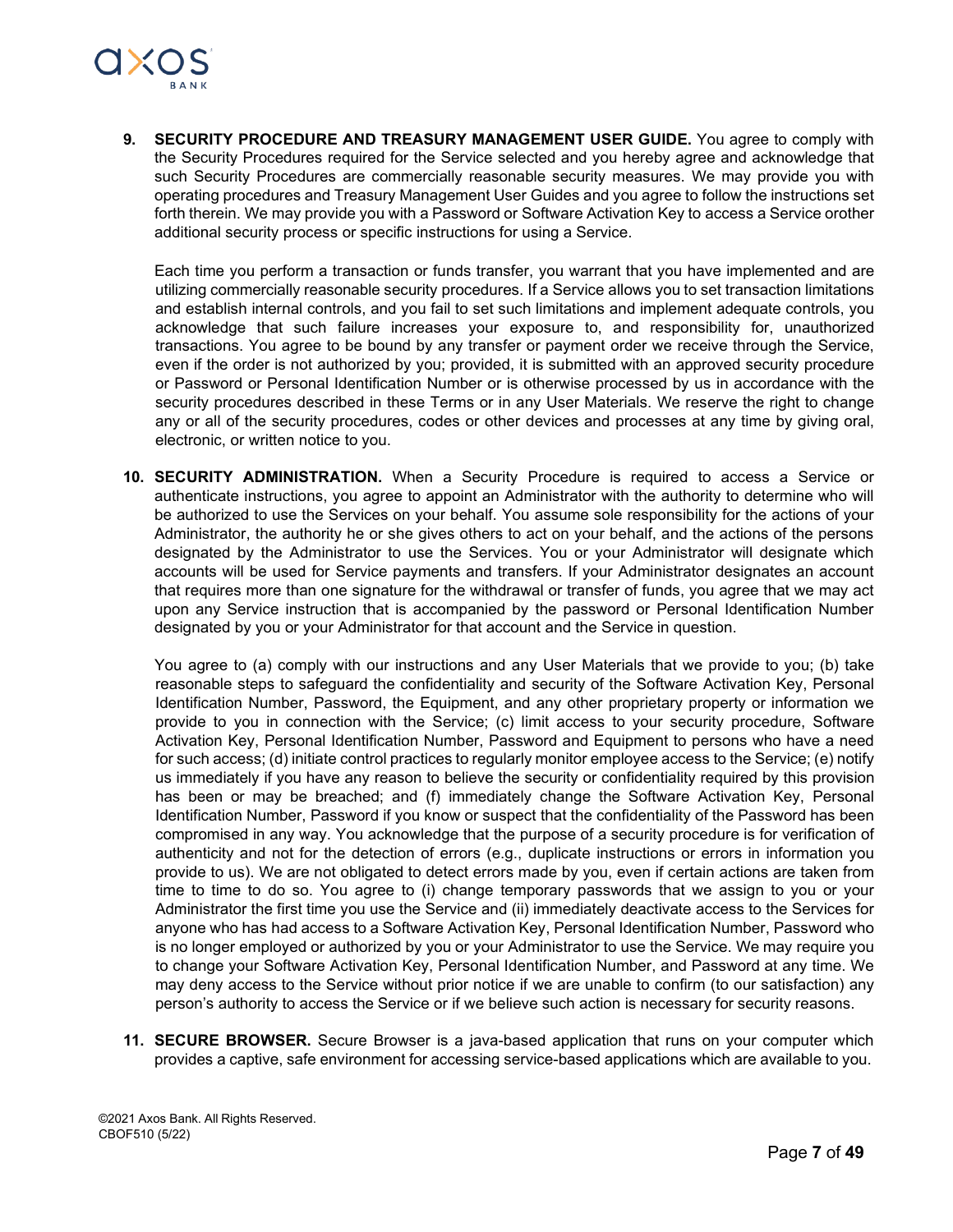9. **SECURITY PROCEDURE AND TREASURY MANAGEMENT USER GUIDE.** You agree to comply with the Security Procedures required for the Service selected and you hereby agree and acknowledge that such Security Procedures are commercially reasonable security measures. We may provide you with operating procedures and Treasury Management User Guides and you agree to follow the instructions set forth therein. We may provide you with a Password or Software Activation Key to access a Service orother additional security process or specific instructions for using a Service.

   Each time you perform a transaction or funds transfer, you warrant that you have implemented and are utilizing commercially reasonable security procedures. If a Service allows you to set transaction limitations and establish internal controls, and you fail to set such limitations and implement adequate controls, you acknowledge that such failure increases your exposure to, and responsibility for, unauthorized transactions. You agree to be bound by any transfer or payment order we receive through the Service, even if the order is not authorized by you; provided, it is submitted with an approved security procedure or Password or Personal Identification Number or is otherwise processed by us in accordance with the security procedures described in these Terms or in any User Materials. We reserve the right to change any or all of the security procedures, codes or other devices and processes at any time by giving oral, electronic, or written notice to you.

10. **SECURITY ADMINISTRATION.** When a Security Procedure is required to access a Service or authenticate instructions, you agree to appoint an Administrator with the authority to determine who will be authorized to use the Services on your behalf. You assume sole responsibility for the actions of your Administrator, the authority he or she gives others to act on your behalf, and the actions of the persons designated by the Administrator to use the Services. You or your Administrator will designate which accounts will be used for Service payments and transfers. If your Administrator designates an account that requires more than one signature for the withdrawal or transfer of funds, you agree that we may act upon any Service instruction that is accompanied by the password or Personal Identification Number designated by you or your Administrator for that account and the Service in question.

    You agree to (a) comply with our instructions and any User Materials that we provide to you; (b) take reasonable steps to safeguard the confidentiality and security of the Software Activation Key, Personal Identification Number, Password, the Equipment, and any other proprietary property or information we provide to you in connection with the Service; (c) limit access to your security procedure, Software Activation Key, Personal Identification Number, Password and Equipment to persons who have a need for such access; (d) initiate control practices to regularly monitor employee access to the Service; (e) notify us immediately if you have any reason to believe the security or confidentiality required by this provision has been or may be breached; and (f) immediately change the Software Activation Key, Personal Identification Number, Password if you know or suspect that the confidentiality of the Password has been compromised in any way. You acknowledge that the purpose of a security procedure is for verification of authenticity and not for the detection of errors (e.g., duplicate instructions or errors in information you provide to us). We are not obligated to detect errors made by you, even if certain actions are taken from time to time to do so. You agree to (i) change temporary passwords that we assign to you or your Administrator the first time you use the Service and (ii) immediately deactivate access to the Services for anyone who has had access to a Software Activation Key, Personal Identification Number, Password who is no longer employed or authorized by you or your Administrator to use the Service. We may require you to change your Software Activation Key, Personal Identification Number, and Password at any time. We may deny access to the Service without prior notice if we are unable to confirm (to our satisfaction) any person's authority to access the Service or if we believe such action is necessary for security reasons.

11. **SECURE BROWSER.** Secure Browser is a java-based application that runs on your computer which provides a captive, safe environment for accessing service-based applications which are available to you.

©2021 Axos Bank. All Rights Reserved.
CBOF510 (5/22)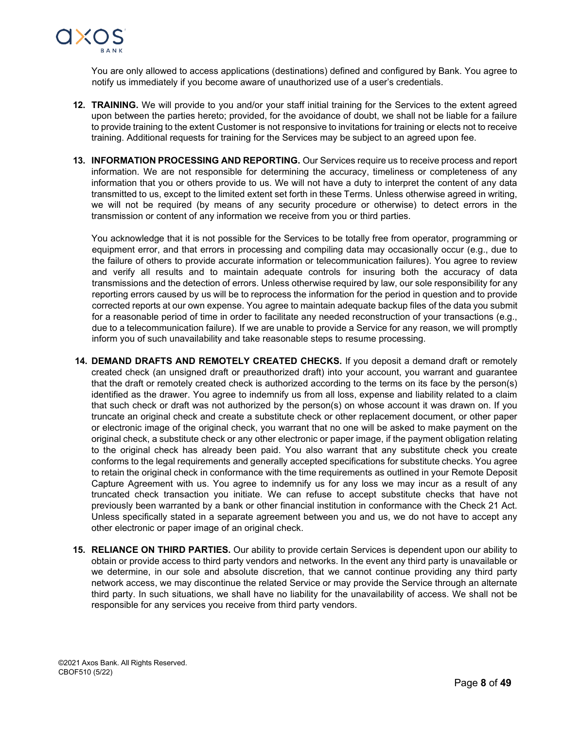You are only allowed to access applications (destinations) defined and configured by Bank. You agree to notify us immediately if you become aware of unauthorized use of a user's credentials.

12. **TRAINING.** We will provide to you and/or your staff initial training for the Services to the extent agreed upon between the parties hereto; provided, for the avoidance of doubt, we shall not be liable for a failure to provide training to the extent Customer is not responsive to invitations for training or elects not to receive training. Additional requests for training for the Services may be subject to an agreed upon fee.

13. **INFORMATION PROCESSING AND REPORTING.** Our Services require us to receive process and report information. We are not responsible for determining the accuracy, timeliness or completeness of any information that you or others provide to us. We will not have a duty to interpret the content of any data transmitted to us, except to the limited extent set forth in these Terms. Unless otherwise agreed in writing, we will not be required (by means of any security procedure or otherwise) to detect errors in the transmission or content of any information we receive from you or third parties.

    You acknowledge that it is not possible for the Services to be totally free from operator, programming or equipment error, and that errors in processing and compiling data may occasionally occur (e.g., due to the failure of others to provide accurate information or telecommunication failures). You agree to review and verify all results and to maintain adequate controls for insuring both the accuracy of data transmissions and the detection of errors. Unless otherwise required by law, our sole responsibility for any reporting errors caused by us will be to reprocess the information for the period in question and to provide corrected reports at our own expense. You agree to maintain adequate backup files of the data you submit for a reasonable period of time in order to facilitate any needed reconstruction of your transactions (e.g., due to a telecommunication failure). If we are unable to provide a Service for any reason, we will promptly inform you of such unavailability and take reasonable steps to resume processing.

14. **DEMAND DRAFTS AND REMOTELY CREATED CHECKS.** If you deposit a demand draft or remotely created check (an unsigned draft or preauthorized draft) into your account, you warrant and guarantee that the draft or remotely created check is authorized according to the terms on its face by the person(s) identified as the drawer. You agree to indemnify us from all loss, expense and liability related to a claim that such check or draft was not authorized by the person(s) on whose account it was drawn on. If you truncate an original check and create a substitute check or other replacement document, or other paper or electronic image of the original check, you warrant that no one will be asked to make payment on the original check, a substitute check or any other electronic or paper image, if the payment obligation relating to the original check has already been paid. You also warrant that any substitute check you create conforms to the legal requirements and generally accepted specifications for substitute checks. You agree to retain the original check in conformance with the time requirements as outlined in your Remote Deposit Capture Agreement with us. You agree to indemnify us for any loss we may incur as a result of any truncated check transaction you initiate. We can refuse to accept substitute checks that have not previously been warranted by a bank or other financial institution in conformance with the Check 21 Act. Unless specifically stated in a separate agreement between you and us, we do not have to accept any other electronic or paper image of an original check.

15. **RELIANCE ON THIRD PARTIES.** Our ability to provide certain Services is dependent upon our ability to obtain or provide access to third party vendors and networks. In the event any third party is unavailable or we determine, in our sole and absolute discretion, that we cannot continue providing any third party network access, we may discontinue the related Service or may provide the Service through an alternate third party. In such situations, we shall have no liability for the unavailability of access. We shall not be responsible for any services you receive from third party vendors.

©2021 Axos Bank. All Rights Reserved.
CBOF510 (5/22)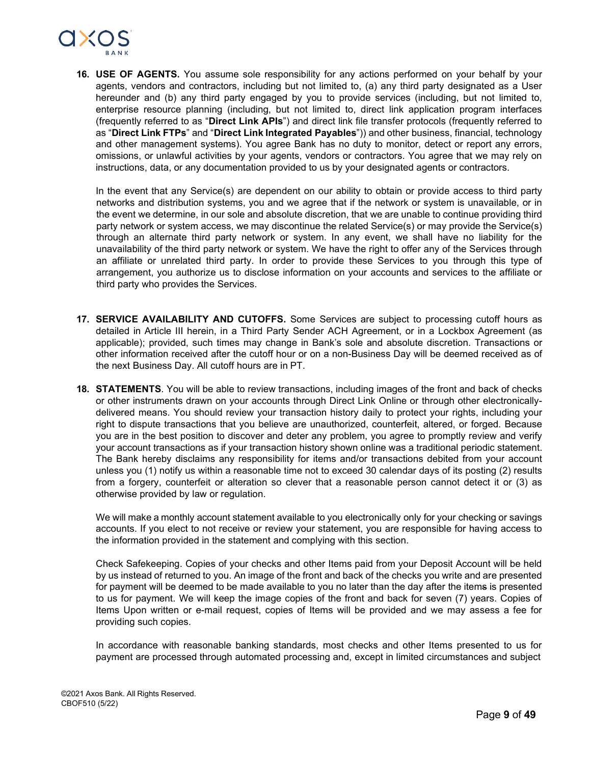16. **USE OF AGENTS.** You assume sole responsibility for any actions performed on your behalf by your agents, vendors and contractors, including but not limited to, (a) any third party designated as a User hereunder and (b) any third party engaged by you to provide services (including, but not limited to, enterprise resource planning (including, but not limited to, direct link application program interfaces (frequently referred to as "**Direct Link APIs**") and direct link file transfer protocols (frequently referred to as "**Direct Link FTPs**" and "**Direct Link Integrated Payables**")) and other business, financial, technology and other management systems). You agree Bank has no duty to monitor, detect or report any errors, omissions, or unlawful activities by your agents, vendors or contractors. You agree that we may rely on instructions, data, or any documentation provided to us by your designated agents or contractors.

    In the event that any Service(s) are dependent on our ability to obtain or provide access to third party networks and distribution systems, you and we agree that if the network or system is unavailable, or in the event we determine, in our sole and absolute discretion, that we are unable to continue providing third party network or system access, we may discontinue the related Service(s) or may provide the Service(s) through an alternate third party network or system. In any event, we shall have no liability for the unavailability of the third party network or system. We have the right to offer any of the Services through an affiliate or unrelated third party. In order to provide these Services to you through this type of arrangement, you authorize us to disclose information on your accounts and services to the affiliate or third party who provides the Services.

17. **SERVICE AVAILABILITY AND CUTOFFS.** Some Services are subject to processing cutoff hours as detailed in Article III herein, in a Third Party Sender ACH Agreement, or in a Lockbox Agreement (as applicable); provided, such times may change in Bank's sole and absolute discretion. Transactions or other information received after the cutoff hour or on a non-Business Day will be deemed received as of the next Business Day. All cutoff hours are in PT.

18. **STATEMENTS**. You will be able to review transactions, including images of the front and back of checks or other instruments drawn on your accounts through Direct Link Online or through other electronically-delivered means. You should review your transaction history daily to protect your rights, including your right to dispute transactions that you believe are unauthorized, counterfeit, altered, or forged. Because you are in the best position to discover and deter any problem, you agree to promptly review and verify your account transactions as if your transaction history shown online was a traditional periodic statement. The Bank hereby disclaims any responsibility for items and/or transactions debited from your account unless you (1) notify us within a reasonable time not to exceed 30 calendar days of its posting (2) results from a forgery, counterfeit or alteration so clever that a reasonable person cannot detect it or (3) as otherwise provided by law or regulation.

    We will make a monthly account statement available to you electronically only for your checking or savings accounts. If you elect to not receive or review your statement, you are responsible for having access to the information provided in the statement and complying with this section.

    Check Safekeeping. Copies of your checks and other Items paid from your Deposit Account will be held by us instead of returned to you. An image of the front and back of the checks you write and are presented for payment will be deemed to be made available to you no later than the day after the items is presented to us for payment. We will keep the image copies of the front and back for seven (7) years. Copies of Items Upon written or e-mail request, copies of Items will be provided and we may assess a fee for providing such copies.

    In accordance with reasonable banking standards, most checks and other Items presented to us for payment are processed through automated processing and, except in limited circumstances and subject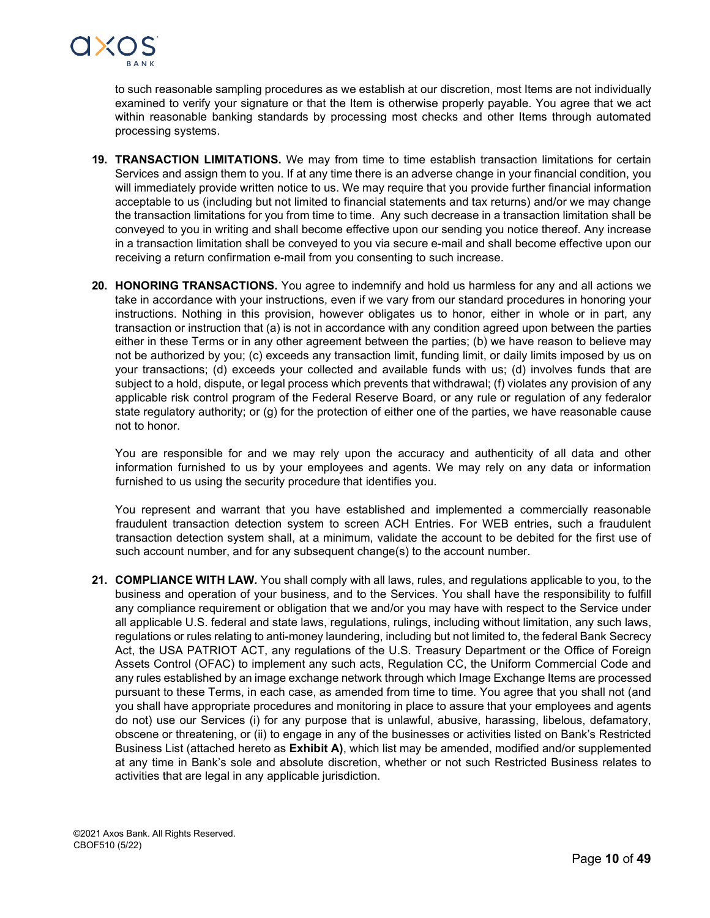to such reasonable sampling procedures as we establish at our discretion, most Items are not individually examined to verify your signature or that the Item is otherwise properly payable. You agree that we act within reasonable banking standards by processing most checks and other Items through automated processing systems.

19. **TRANSACTION LIMITATIONS.** We may from time to time establish transaction limitations for certain Services and assign them to you. If at any time there is an adverse change in your financial condition, you will immediately provide written notice to us. We may require that you provide further financial information acceptable to us (including but not limited to financial statements and tax returns) and/or we may change the transaction limitations for you from time to time. Any such decrease in a transaction limitation shall be conveyed to you in writing and shall become effective upon our sending you notice thereof. Any increase in a transaction limitation shall be conveyed to you via secure e-mail and shall become effective upon our receiving a return confirmation e-mail from you consenting to such increase.

20. **HONORING TRANSACTIONS.** You agree to indemnify and hold us harmless for any and all actions we take in accordance with your instructions, even if we vary from our standard procedures in honoring your instructions. Nothing in this provision, however obligates us to honor, either in whole or in part, any transaction or instruction that (a) is not in accordance with any condition agreed upon between the parties either in these Terms or in any other agreement between the parties; (b) we have reason to believe may not be authorized by you; (c) exceeds any transaction limit, funding limit, or daily limits imposed by us on your transactions; (d) exceeds your collected and available funds with us; (d) involves funds that are subject to a hold, dispute, or legal process which prevents that withdrawal; (f) violates any provision of any applicable risk control program of the Federal Reserve Board, or any rule or regulation of any federalor state regulatory authority; or (g) for the protection of either one of the parties, we have reasonable cause not to honor.

    You are responsible for and we may rely upon the accuracy and authenticity of all data and other information furnished to us by your employees and agents. We may rely on any data or information furnished to us using the security procedure that identifies you.

    You represent and warrant that you have established and implemented a commercially reasonable fraudulent transaction detection system to screen ACH Entries. For WEB entries, such a fraudulent transaction detection system shall, at a minimum, validate the account to be debited for the first use of such account number, and for any subsequent change(s) to the account number.

21. **COMPLIANCE WITH LAW.** You shall comply with all laws, rules, and regulations applicable to you, to the business and operation of your business, and to the Services. You shall have the responsibility to fulfill any compliance requirement or obligation that we and/or you may have with respect to the Service under all applicable U.S. federal and state laws, regulations, rulings, including without limitation, any such laws, regulations or rules relating to anti-money laundering, including but not limited to, the federal Bank Secrecy Act, the USA PATRIOT ACT, any regulations of the U.S. Treasury Department or the Office of Foreign Assets Control (OFAC) to implement any such acts, Regulation CC, the Uniform Commercial Code and any rules established by an image exchange network through which Image Exchange Items are processed pursuant to these Terms, in each case, as amended from time to time. You agree that you shall not (and you shall have appropriate procedures and monitoring in place to assure that your employees and agents do not) use our Services (i) for any purpose that is unlawful, abusive, harassing, libelous, defamatory, obscene or threatening, or (ii) to engage in any of the businesses or activities listed on Bank's Restricted Business List (attached hereto as **Exhibit A)**, which list may be amended, modified and/or supplemented at any time in Bank's sole and absolute discretion, whether or not such Restricted Business relates to activities that are legal in any applicable jurisdiction.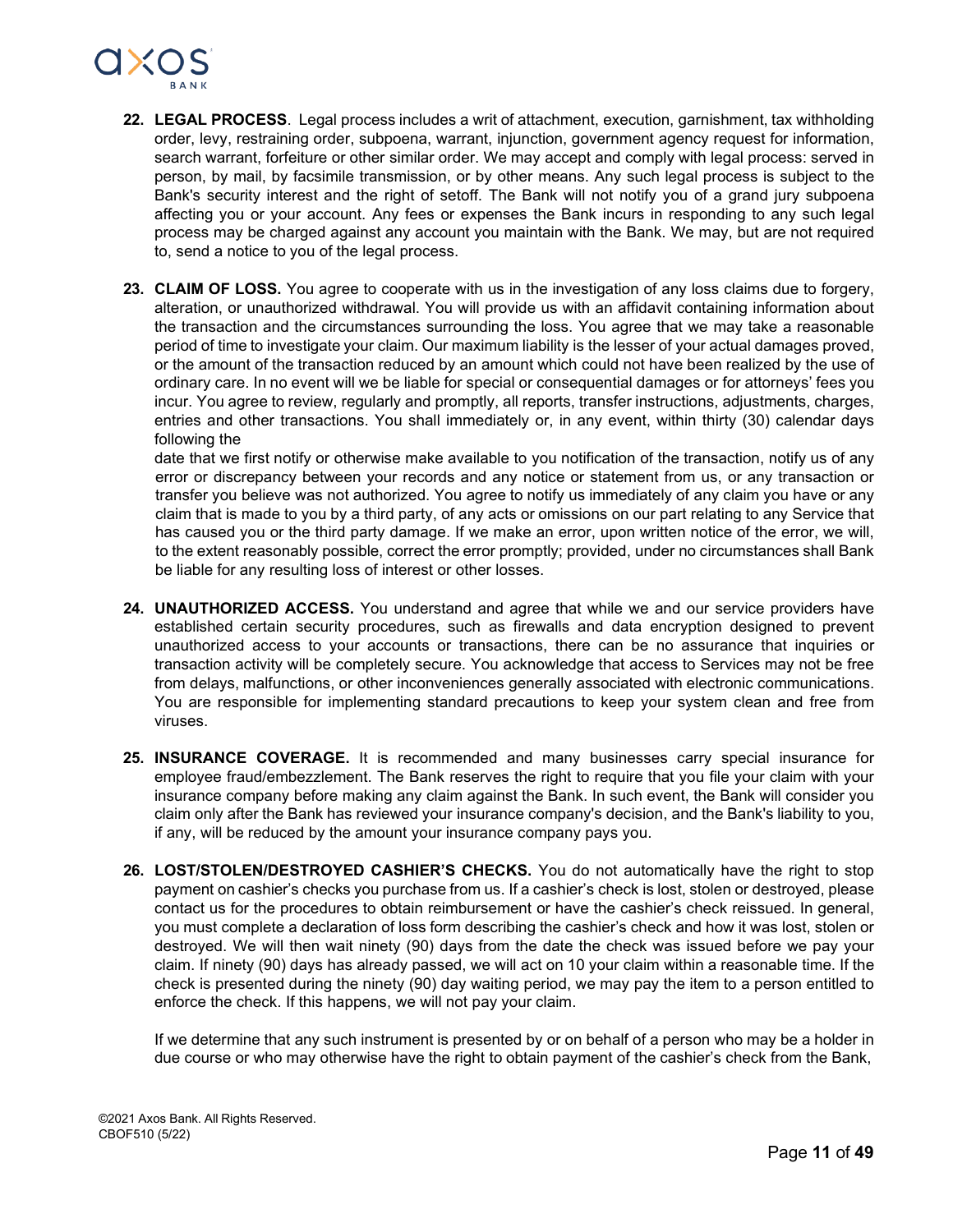22. **LEGAL PROCESS**. Legal process includes a writ of attachment, execution, garnishment, tax withholding order, levy, restraining order, subpoena, warrant, injunction, government agency request for information, search warrant, forfeiture or other similar order. We may accept and comply with legal process: served in person, by mail, by facsimile transmission, or by other means. Any such legal process is subject to the Bank's security interest and the right of setoff. The Bank will not notify you of a grand jury subpoena affecting you or your account. Any fees or expenses the Bank incurs in responding to any such legal process may be charged against any account you maintain with the Bank. We may, but are not required to, send a notice to you of the legal process.

23. **CLAIM OF LOSS.** You agree to cooperate with us in the investigation of any loss claims due to forgery, alteration, or unauthorized withdrawal. You will provide us with an affidavit containing information about the transaction and the circumstances surrounding the loss. You agree that we may take a reasonable period of time to investigate your claim. Our maximum liability is the lesser of your actual damages proved, or the amount of the transaction reduced by an amount which could not have been realized by the use of ordinary care. In no event will we be liable for special or consequential damages or for attorneys' fees you incur. You agree to review, regularly and promptly, all reports, transfer instructions, adjustments, charges, entries and other transactions. You shall immediately or, in any event, within thirty (30) calendar days following the date that we first notify or otherwise make available to you notification of the transaction, notify us of any error or discrepancy between your records and any notice or statement from us, or any transaction or transfer you believe was not authorized. You agree to notify us immediately of any claim you have or any claim that is made to you by a third party, of any acts or omissions on our part relating to any Service that has caused you or the third party damage. If we make an error, upon written notice of the error, we will, to the extent reasonably possible, correct the error promptly; provided, under no circumstances shall Bank be liable for any resulting loss of interest or other losses.

24. **UNAUTHORIZED ACCESS.** You understand and agree that while we and our service providers have established certain security procedures, such as firewalls and data encryption designed to prevent unauthorized access to your accounts or transactions, there can be no assurance that inquiries or transaction activity will be completely secure. You acknowledge that access to Services may not be free from delays, malfunctions, or other inconveniences generally associated with electronic communications. You are responsible for implementing standard precautions to keep your system clean and free from viruses.

25. **INSURANCE COVERAGE.** It is recommended and many businesses carry special insurance for employee fraud/embezzlement. The Bank reserves the right to require that you file your claim with your insurance company before making any claim against the Bank. In such event, the Bank will consider you claim only after the Bank has reviewed your insurance company's decision, and the Bank's liability to you, if any, will be reduced by the amount your insurance company pays you.

26. **LOST/STOLEN/DESTROYED CASHIER'S CHECKS.** You do not automatically have the right to stop payment on cashier's checks you purchase from us. If a cashier's check is lost, stolen or destroyed, please contact us for the procedures to obtain reimbursement or have the cashier's check reissued. In general, you must complete a declaration of loss form describing the cashier's check and how it was lost, stolen or destroyed. We will then wait ninety (90) days from the date the check was issued before we pay your claim. If ninety (90) days has already passed, we will act on 10 your claim within a reasonable time. If the check is presented during the ninety (90) day waiting period, we may pay the item to a person entitled to enforce the check. If this happens, we will not pay your claim.

    If we determine that any such instrument is presented by or on behalf of a person who may be a holder in due course or who may otherwise have the right to obtain payment of the cashier's check from the Bank,

©2021 Axos Bank. All Rights Reserved.
CBOF510 (5/22)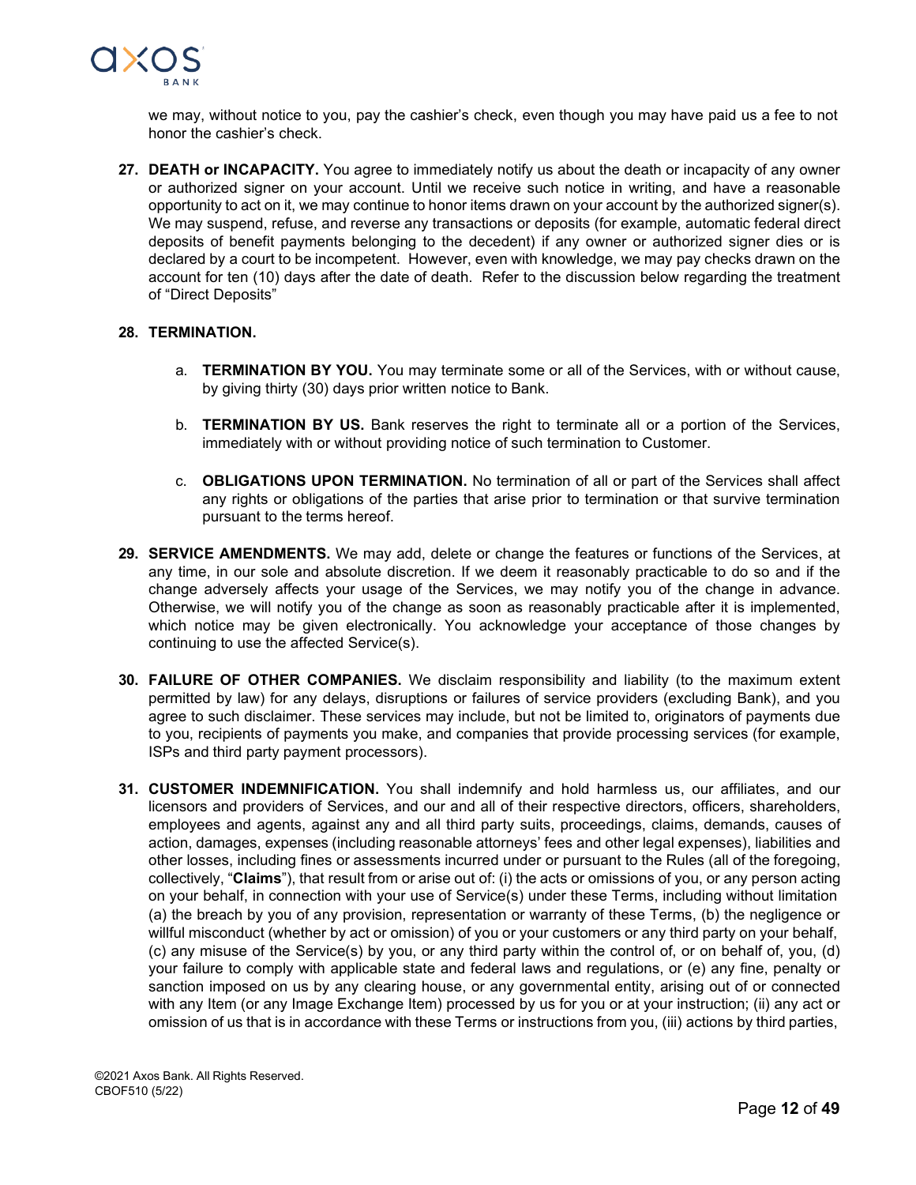we may, without notice to you, pay the cashier's check, even though you may have paid us a fee to not honor the cashier's check.

27. **DEATH or INCAPACITY.** You agree to immediately notify us about the death or incapacity of any owner or authorized signer on your account. Until we receive such notice in writing, and have a reasonable opportunity to act on it, we may continue to honor items drawn on your account by the authorized signer(s). We may suspend, refuse, and reverse any transactions or deposits (for example, automatic federal direct deposits of benefit payments belonging to the decedent) if any owner or authorized signer dies or is declared by a court to be incompetent. However, even with knowledge, we may pay checks drawn on the account for ten (10) days after the date of death. Refer to the discussion below regarding the treatment of "Direct Deposits"

28. **TERMINATION.**

    a. **TERMINATION BY YOU.** You may terminate some or all of the Services, with or without cause, by giving thirty (30) days prior written notice to Bank.

    b. **TERMINATION BY US.** Bank reserves the right to terminate all or a portion of the Services, immediately with or without providing notice of such termination to Customer.

    c. **OBLIGATIONS UPON TERMINATION.** No termination of all or part of the Services shall affect any rights or obligations of the parties that arise prior to termination or that survive termination pursuant to the terms hereof.

29. **SERVICE AMENDMENTS.** We may add, delete or change the features or functions of the Services, at any time, in our sole and absolute discretion. If we deem it reasonably practicable to do so and if the change adversely affects your usage of the Services, we may notify you of the change in advance. Otherwise, we will notify you of the change as soon as reasonably practicable after it is implemented, which notice may be given electronically. You acknowledge your acceptance of those changes by continuing to use the affected Service(s).

30. **FAILURE OF OTHER COMPANIES.** We disclaim responsibility and liability (to the maximum extent permitted by law) for any delays, disruptions or failures of service providers (excluding Bank), and you agree to such disclaimer. These services may include, but not be limited to, originators of payments due to you, recipients of payments you make, and companies that provide processing services (for example, ISPs and third party payment processors).

31. **CUSTOMER INDEMNIFICATION.** You shall indemnify and hold harmless us, our affiliates, and our licensors and providers of Services, and our and all of their respective directors, officers, shareholders, employees and agents, against any and all third party suits, proceedings, claims, demands, causes of action, damages, expenses (including reasonable attorneys' fees and other legal expenses), liabilities and other losses, including fines or assessments incurred under or pursuant to the Rules (all of the foregoing, collectively, "**Claims**"), that result from or arise out of: (i) the acts or omissions of you, or any person acting on your behalf, in connection with your use of Service(s) under these Terms, including without limitation (a) the breach by you of any provision, representation or warranty of these Terms, (b) the negligence or willful misconduct (whether by act or omission) of you or your customers or any third party on your behalf, (c) any misuse of the Service(s) by you, or any third party within the control of, or on behalf of, you, (d) your failure to comply with applicable state and federal laws and regulations, or (e) any fine, penalty or sanction imposed on us by any clearing house, or any governmental entity, arising out of or connected with any Item (or any Image Exchange Item) processed by us for you or at your instruction; (ii) any act or omission of us that is in accordance with these Terms or instructions from you, (iii) actions by third parties,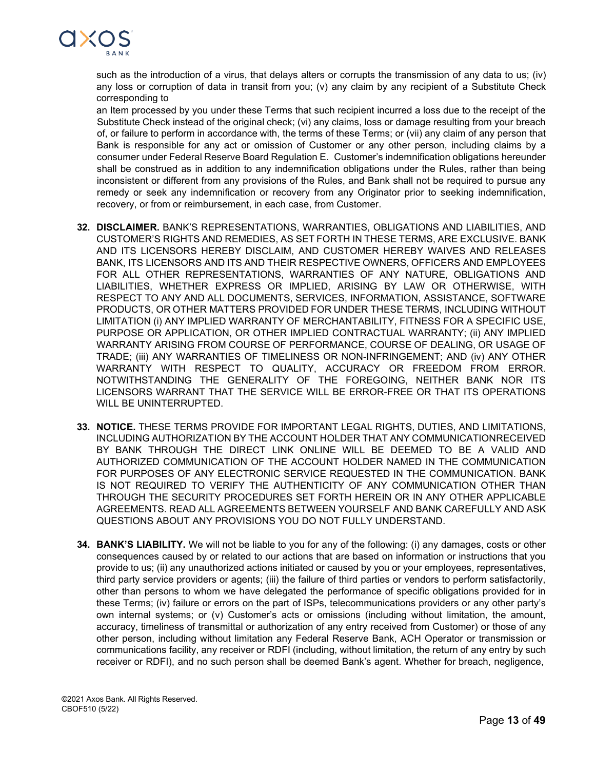such as the introduction of a virus, that delays alters or corrupts the transmission of any data to us; (iv) any loss or corruption of data in transit from you; (v) any claim by any recipient of a Substitute Check corresponding to
an Item processed by you under these Terms that such recipient incurred a loss due to the receipt of the Substitute Check instead of the original check; (vi) any claims, loss or damage resulting from your breach of, or failure to perform in accordance with, the terms of these Terms; or (vii) any claim of any person that Bank is responsible for any act or omission of Customer or any other person, including claims by a consumer under Federal Reserve Board Regulation E. Customer's indemnification obligations hereunder shall be construed as in addition to any indemnification obligations under the Rules, rather than being inconsistent or different from any provisions of the Rules, and Bank shall not be required to pursue any remedy or seek any indemnification or recovery from any Originator prior to seeking indemnification, recovery, or from or reimbursement, in each case, from Customer.

32. **DISCLAIMER.** BANK'S REPRESENTATIONS, WARRANTIES, OBLIGATIONS AND LIABILITIES, AND CUSTOMER'S RIGHTS AND REMEDIES, AS SET FORTH IN THESE TERMS, ARE EXCLUSIVE. BANK AND ITS LICENSORS HEREBY DISCLAIM, AND CUSTOMER HEREBY WAIVES AND RELEASES BANK, ITS LICENSORS AND ITS AND THEIR RESPECTIVE OWNERS, OFFICERS AND EMPLOYEES FOR ALL OTHER REPRESENTATIONS, WARRANTIES OF ANY NATURE, OBLIGATIONS AND LIABILITIES, WHETHER EXPRESS OR IMPLIED, ARISING BY LAW OR OTHERWISE, WITH RESPECT TO ANY AND ALL DOCUMENTS, SERVICES, INFORMATION, ASSISTANCE, SOFTWARE PRODUCTS, OR OTHER MATTERS PROVIDED FOR UNDER THESE TERMS, INCLUDING WITHOUT LIMITATION (i) ANY IMPLIED WARRANTY OF MERCHANTABILITY, FITNESS FOR A SPECIFIC USE, PURPOSE OR APPLICATION, OR OTHER IMPLIED CONTRACTUAL WARRANTY; (ii) ANY IMPLIED WARRANTY ARISING FROM COURSE OF PERFORMANCE, COURSE OF DEALING, OR USAGE OF TRADE; (iii) ANY WARRANTIES OF TIMELINESS OR NON-INFRINGEMENT; AND (iv) ANY OTHER WARRANTY WITH RESPECT TO QUALITY, ACCURACY OR FREEDOM FROM ERROR. NOTWITHSTANDING THE GENERALITY OF THE FOREGOING, NEITHER BANK NOR ITS LICENSORS WARRANT THAT THE SERVICE WILL BE ERROR-FREE OR THAT ITS OPERATIONS WILL BE UNINTERRUPTED.

33. **NOTICE.** THESE TERMS PROVIDE FOR IMPORTANT LEGAL RIGHTS, DUTIES, AND LIMITATIONS, INCLUDING AUTHORIZATION BY THE ACCOUNT HOLDER THAT ANY COMMUNICATIONRECEIVED BY BANK THROUGH THE DIRECT LINK ONLINE WILL BE DEEMED TO BE A VALID AND AUTHORIZED COMMUNICATION OF THE ACCOUNT HOLDER NAMED IN THE COMMUNICATION FOR PURPOSES OF ANY ELECTRONIC SERVICE REQUESTED IN THE COMMUNICATION. BANK IS NOT REQUIRED TO VERIFY THE AUTHENTICITY OF ANY COMMUNICATION OTHER THAN THROUGH THE SECURITY PROCEDURES SET FORTH HEREIN OR IN ANY OTHER APPLICABLE AGREEMENTS. READ ALL AGREEMENTS BETWEEN YOURSELF AND BANK CAREFULLY AND ASK QUESTIONS ABOUT ANY PROVISIONS YOU DO NOT FULLY UNDERSTAND.

34. **BANK'S LIABILITY.** We will not be liable to you for any of the following: (i) any damages, costs or other consequences caused by or related to our actions that are based on information or instructions that you provide to us; (ii) any unauthorized actions initiated or caused by you or your employees, representatives, third party service providers or agents; (iii) the failure of third parties or vendors to perform satisfactorily, other than persons to whom we have delegated the performance of specific obligations provided for in these Terms; (iv) failure or errors on the part of ISPs, telecommunications providers or any other party's own internal systems; or (v) Customer's acts or omissions (including without limitation, the amount, accuracy, timeliness of transmittal or authorization of any entry received from Customer) or those of any other person, including without limitation any Federal Reserve Bank, ACH Operator or transmission or communications facility, any receiver or RDFI (including, without limitation, the return of any entry by such receiver or RDFI), and no such person shall be deemed Bank's agent. Whether for breach, negligence,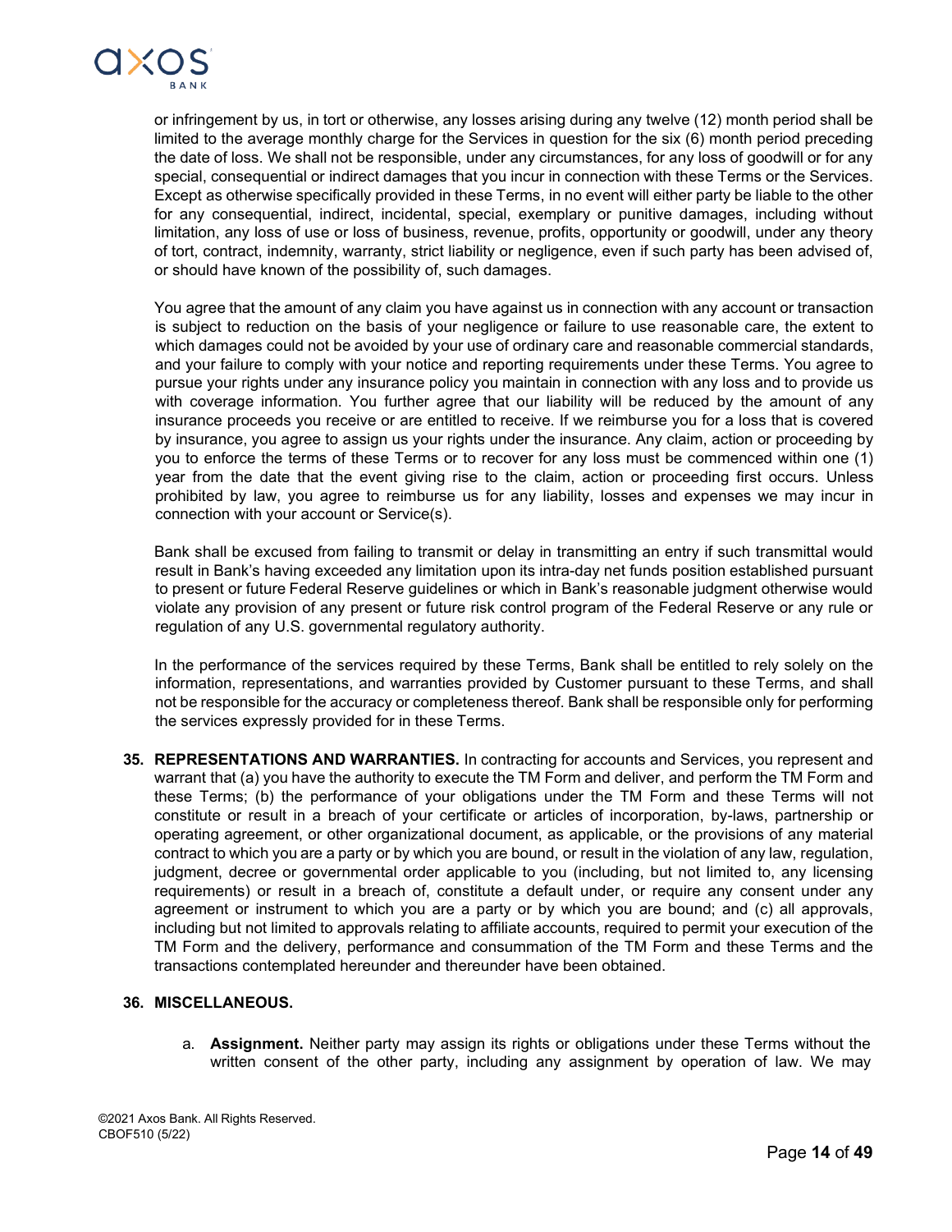or infringement by us, in tort or otherwise, any losses arising during any twelve (12) month period shall be limited to the average monthly charge for the Services in question for the six (6) month period preceding the date of loss. We shall not be responsible, under any circumstances, for any loss of goodwill or for any special, consequential or indirect damages that you incur in connection with these Terms or the Services. Except as otherwise specifically provided in these Terms, in no event will either party be liable to the other for any consequential, indirect, incidental, special, exemplary or punitive damages, including without limitation, any loss of use or loss of business, revenue, profits, opportunity or goodwill, under any theory of tort, contract, indemnity, warranty, strict liability or negligence, even if such party has been advised of, or should have known of the possibility of, such damages.

You agree that the amount of any claim you have against us in connection with any account or transaction is subject to reduction on the basis of your negligence or failure to use reasonable care, the extent to which damages could not be avoided by your use of ordinary care and reasonable commercial standards, and your failure to comply with your notice and reporting requirements under these Terms. You agree to pursue your rights under any insurance policy you maintain in connection with any loss and to provide us with coverage information. You further agree that our liability will be reduced by the amount of any insurance proceeds you receive or are entitled to receive. If we reimburse you for a loss that is covered by insurance, you agree to assign us your rights under the insurance. Any claim, action or proceeding by you to enforce the terms of these Terms or to recover for any loss must be commenced within one (1) year from the date that the event giving rise to the claim, action or proceeding first occurs. Unless prohibited by law, you agree to reimburse us for any liability, losses and expenses we may incur in connection with your account or Service(s).

Bank shall be excused from failing to transmit or delay in transmitting an entry if such transmittal would result in Bank's having exceeded any limitation upon its intra-day net funds position established pursuant to present or future Federal Reserve guidelines or which in Bank's reasonable judgment otherwise would violate any provision of any present or future risk control program of the Federal Reserve or any rule or regulation of any U.S. governmental regulatory authority.

In the performance of the services required by these Terms, Bank shall be entitled to rely solely on the information, representations, and warranties provided by Customer pursuant to these Terms, and shall not be responsible for the accuracy or completeness thereof. Bank shall be responsible only for performing the services expressly provided for in these Terms.

**35. REPRESENTATIONS AND WARRANTIES.** In contracting for accounts and Services, you represent and warrant that (a) you have the authority to execute the TM Form and deliver, and perform the TM Form and these Terms; (b) the performance of your obligations under the TM Form and these Terms will not constitute or result in a breach of your certificate or articles of incorporation, by-laws, partnership or operating agreement, or other organizational document, as applicable, or the provisions of any material contract to which you are a party or by which you are bound, or result in the violation of any law, regulation, judgment, decree or governmental order applicable to you (including, but not limited to, any licensing requirements) or result in a breach of, constitute a default under, or require any consent under any agreement or instrument to which you are a party or by which you are bound; and (c) all approvals, including but not limited to approvals relating to affiliate accounts, required to permit your execution of the TM Form and the delivery, performance and consummation of the TM Form and these Terms and the transactions contemplated hereunder and thereunder have been obtained.

**36. MISCELLANEOUS.**

a. **Assignment.** Neither party may assign its rights or obligations under these Terms without the written consent of the other party, including any assignment by operation of law. We may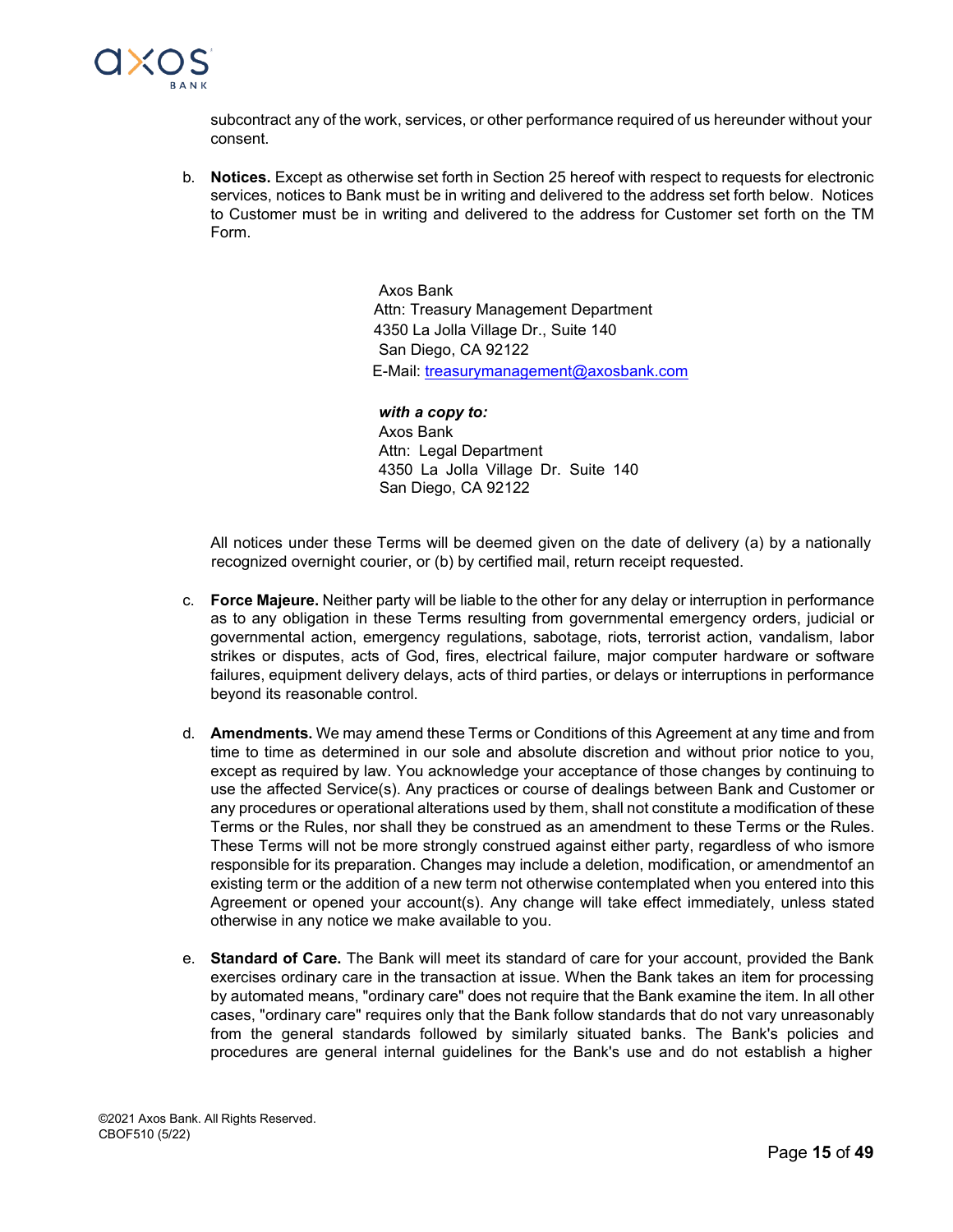subcontract any of the work, services, or other performance required of us hereunder without your consent.

b. **Notices.** Except as otherwise set forth in Section 25 hereof with respect to requests for electronic services, notices to Bank must be in writing and delivered to the address set forth below. Notices to Customer must be in writing and delivered to the address for Customer set forth on the TM Form.

Axos Bank
Attn: Treasury Management Department
4350 La Jolla Village Dr., Suite 140
San Diego, CA 92122
E-Mail: treasurymanagement@axosbank.com

***with a copy to:***
Axos Bank
Attn: Legal Department
4350 La Jolla Village Dr. Suite 140
San Diego, CA 92122

All notices under these Terms will be deemed given on the date of delivery (a) by a nationally recognized overnight courier, or (b) by certified mail, return receipt requested.

c. **Force Majeure.** Neither party will be liable to the other for any delay or interruption in performance as to any obligation in these Terms resulting from governmental emergency orders, judicial or governmental action, emergency regulations, sabotage, riots, terrorist action, vandalism, labor strikes or disputes, acts of God, fires, electrical failure, major computer hardware or software failures, equipment delivery delays, acts of third parties, or delays or interruptions in performance beyond its reasonable control.

d. **Amendments.** We may amend these Terms or Conditions of this Agreement at any time and from time to time as determined in our sole and absolute discretion and without prior notice to you, except as required by law. You acknowledge your acceptance of those changes by continuing to use the affected Service(s). Any practices or course of dealings between Bank and Customer or any procedures or operational alterations used by them, shall not constitute a modification of these Terms or the Rules, nor shall they be construed as an amendment to these Terms or the Rules. These Terms will not be more strongly construed against either party, regardless of who ismore responsible for its preparation. Changes may include a deletion, modification, or amendmentof an existing term or the addition of a new term not otherwise contemplated when you entered into this Agreement or opened your account(s). Any change will take effect immediately, unless stated otherwise in any notice we make available to you.

e. **Standard of Care.** The Bank will meet its standard of care for your account, provided the Bank exercises ordinary care in the transaction at issue. When the Bank takes an item for processing by automated means, "ordinary care" does not require that the Bank examine the item. In all other cases, "ordinary care" requires only that the Bank follow standards that do not vary unreasonably from the general standards followed by similarly situated banks. The Bank's policies and procedures are general internal guidelines for the Bank's use and do not establish a higher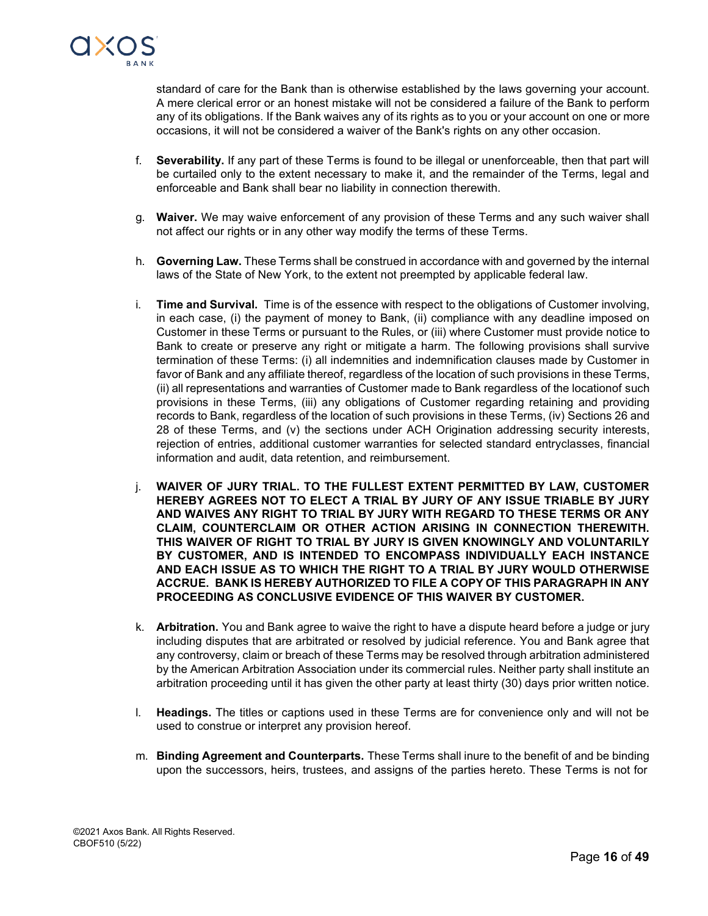standard of care for the Bank than is otherwise established by the laws governing your account. A mere clerical error or an honest mistake will not be considered a failure of the Bank to perform any of its obligations. If the Bank waives any of its rights as to you or your account on one or more occasions, it will not be considered a waiver of the Bank's rights on any other occasion.

f. **Severability.** If any part of these Terms is found to be illegal or unenforceable, then that part will be curtailed only to the extent necessary to make it, and the remainder of the Terms, legal and enforceable and Bank shall bear no liability in connection therewith.

g. **Waiver.** We may waive enforcement of any provision of these Terms and any such waiver shall not affect our rights or in any other way modify the terms of these Terms.

h. **Governing Law.** These Terms shall be construed in accordance with and governed by the internal laws of the State of New York, to the extent not preempted by applicable federal law.

i. **Time and Survival.** Time is of the essence with respect to the obligations of Customer involving, in each case, (i) the payment of money to Bank, (ii) compliance with any deadline imposed on Customer in these Terms or pursuant to the Rules, or (iii) where Customer must provide notice to Bank to create or preserve any right or mitigate a harm. The following provisions shall survive termination of these Terms: (i) all indemnities and indemnification clauses made by Customer in favor of Bank and any affiliate thereof, regardless of the location of such provisions in these Terms, (ii) all representations and warranties of Customer made to Bank regardless of the locationof such provisions in these Terms, (iii) any obligations of Customer regarding retaining and providing records to Bank, regardless of the location of such provisions in these Terms, (iv) Sections 26 and 28 of these Terms, and (v) the sections under ACH Origination addressing security interests, rejection of entries, additional customer warranties for selected standard entryclasses, financial information and audit, data retention, and reimbursement.

j. **WAIVER OF JURY TRIAL. TO THE FULLEST EXTENT PERMITTED BY LAW, CUSTOMER HEREBY AGREES NOT TO ELECT A TRIAL BY JURY OF ANY ISSUE TRIABLE BY JURY AND WAIVES ANY RIGHT TO TRIAL BY JURY WITH REGARD TO THESE TERMS OR ANY CLAIM, COUNTERCLAIM OR OTHER ACTION ARISING IN CONNECTION THEREWITH. THIS WAIVER OF RIGHT TO TRIAL BY JURY IS GIVEN KNOWINGLY AND VOLUNTARILY BY CUSTOMER, AND IS INTENDED TO ENCOMPASS INDIVIDUALLY EACH INSTANCE AND EACH ISSUE AS TO WHICH THE RIGHT TO A TRIAL BY JURY WOULD OTHERWISE ACCRUE. BANK IS HEREBY AUTHORIZED TO FILE A COPY OF THIS PARAGRAPH IN ANY PROCEEDING AS CONCLUSIVE EVIDENCE OF THIS WAIVER BY CUSTOMER.**

k. **Arbitration.** You and Bank agree to waive the right to have a dispute heard before a judge or jury including disputes that are arbitrated or resolved by judicial reference. You and Bank agree that any controversy, claim or breach of these Terms may be resolved through arbitration administered by the American Arbitration Association under its commercial rules. Neither party shall institute an arbitration proceeding until it has given the other party at least thirty (30) days prior written notice.

l. **Headings.** The titles or captions used in these Terms are for convenience only and will not be used to construe or interpret any provision hereof.

m. **Binding Agreement and Counterparts.** These Terms shall inure to the benefit of and be binding upon the successors, heirs, trustees, and assigns of the parties hereto. These Terms is not for

©2021 Axos Bank. All Rights Reserved.
CBOF510 (5/22)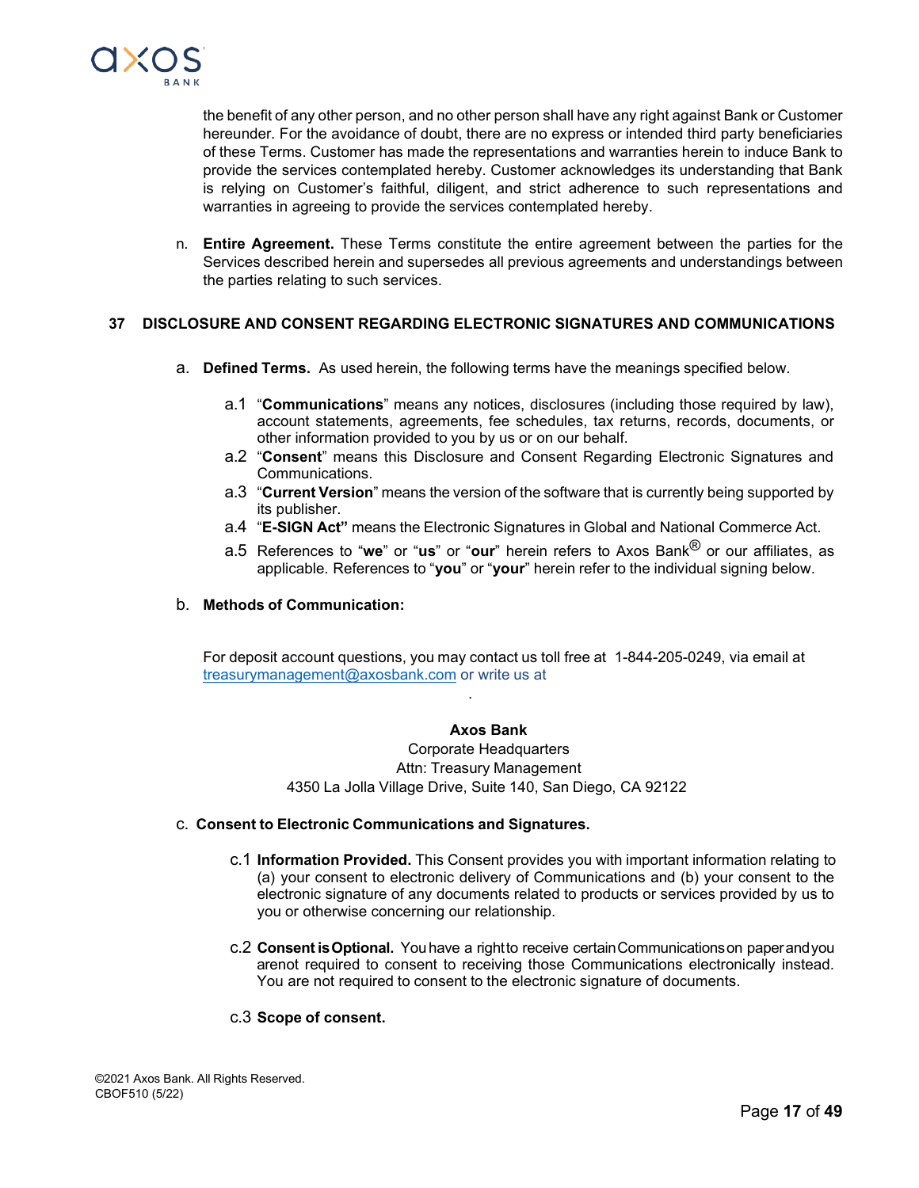the benefit of any other person, and no other person shall have any right against Bank or Customer hereunder. For the avoidance of doubt, there are no express or intended third party beneficiaries of these Terms. Customer has made the representations and warranties herein to induce Bank to provide the services contemplated hereby. Customer acknowledges its understanding that Bank is relying on Customer's faithful, diligent, and strict adherence to such representations and warranties in agreeing to provide the services contemplated hereby.

n. **Entire Agreement.** These Terms constitute the entire agreement between the parties for the Services described herein and supersedes all previous agreements and understandings between the parties relating to such services.

## 37 DISCLOSURE AND CONSENT REGARDING ELECTRONIC SIGNATURES AND COMMUNICATIONS

a. **Defined Terms.** As used herein, the following terms have the meanings specified below.

a.1 "**Communications**" means any notices, disclosures (including those required by law), account statements, agreements, fee schedules, tax returns, records, documents, or other information provided to you by us or on our behalf.

a.2 "**Consent**" means this Disclosure and Consent Regarding Electronic Signatures and Communications.

a.3 "**Current Version**" means the version of the software that is currently being supported by its publisher.

a.4 "**E-SIGN Act"** means the Electronic Signatures in Global and National Commerce Act.

a.5 References to "**we**" or "**us**" or "**our**" herein refers to Axos Bank® or our affiliates, as applicable. References to "**you**" or "**your**" herein refer to the individual signing below.

b. **Methods of Communication:**

For deposit account questions, you may contact us toll free at 1-844-205-0249, via email at treasurymanagement@axosbank.com or write us at

.

**Axos Bank**
Corporate Headquarters
Attn: Treasury Management
4350 La Jolla Village Drive, Suite 140, San Diego, CA 92122

c. **Consent to Electronic Communications and Signatures.**

c.1 **Information Provided.** This Consent provides you with important information relating to (a) your consent to electronic delivery of Communications and (b) your consent to the electronic signature of any documents related to products or services provided by us to you or otherwise concerning our relationship.

c.2 **Consent is Optional.** You have a right to receive certain Communications on paper and you arenot required to consent to receiving those Communications electronically instead. You are not required to consent to the electronic signature of documents.

c.3 **Scope of consent.**

©2021 Axos Bank. All Rights Reserved.
CBOF510 (5/22)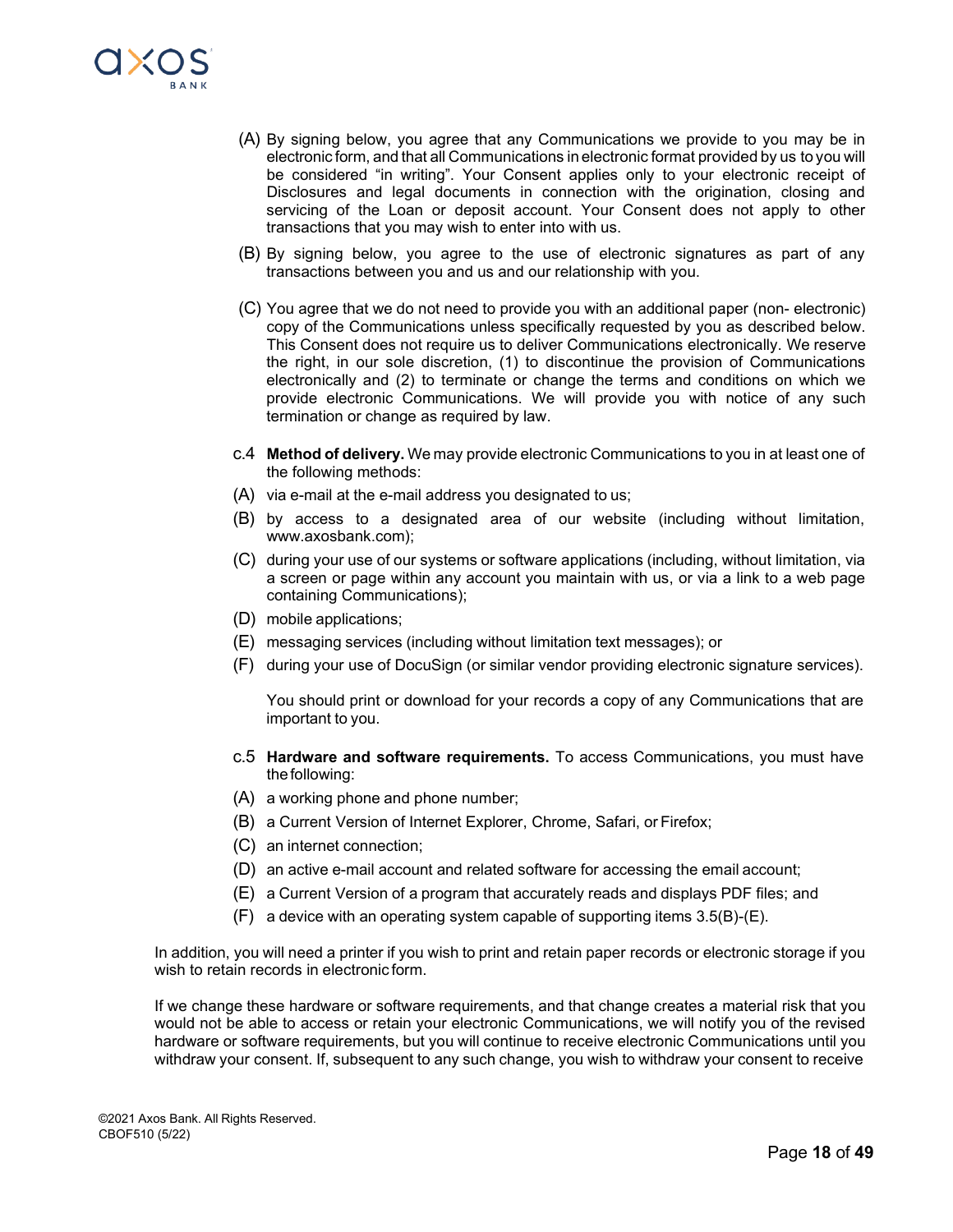(A) By signing below, you agree that any Communications we provide to you may be in electronic form, and that all Communications in electronic format provided by us to you will be considered “in writing”. Your Consent applies only to your electronic receipt of Disclosures and legal documents in connection with the origination, closing and servicing of the Loan or deposit account. Your Consent does not apply to other transactions that you may wish to enter into with us.

(B) By signing below, you agree to the use of electronic signatures as part of any transactions between you and us and our relationship with you.

(C) You agree that we do not need to provide you with an additional paper (non- electronic) copy of the Communications unless specifically requested by you as described below. This Consent does not require us to deliver Communications electronically. We reserve the right, in our sole discretion, (1) to discontinue the provision of Communications electronically and (2) to terminate or change the terms and conditions on which we provide electronic Communications. We will provide you with notice of any such termination or change as required by law.

c.4 **Method of delivery.** We may provide electronic Communications to you in at least one of the following methods:

(A) via e-mail at the e-mail address you designated to us;

(B) by access to a designated area of our website (including without limitation, www.axosbank.com);

(C) during your use of our systems or software applications (including, without limitation, via a screen or page within any account you maintain with us, or via a link to a web page containing Communications);

(D) mobile applications;

(E) messaging services (including without limitation text messages); or

(F) during your use of DocuSign (or similar vendor providing electronic signature services).

You should print or download for your records a copy of any Communications that are important to you.

c.5 **Hardware and software requirements.** To access Communications, you must have the following:

(A) a working phone and phone number;

(B) a Current Version of Internet Explorer, Chrome, Safari, or Firefox;

(C) an internet connection;

(D) an active e-mail account and related software for accessing the email account;

(E) a Current Version of a program that accurately reads and displays PDF files; and

(F) a device with an operating system capable of supporting items 3.5(B)-(E).

In addition, you will need a printer if you wish to print and retain paper records or electronic storage if you wish to retain records in electronic form.

If we change these hardware or software requirements, and that change creates a material risk that you would not be able to access or retain your electronic Communications, we will notify you of the revised hardware or software requirements, but you will continue to receive electronic Communications until you withdraw your consent. If, subsequent to any such change, you wish to withdraw your consent to receive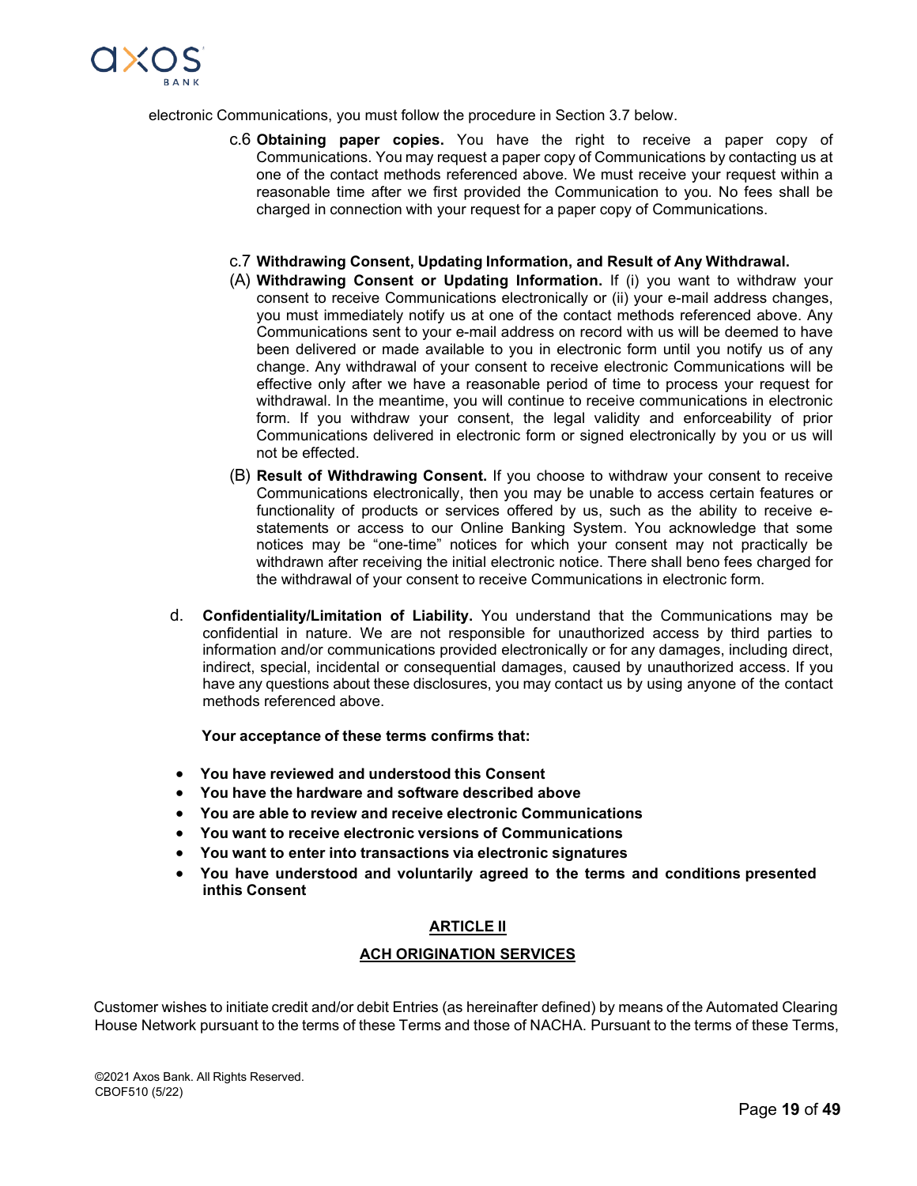electronic Communications, you must follow the procedure in Section 3.7 below.

c.6 **Obtaining paper copies.** You have the right to receive a paper copy of Communications. You may request a paper copy of Communications by contacting us at one of the contact methods referenced above. We must receive your request within a reasonable time after we first provided the Communication to you. No fees shall be charged in connection with your request for a paper copy of Communications.

c.7 **Withdrawing Consent, Updating Information, and Result of Any Withdrawal.**

(A) **Withdrawing Consent or Updating Information.** If (i) you want to withdraw your consent to receive Communications electronically or (ii) your e-mail address changes, you must immediately notify us at one of the contact methods referenced above. Any Communications sent to your e-mail address on record with us will be deemed to have been delivered or made available to you in electronic form until you notify us of any change. Any withdrawal of your consent to receive electronic Communications will be effective only after we have a reasonable period of time to process your request for withdrawal. In the meantime, you will continue to receive communications in electronic form. If you withdraw your consent, the legal validity and enforceability of prior Communications delivered in electronic form or signed electronically by you or us will not be effected.

(B) **Result of Withdrawing Consent.** If you choose to withdraw your consent to receive Communications electronically, then you may be unable to access certain features or functionality of products or services offered by us, such as the ability to receive e-statements or access to our Online Banking System. You acknowledge that some notices may be "one-time" notices for which your consent may not practically be withdrawn after receiving the initial electronic notice. There shall beno fees charged for the withdrawal of your consent to receive Communications in electronic form.

d. **Confidentiality/Limitation of Liability.** You understand that the Communications may be confidential in nature. We are not responsible for unauthorized access by third parties to information and/or communications provided electronically or for any damages, including direct, indirect, special, incidental or consequential damages, caused by unauthorized access. If you have any questions about these disclosures, you may contact us by using anyone of the contact methods referenced above.

**Your acceptance of these terms confirms that:**

- **You have reviewed and understood this Consent**
- **You have the hardware and software described above**
- **You are able to review and receive electronic Communications**
- **You want to receive electronic versions of Communications**
- **You want to enter into transactions via electronic signatures**
- **You have understood and voluntarily agreed to the terms and conditions presented inthis Consent**

## ARTICLE II

## ACH ORIGINATION SERVICES

Customer wishes to initiate credit and/or debit Entries (as hereinafter defined) by means of the Automated Clearing House Network pursuant to the terms of these Terms and those of NACHA. Pursuant to the terms of these Terms,

©2021 Axos Bank. All Rights Reserved.
CBOF510 (5/22)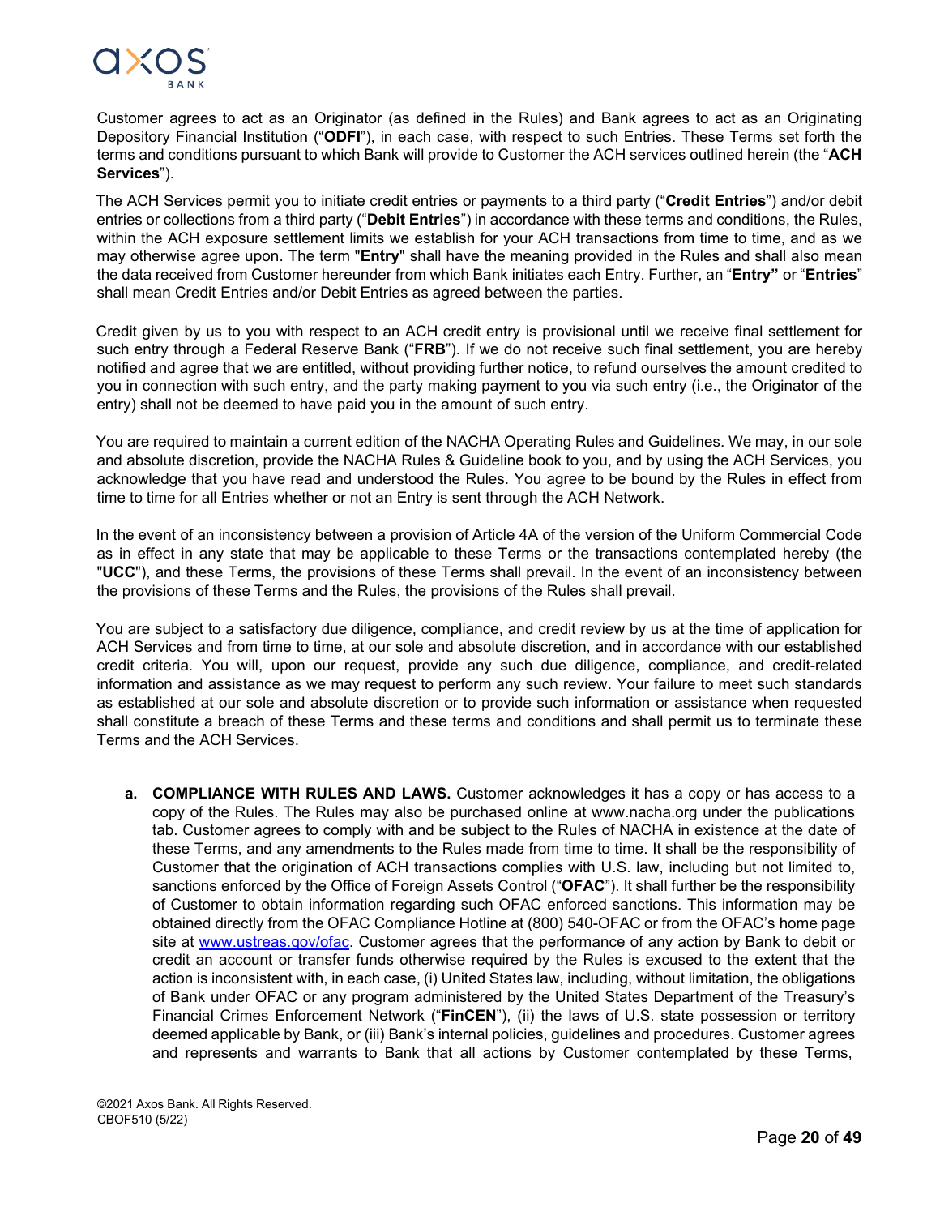Customer agrees to act as an Originator (as defined in the Rules) and Bank agrees to act as an Originating Depository Financial Institution ("**ODFI**"), in each case, with respect to such Entries. These Terms set forth the terms and conditions pursuant to which Bank will provide to Customer the ACH services outlined herein (the "**ACH Services**").

The ACH Services permit you to initiate credit entries or payments to a third party ("**Credit Entries**") and/or debit entries or collections from a third party ("**Debit Entries**") in accordance with these terms and conditions, the Rules, within the ACH exposure settlement limits we establish for your ACH transactions from time to time, and as we may otherwise agree upon. The term "**Entry**" shall have the meaning provided in the Rules and shall also mean the data received from Customer hereunder from which Bank initiates each Entry. Further, an "**Entry"** or "**Entries**" shall mean Credit Entries and/or Debit Entries as agreed between the parties.

Credit given by us to you with respect to an ACH credit entry is provisional until we receive final settlement for such entry through a Federal Reserve Bank ("**FRB**"). If we do not receive such final settlement, you are hereby notified and agree that we are entitled, without providing further notice, to refund ourselves the amount credited to you in connection with such entry, and the party making payment to you via such entry (i.e., the Originator of the entry) shall not be deemed to have paid you in the amount of such entry.

You are required to maintain a current edition of the NACHA Operating Rules and Guidelines. We may, in our sole and absolute discretion, provide the NACHA Rules & Guideline book to you, and by using the ACH Services, you acknowledge that you have read and understood the Rules. You agree to be bound by the Rules in effect from time to time for all Entries whether or not an Entry is sent through the ACH Network.

In the event of an inconsistency between a provision of Article 4A of the version of the Uniform Commercial Code as in effect in any state that may be applicable to these Terms or the transactions contemplated hereby (the "**UCC**"), and these Terms, the provisions of these Terms shall prevail. In the event of an inconsistency between the provisions of these Terms and the Rules, the provisions of the Rules shall prevail.

You are subject to a satisfactory due diligence, compliance, and credit review by us at the time of application for ACH Services and from time to time, at our sole and absolute discretion, and in accordance with our established credit criteria. You will, upon our request, provide any such due diligence, compliance, and credit-related information and assistance as we may request to perform any such review. Your failure to meet such standards as established at our sole and absolute discretion or to provide such information or assistance when requested shall constitute a breach of these Terms and these terms and conditions and shall permit us to terminate these Terms and the ACH Services.

a. **COMPLIANCE WITH RULES AND LAWS.** Customer acknowledges it has a copy or has access to a copy of the Rules. The Rules may also be purchased online at www.nacha.org under the publications tab. Customer agrees to comply with and be subject to the Rules of NACHA in existence at the date of these Terms, and any amendments to the Rules made from time to time. It shall be the responsibility of Customer that the origination of ACH transactions complies with U.S. law, including but not limited to, sanctions enforced by the Office of Foreign Assets Control ("**OFAC**"). It shall further be the responsibility of Customer to obtain information regarding such OFAC enforced sanctions. This information may be obtained directly from the OFAC Compliance Hotline at (800) 540-OFAC or from the OFAC's home page site at www.ustreas.gov/ofac. Customer agrees that the performance of any action by Bank to debit or credit an account or transfer funds otherwise required by the Rules is excused to the extent that the action is inconsistent with, in each case, (i) United States law, including, without limitation, the obligations of Bank under OFAC or any program administered by the United States Department of the Treasury's Financial Crimes Enforcement Network ("**FinCEN**"), (ii) the laws of U.S. state possession or territory deemed applicable by Bank, or (iii) Bank's internal policies, guidelines and procedures. Customer agrees and represents and warrants to Bank that all actions by Customer contemplated by these Terms,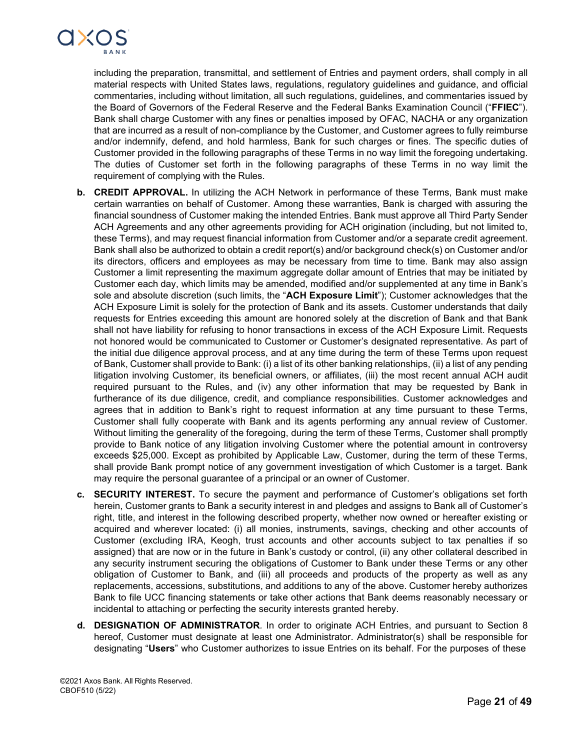including the preparation, transmittal, and settlement of Entries and payment orders, shall comply in all material respects with United States laws, regulations, regulatory guidelines and guidance, and official commentaries, including without limitation, all such regulations, guidelines, and commentaries issued by the Board of Governors of the Federal Reserve and the Federal Banks Examination Council ("**FFIEC**"). Bank shall charge Customer with any fines or penalties imposed by OFAC, NACHA or any organization that are incurred as a result of non-compliance by the Customer, and Customer agrees to fully reimburse and/or indemnify, defend, and hold harmless, Bank for such charges or fines. The specific duties of Customer provided in the following paragraphs of these Terms in no way limit the foregoing undertaking. The duties of Customer set forth in the following paragraphs of these Terms in no way limit the requirement of complying with the Rules.

**b. CREDIT APPROVAL.** In utilizing the ACH Network in performance of these Terms, Bank must make certain warranties on behalf of Customer. Among these warranties, Bank is charged with assuring the financial soundness of Customer making the intended Entries. Bank must approve all Third Party Sender ACH Agreements and any other agreements providing for ACH origination (including, but not limited to, these Terms), and may request financial information from Customer and/or a separate credit agreement. Bank shall also be authorized to obtain a credit report(s) and/or background check(s) on Customer and/or its directors, officers and employees as may be necessary from time to time. Bank may also assign Customer a limit representing the maximum aggregate dollar amount of Entries that may be initiated by Customer each day, which limits may be amended, modified and/or supplemented at any time in Bank's sole and absolute discretion (such limits, the "**ACH Exposure Limit**"); Customer acknowledges that the ACH Exposure Limit is solely for the protection of Bank and its assets. Customer understands that daily requests for Entries exceeding this amount are honored solely at the discretion of Bank and that Bank shall not have liability for refusing to honor transactions in excess of the ACH Exposure Limit. Requests not honored would be communicated to Customer or Customer's designated representative. As part of the initial due diligence approval process, and at any time during the term of these Terms upon request of Bank, Customer shall provide to Bank: (i) a list of its other banking relationships, (ii) a list of any pending litigation involving Customer, its beneficial owners, or affiliates, (iii) the most recent annual ACH audit required pursuant to the Rules, and (iv) any other information that may be requested by Bank in furtherance of its due diligence, credit, and compliance responsibilities. Customer acknowledges and agrees that in addition to Bank's right to request information at any time pursuant to these Terms, Customer shall fully cooperate with Bank and its agents performing any annual review of Customer. Without limiting the generality of the foregoing, during the term of these Terms, Customer shall promptly provide to Bank notice of any litigation involving Customer where the potential amount in controversy exceeds $25,000. Except as prohibited by Applicable Law, Customer, during the term of these Terms, shall provide Bank prompt notice of any government investigation of which Customer is a target. Bank may require the personal guarantee of a principal or an owner of Customer.

**c. SECURITY INTEREST.** To secure the payment and performance of Customer's obligations set forth herein, Customer grants to Bank a security interest in and pledges and assigns to Bank all of Customer's right, title, and interest in the following described property, whether now owned or hereafter existing or acquired and wherever located: (i) all monies, instruments, savings, checking and other accounts of Customer (excluding IRA, Keogh, trust accounts and other accounts subject to tax penalties if so assigned) that are now or in the future in Bank's custody or control, (ii) any other collateral described in any security instrument securing the obligations of Customer to Bank under these Terms or any other obligation of Customer to Bank, and (iii) all proceeds and products of the property as well as any replacements, accessions, substitutions, and additions to any of the above. Customer hereby authorizes Bank to file UCC financing statements or take other actions that Bank deems reasonably necessary or incidental to attaching or perfecting the security interests granted hereby.

**d. DESIGNATION OF ADMINISTRATOR**. In order to originate ACH Entries, and pursuant to Section 8 hereof, Customer must designate at least one Administrator. Administrator(s) shall be responsible for designating "**Users**" who Customer authorizes to issue Entries on its behalf. For the purposes of these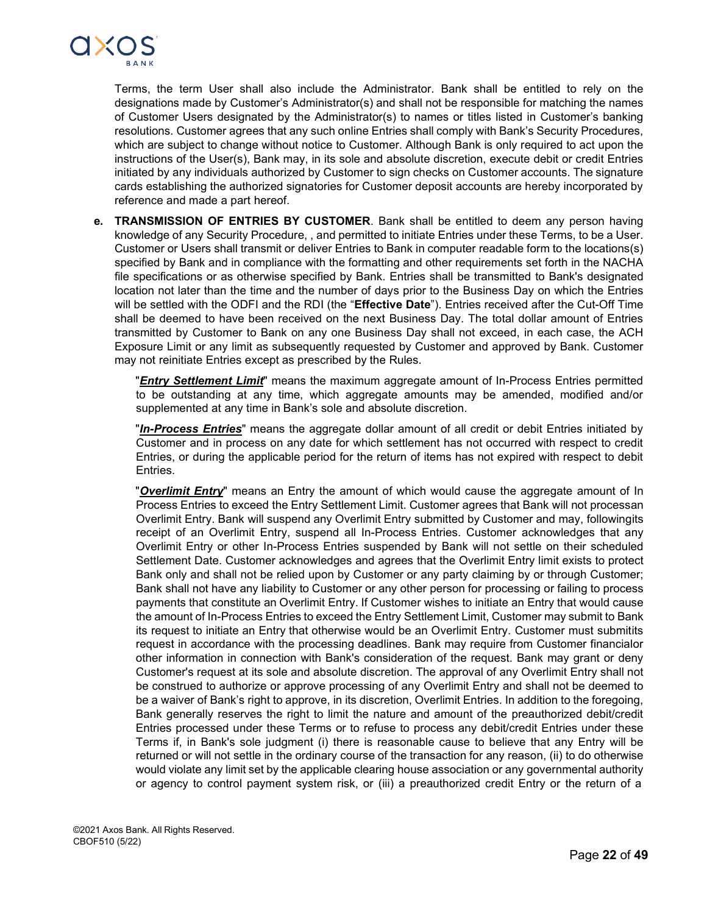Terms, the term User shall also include the Administrator. Bank shall be entitled to rely on the designations made by Customer's Administrator(s) and shall not be responsible for matching the names of Customer Users designated by the Administrator(s) to names or titles listed in Customer's banking resolutions. Customer agrees that any such online Entries shall comply with Bank's Security Procedures, which are subject to change without notice to Customer. Although Bank is only required to act upon the instructions of the User(s), Bank may, in its sole and absolute discretion, execute debit or credit Entries initiated by any individuals authorized by Customer to sign checks on Customer accounts. The signature cards establishing the authorized signatories for Customer deposit accounts are hereby incorporated by reference and made a part hereof.

**e. TRANSMISSION OF ENTRIES BY CUSTOMER**. Bank shall be entitled to deem any person having knowledge of any Security Procedure, , and permitted to initiate Entries under these Terms, to be a User. Customer or Users shall transmit or deliver Entries to Bank in computer readable form to the locations(s) specified by Bank and in compliance with the formatting and other requirements set forth in the NACHA file specifications or as otherwise specified by Bank. Entries shall be transmitted to Bank's designated location not later than the time and the number of days prior to the Business Day on which the Entries will be settled with the ODFI and the RDI (the "**Effective Date**"). Entries received after the Cut-Off Time shall be deemed to have been received on the next Business Day. The total dollar amount of Entries transmitted by Customer to Bank on any one Business Day shall not exceed, in each case, the ACH Exposure Limit or any limit as subsequently requested by Customer and approved by Bank. Customer may not reinitiate Entries except as prescribed by the Rules.

"***Entry Settlement Limit***" means the maximum aggregate amount of In-Process Entries permitted to be outstanding at any time, which aggregate amounts may be amended, modified and/or supplemented at any time in Bank's sole and absolute discretion.

"***In-Process Entries***" means the aggregate dollar amount of all credit or debit Entries initiated by Customer and in process on any date for which settlement has not occurred with respect to credit Entries, or during the applicable period for the return of items has not expired with respect to debit Entries.

"***Overlimit Entry***" means an Entry the amount of which would cause the aggregate amount of In Process Entries to exceed the Entry Settlement Limit. Customer agrees that Bank will not processan Overlimit Entry. Bank will suspend any Overlimit Entry submitted by Customer and may, followingits receipt of an Overlimit Entry, suspend all In-Process Entries. Customer acknowledges that any Overlimit Entry or other In-Process Entries suspended by Bank will not settle on their scheduled Settlement Date. Customer acknowledges and agrees that the Overlimit Entry limit exists to protect Bank only and shall not be relied upon by Customer or any party claiming by or through Customer; Bank shall not have any liability to Customer or any other person for processing or failing to process payments that constitute an Overlimit Entry. If Customer wishes to initiate an Entry that would cause the amount of In-Process Entries to exceed the Entry Settlement Limit, Customer may submit to Bank its request to initiate an Entry that otherwise would be an Overlimit Entry. Customer must submitits request in accordance with the processing deadlines. Bank may require from Customer financialor other information in connection with Bank's consideration of the request. Bank may grant or deny Customer's request at its sole and absolute discretion. The approval of any Overlimit Entry shall not be construed to authorize or approve processing of any Overlimit Entry and shall not be deemed to be a waiver of Bank's right to approve, in its discretion, Overlimit Entries. In addition to the foregoing, Bank generally reserves the right to limit the nature and amount of the preauthorized debit/credit Entries processed under these Terms or to refuse to process any debit/credit Entries under these Terms if, in Bank's sole judgment (i) there is reasonable cause to believe that any Entry will be returned or will not settle in the ordinary course of the transaction for any reason, (ii) to do otherwise would violate any limit set by the applicable clearing house association or any governmental authority or agency to control payment system risk, or (iii) a preauthorized credit Entry or the return of a

©2021 Axos Bank. All Rights Reserved.
CBOF510 (5/22)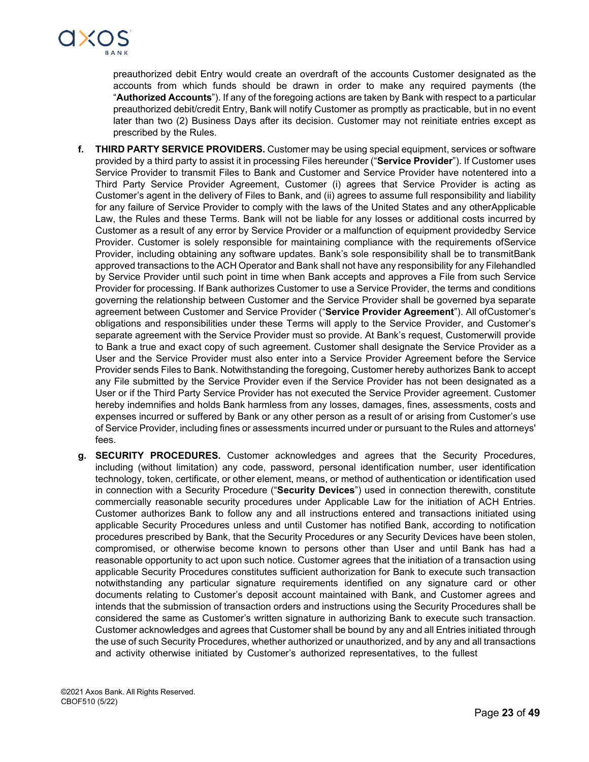preauthorized debit Entry would create an overdraft of the accounts Customer designated as the accounts from which funds should be drawn in order to make any required payments (the "**Authorized Accounts**"). If any of the foregoing actions are taken by Bank with respect to a particular preauthorized debit/credit Entry, Bank will notify Customer as promptly as practicable, but in no event later than two (2) Business Days after its decision. Customer may not reinitiate entries except as prescribed by the Rules.

**f. THIRD PARTY SERVICE PROVIDERS.** Customer may be using special equipment, services or software provided by a third party to assist it in processing Files hereunder ("**Service Provider**"). If Customer uses Service Provider to transmit Files to Bank and Customer and Service Provider have notentered into a Third Party Service Provider Agreement, Customer (i) agrees that Service Provider is acting as Customer's agent in the delivery of Files to Bank, and (ii) agrees to assume full responsibility and liability for any failure of Service Provider to comply with the laws of the United States and any otherApplicable Law, the Rules and these Terms. Bank will not be liable for any losses or additional costs incurred by Customer as a result of any error by Service Provider or a malfunction of equipment providedby Service Provider. Customer is solely responsible for maintaining compliance with the requirements ofService Provider, including obtaining any software updates. Bank's sole responsibility shall be to transmitBank approved transactions to the ACH Operator and Bank shall not have any responsibility for any Filehandled by Service Provider until such point in time when Bank accepts and approves a File from such Service Provider for processing. If Bank authorizes Customer to use a Service Provider, the terms and conditions governing the relationship between Customer and the Service Provider shall be governed bya separate agreement between Customer and Service Provider ("**Service Provider Agreement**"). All ofCustomer's obligations and responsibilities under these Terms will apply to the Service Provider, and Customer's separate agreement with the Service Provider must so provide. At Bank's request, Customerwill provide to Bank a true and exact copy of such agreement. Customer shall designate the Service Provider as a User and the Service Provider must also enter into a Service Provider Agreement before the Service Provider sends Files to Bank. Notwithstanding the foregoing, Customer hereby authorizes Bank to accept any File submitted by the Service Provider even if the Service Provider has not been designated as a User or if the Third Party Service Provider has not executed the Service Provider agreement. Customer hereby indemnifies and holds Bank harmless from any losses, damages, fines, assessments, costs and expenses incurred or suffered by Bank or any other person as a result of or arising from Customer's use of Service Provider, including fines or assessments incurred under or pursuant to the Rules and attorneys' fees.

**g. SECURITY PROCEDURES.** Customer acknowledges and agrees that the Security Procedures, including (without limitation) any code, password, personal identification number, user identification technology, token, certificate, or other element, means, or method of authentication or identification used in connection with a Security Procedure ("**Security Devices**") used in connection therewith, constitute commercially reasonable security procedures under Applicable Law for the initiation of ACH Entries. Customer authorizes Bank to follow any and all instructions entered and transactions initiated using applicable Security Procedures unless and until Customer has notified Bank, according to notification procedures prescribed by Bank, that the Security Procedures or any Security Devices have been stolen, compromised, or otherwise become known to persons other than User and until Bank has had a reasonable opportunity to act upon such notice. Customer agrees that the initiation of a transaction using applicable Security Procedures constitutes sufficient authorization for Bank to execute such transaction notwithstanding any particular signature requirements identified on any signature card or other documents relating to Customer's deposit account maintained with Bank, and Customer agrees and intends that the submission of transaction orders and instructions using the Security Procedures shall be considered the same as Customer's written signature in authorizing Bank to execute such transaction. Customer acknowledges and agrees that Customer shall be bound by any and all Entries initiated through the use of such Security Procedures, whether authorized or unauthorized, and by any and all transactions and activity otherwise initiated by Customer's authorized representatives, to the fullest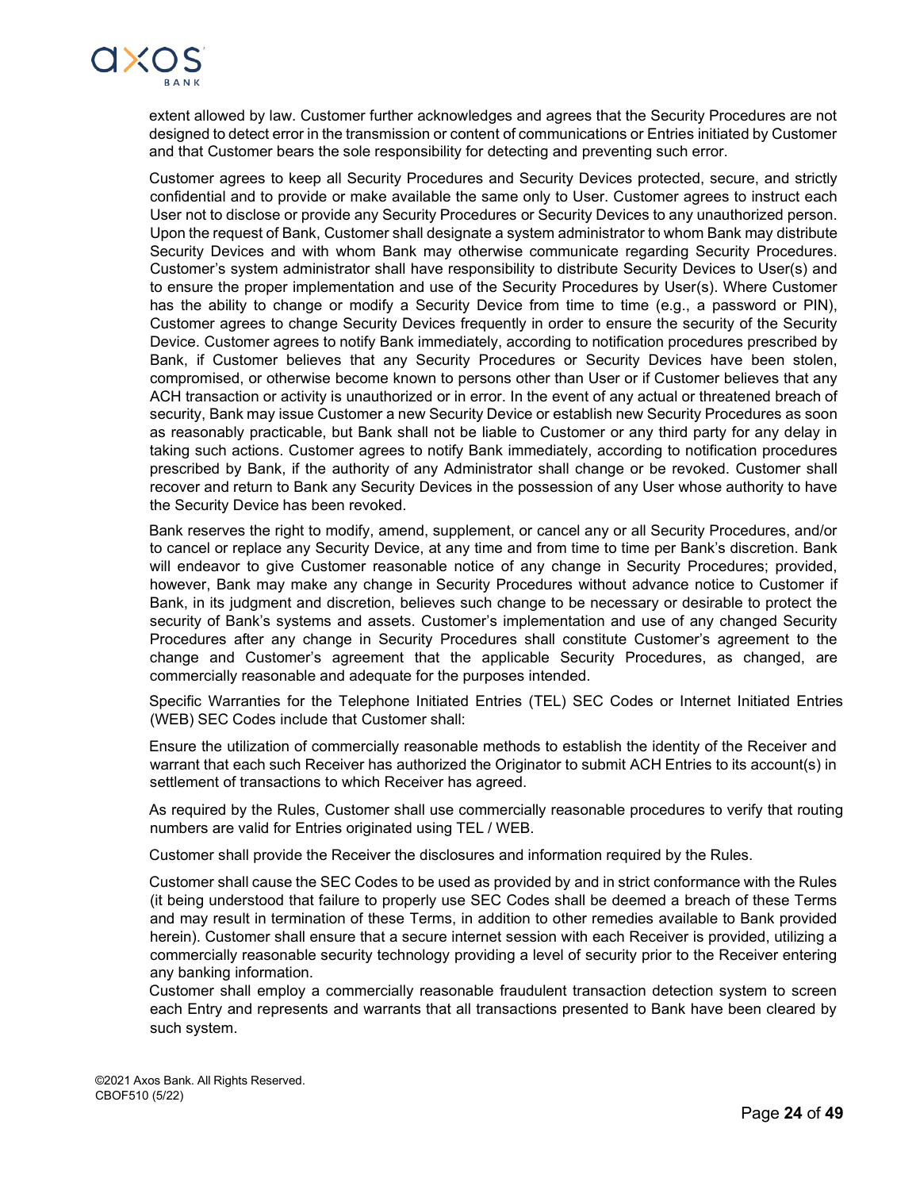extent allowed by law. Customer further acknowledges and agrees that the Security Procedures are not designed to detect error in the transmission or content of communications or Entries initiated by Customer and that Customer bears the sole responsibility for detecting and preventing such error.

Customer agrees to keep all Security Procedures and Security Devices protected, secure, and strictly confidential and to provide or make available the same only to User. Customer agrees to instruct each User not to disclose or provide any Security Procedures or Security Devices to any unauthorized person. Upon the request of Bank, Customer shall designate a system administrator to whom Bank may distribute Security Devices and with whom Bank may otherwise communicate regarding Security Procedures. Customer's system administrator shall have responsibility to distribute Security Devices to User(s) and to ensure the proper implementation and use of the Security Procedures by User(s). Where Customer has the ability to change or modify a Security Device from time to time (e.g., a password or PIN), Customer agrees to change Security Devices frequently in order to ensure the security of the Security Device. Customer agrees to notify Bank immediately, according to notification procedures prescribed by Bank, if Customer believes that any Security Procedures or Security Devices have been stolen, compromised, or otherwise become known to persons other than User or if Customer believes that any ACH transaction or activity is unauthorized or in error. In the event of any actual or threatened breach of security, Bank may issue Customer a new Security Device or establish new Security Procedures as soon as reasonably practicable, but Bank shall not be liable to Customer or any third party for any delay in taking such actions. Customer agrees to notify Bank immediately, according to notification procedures prescribed by Bank, if the authority of any Administrator shall change or be revoked. Customer shall recover and return to Bank any Security Devices in the possession of any User whose authority to have the Security Device has been revoked.

Bank reserves the right to modify, amend, supplement, or cancel any or all Security Procedures, and/or to cancel or replace any Security Device, at any time and from time to time per Bank's discretion. Bank will endeavor to give Customer reasonable notice of any change in Security Procedures; provided, however, Bank may make any change in Security Procedures without advance notice to Customer if Bank, in its judgment and discretion, believes such change to be necessary or desirable to protect the security of Bank's systems and assets. Customer's implementation and use of any changed Security Procedures after any change in Security Procedures shall constitute Customer's agreement to the change and Customer's agreement that the applicable Security Procedures, as changed, are commercially reasonable and adequate for the purposes intended.

Specific Warranties for the Telephone Initiated Entries (TEL) SEC Codes or Internet Initiated Entries (WEB) SEC Codes include that Customer shall:

Ensure the utilization of commercially reasonable methods to establish the identity of the Receiver and warrant that each such Receiver has authorized the Originator to submit ACH Entries to its account(s) in settlement of transactions to which Receiver has agreed.

As required by the Rules, Customer shall use commercially reasonable procedures to verify that routing numbers are valid for Entries originated using TEL / WEB.

Customer shall provide the Receiver the disclosures and information required by the Rules.

Customer shall cause the SEC Codes to be used as provided by and in strict conformance with the Rules (it being understood that failure to properly use SEC Codes shall be deemed a breach of these Terms and may result in termination of these Terms, in addition to other remedies available to Bank provided herein). Customer shall ensure that a secure internet session with each Receiver is provided, utilizing a commercially reasonable security technology providing a level of security prior to the Receiver entering any banking information.

Customer shall employ a commercially reasonable fraudulent transaction detection system to screen each Entry and represents and warrants that all transactions presented to Bank have been cleared by such system.

©2021 Axos Bank. All Rights Reserved.
CBOF510 (5/22)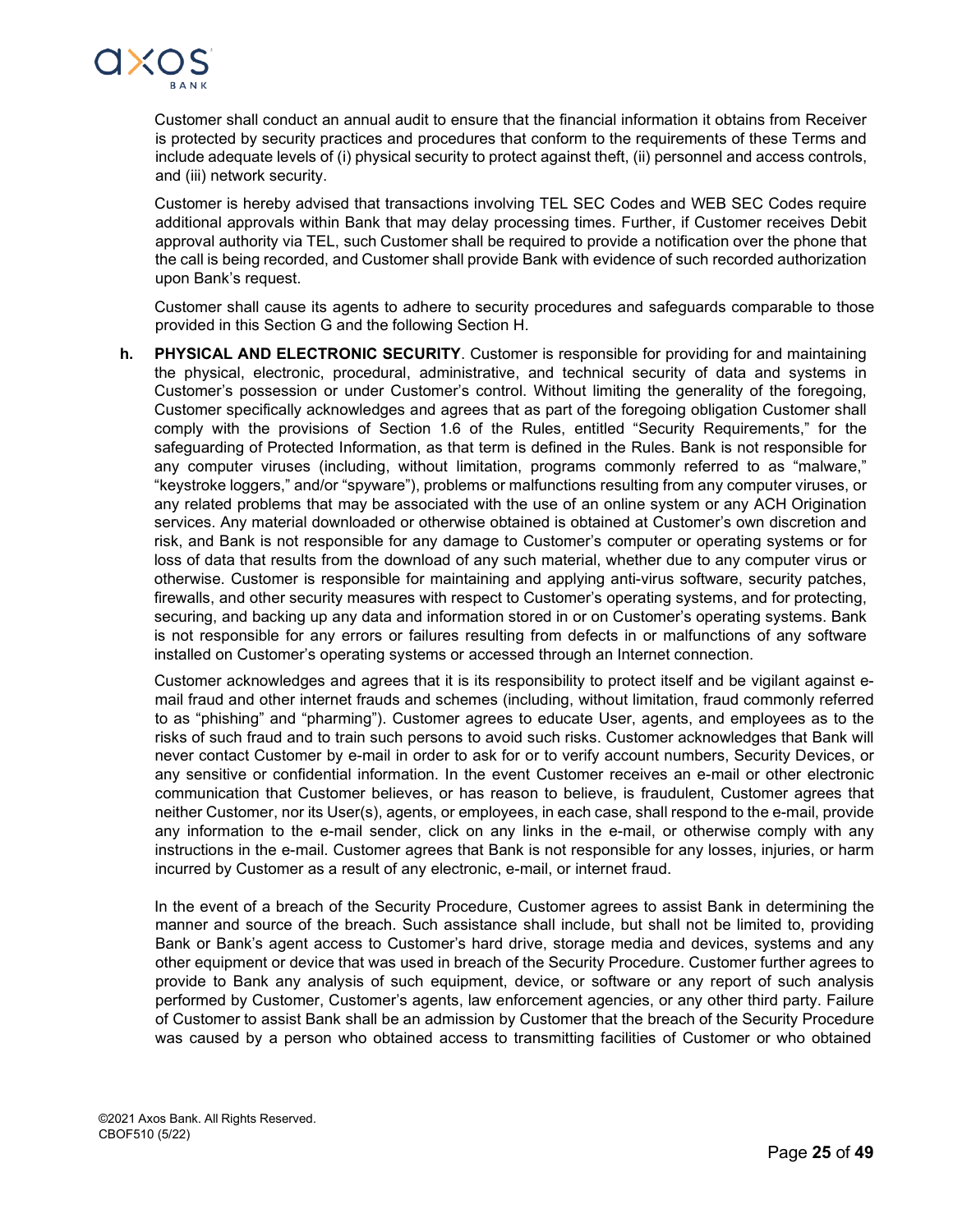Customer shall conduct an annual audit to ensure that the financial information it obtains from Receiver is protected by security practices and procedures that conform to the requirements of these Terms and include adequate levels of (i) physical security to protect against theft, (ii) personnel and access controls, and (iii) network security.

Customer is hereby advised that transactions involving TEL SEC Codes and WEB SEC Codes require additional approvals within Bank that may delay processing times. Further, if Customer receives Debit approval authority via TEL, such Customer shall be required to provide a notification over the phone that the call is being recorded, and Customer shall provide Bank with evidence of such recorded authorization upon Bank's request.

Customer shall cause its agents to adhere to security procedures and safeguards comparable to those provided in this Section G and the following Section H.

**h. PHYSICAL AND ELECTRONIC SECURITY**. Customer is responsible for providing for and maintaining the physical, electronic, procedural, administrative, and technical security of data and systems in Customer's possession or under Customer's control. Without limiting the generality of the foregoing, Customer specifically acknowledges and agrees that as part of the foregoing obligation Customer shall comply with the provisions of Section 1.6 of the Rules, entitled "Security Requirements," for the safeguarding of Protected Information, as that term is defined in the Rules. Bank is not responsible for any computer viruses (including, without limitation, programs commonly referred to as "malware," "keystroke loggers," and/or "spyware"), problems or malfunctions resulting from any computer viruses, or any related problems that may be associated with the use of an online system or any ACH Origination services. Any material downloaded or otherwise obtained is obtained at Customer's own discretion and risk, and Bank is not responsible for any damage to Customer's computer or operating systems or for loss of data that results from the download of any such material, whether due to any computer virus or otherwise. Customer is responsible for maintaining and applying anti-virus software, security patches, firewalls, and other security measures with respect to Customer's operating systems, and for protecting, securing, and backing up any data and information stored in or on Customer's operating systems. Bank is not responsible for any errors or failures resulting from defects in or malfunctions of any software installed on Customer's operating systems or accessed through an Internet connection.

Customer acknowledges and agrees that it is its responsibility to protect itself and be vigilant against e-mail fraud and other internet frauds and schemes (including, without limitation, fraud commonly referred to as "phishing" and "pharming"). Customer agrees to educate User, agents, and employees as to the risks of such fraud and to train such persons to avoid such risks. Customer acknowledges that Bank will never contact Customer by e-mail in order to ask for or to verify account numbers, Security Devices, or any sensitive or confidential information. In the event Customer receives an e-mail or other electronic communication that Customer believes, or has reason to believe, is fraudulent, Customer agrees that neither Customer, nor its User(s), agents, or employees, in each case, shall respond to the e-mail, provide any information to the e-mail sender, click on any links in the e-mail, or otherwise comply with any instructions in the e-mail. Customer agrees that Bank is not responsible for any losses, injuries, or harm incurred by Customer as a result of any electronic, e-mail, or internet fraud.

In the event of a breach of the Security Procedure, Customer agrees to assist Bank in determining the manner and source of the breach. Such assistance shall include, but shall not be limited to, providing Bank or Bank's agent access to Customer's hard drive, storage media and devices, systems and any other equipment or device that was used in breach of the Security Procedure. Customer further agrees to provide to Bank any analysis of such equipment, device, or software or any report of such analysis performed by Customer, Customer's agents, law enforcement agencies, or any other third party. Failure of Customer to assist Bank shall be an admission by Customer that the breach of the Security Procedure was caused by a person who obtained access to transmitting facilities of Customer or who obtained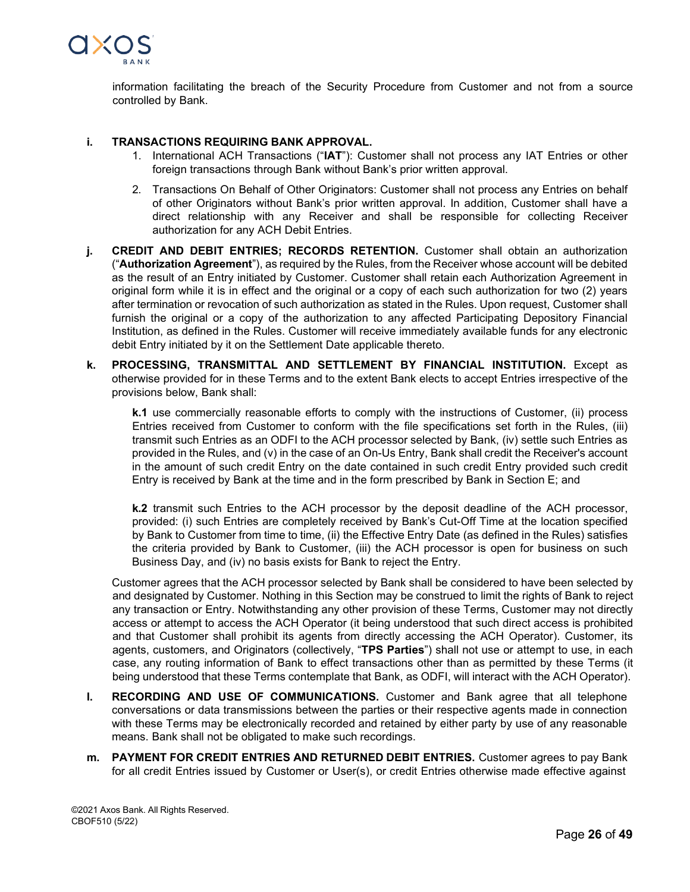information facilitating the breach of the Security Procedure from Customer and not from a source controlled by Bank.

**i. TRANSACTIONS REQUIRING BANK APPROVAL.**

1. International ACH Transactions ("**IAT**"): Customer shall not process any IAT Entries or other foreign transactions through Bank without Bank's prior written approval.
2. Transactions On Behalf of Other Originators: Customer shall not process any Entries on behalf of other Originators without Bank's prior written approval. In addition, Customer shall have a direct relationship with any Receiver and shall be responsible for collecting Receiver authorization for any ACH Debit Entries.

**j. CREDIT AND DEBIT ENTRIES; RECORDS RETENTION.** Customer shall obtain an authorization ("**Authorization Agreement**"), as required by the Rules, from the Receiver whose account will be debited as the result of an Entry initiated by Customer. Customer shall retain each Authorization Agreement in original form while it is in effect and the original or a copy of each such authorization for two (2) years after termination or revocation of such authorization as stated in the Rules. Upon request, Customer shall furnish the original or a copy of the authorization to any affected Participating Depository Financial Institution, as defined in the Rules. Customer will receive immediately available funds for any electronic debit Entry initiated by it on the Settlement Date applicable thereto.

**k. PROCESSING, TRANSMITTAL AND SETTLEMENT BY FINANCIAL INSTITUTION.** Except as otherwise provided for in these Terms and to the extent Bank elects to accept Entries irrespective of the provisions below, Bank shall:

**k.1** use commercially reasonable efforts to comply with the instructions of Customer, (ii) process Entries received from Customer to conform with the file specifications set forth in the Rules, (iii) transmit such Entries as an ODFI to the ACH processor selected by Bank, (iv) settle such Entries as provided in the Rules, and (v) in the case of an On-Us Entry, Bank shall credit the Receiver's account in the amount of such credit Entry on the date contained in such credit Entry provided such credit Entry is received by Bank at the time and in the form prescribed by Bank in Section E; and

**k.2** transmit such Entries to the ACH processor by the deposit deadline of the ACH processor, provided: (i) such Entries are completely received by Bank's Cut-Off Time at the location specified by Bank to Customer from time to time, (ii) the Effective Entry Date (as defined in the Rules) satisfies the criteria provided by Bank to Customer, (iii) the ACH processor is open for business on such Business Day, and (iv) no basis exists for Bank to reject the Entry.

Customer agrees that the ACH processor selected by Bank shall be considered to have been selected by and designated by Customer. Nothing in this Section may be construed to limit the rights of Bank to reject any transaction or Entry. Notwithstanding any other provision of these Terms, Customer may not directly access or attempt to access the ACH Operator (it being understood that such direct access is prohibited and that Customer shall prohibit its agents from directly accessing the ACH Operator). Customer, its agents, customers, and Originators (collectively, "**TPS Parties**") shall not use or attempt to use, in each case, any routing information of Bank to effect transactions other than as permitted by these Terms (it being understood that these Terms contemplate that Bank, as ODFI, will interact with the ACH Operator).

**l. RECORDING AND USE OF COMMUNICATIONS.** Customer and Bank agree that all telephone conversations or data transmissions between the parties or their respective agents made in connection with these Terms may be electronically recorded and retained by either party by use of any reasonable means. Bank shall not be obligated to make such recordings.

**m. PAYMENT FOR CREDIT ENTRIES AND RETURNED DEBIT ENTRIES.** Customer agrees to pay Bank for all credit Entries issued by Customer or User(s), or credit Entries otherwise made effective against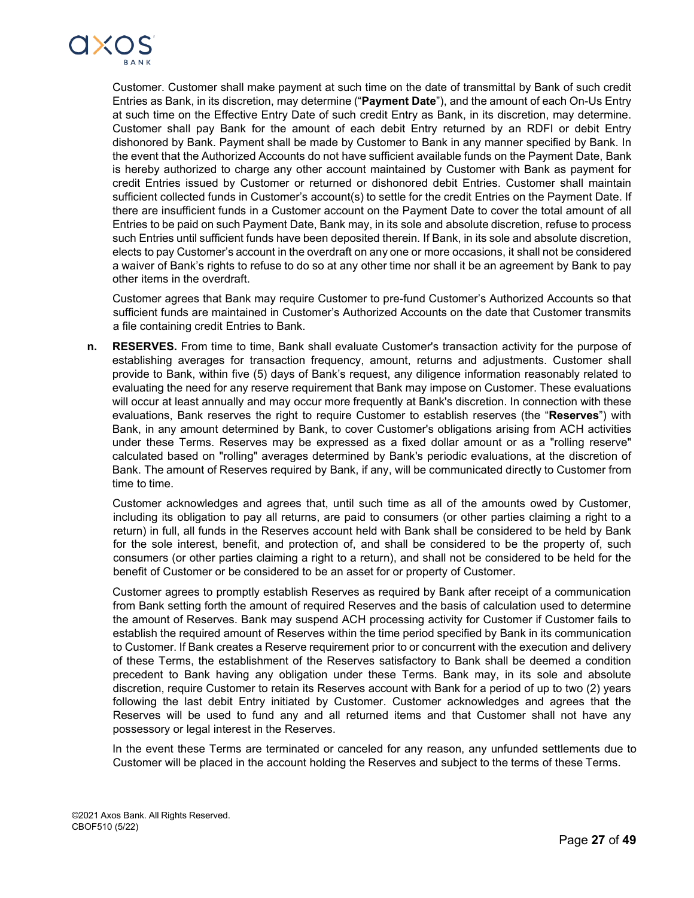Customer. Customer shall make payment at such time on the date of transmittal by Bank of such credit Entries as Bank, in its discretion, may determine ("**Payment Date**"), and the amount of each On-Us Entry at such time on the Effective Entry Date of such credit Entry as Bank, in its discretion, may determine. Customer shall pay Bank for the amount of each debit Entry returned by an RDFI or debit Entry dishonored by Bank. Payment shall be made by Customer to Bank in any manner specified by Bank. In the event that the Authorized Accounts do not have sufficient available funds on the Payment Date, Bank is hereby authorized to charge any other account maintained by Customer with Bank as payment for credit Entries issued by Customer or returned or dishonored debit Entries. Customer shall maintain sufficient collected funds in Customer's account(s) to settle for the credit Entries on the Payment Date. If there are insufficient funds in a Customer account on the Payment Date to cover the total amount of all Entries to be paid on such Payment Date, Bank may, in its sole and absolute discretion, refuse to process such Entries until sufficient funds have been deposited therein. If Bank, in its sole and absolute discretion, elects to pay Customer's account in the overdraft on any one or more occasions, it shall not be considered a waiver of Bank's rights to refuse to do so at any other time nor shall it be an agreement by Bank to pay other items in the overdraft.

Customer agrees that Bank may require Customer to pre-fund Customer's Authorized Accounts so that sufficient funds are maintained in Customer's Authorized Accounts on the date that Customer transmits a file containing credit Entries to Bank.

**n. RESERVES.** From time to time, Bank shall evaluate Customer's transaction activity for the purpose of establishing averages for transaction frequency, amount, returns and adjustments. Customer shall provide to Bank, within five (5) days of Bank's request, any diligence information reasonably related to evaluating the need for any reserve requirement that Bank may impose on Customer. These evaluations will occur at least annually and may occur more frequently at Bank's discretion. In connection with these evaluations, Bank reserves the right to require Customer to establish reserves (the "**Reserves**") with Bank, in any amount determined by Bank, to cover Customer's obligations arising from ACH activities under these Terms. Reserves may be expressed as a fixed dollar amount or as a "rolling reserve" calculated based on "rolling" averages determined by Bank's periodic evaluations, at the discretion of Bank. The amount of Reserves required by Bank, if any, will be communicated directly to Customer from time to time.

Customer acknowledges and agrees that, until such time as all of the amounts owed by Customer, including its obligation to pay all returns, are paid to consumers (or other parties claiming a right to a return) in full, all funds in the Reserves account held with Bank shall be considered to be held by Bank for the sole interest, benefit, and protection of, and shall be considered to be the property of, such consumers (or other parties claiming a right to a return), and shall not be considered to be held for the benefit of Customer or be considered to be an asset for or property of Customer.

Customer agrees to promptly establish Reserves as required by Bank after receipt of a communication from Bank setting forth the amount of required Reserves and the basis of calculation used to determine the amount of Reserves. Bank may suspend ACH processing activity for Customer if Customer fails to establish the required amount of Reserves within the time period specified by Bank in its communication to Customer. If Bank creates a Reserve requirement prior to or concurrent with the execution and delivery of these Terms, the establishment of the Reserves satisfactory to Bank shall be deemed a condition precedent to Bank having any obligation under these Terms. Bank may, in its sole and absolute discretion, require Customer to retain its Reserves account with Bank for a period of up to two (2) years following the last debit Entry initiated by Customer. Customer acknowledges and agrees that the Reserves will be used to fund any and all returned items and that Customer shall not have any possessory or legal interest in the Reserves.

In the event these Terms are terminated or canceled for any reason, any unfunded settlements due to Customer will be placed in the account holding the Reserves and subject to the terms of these Terms.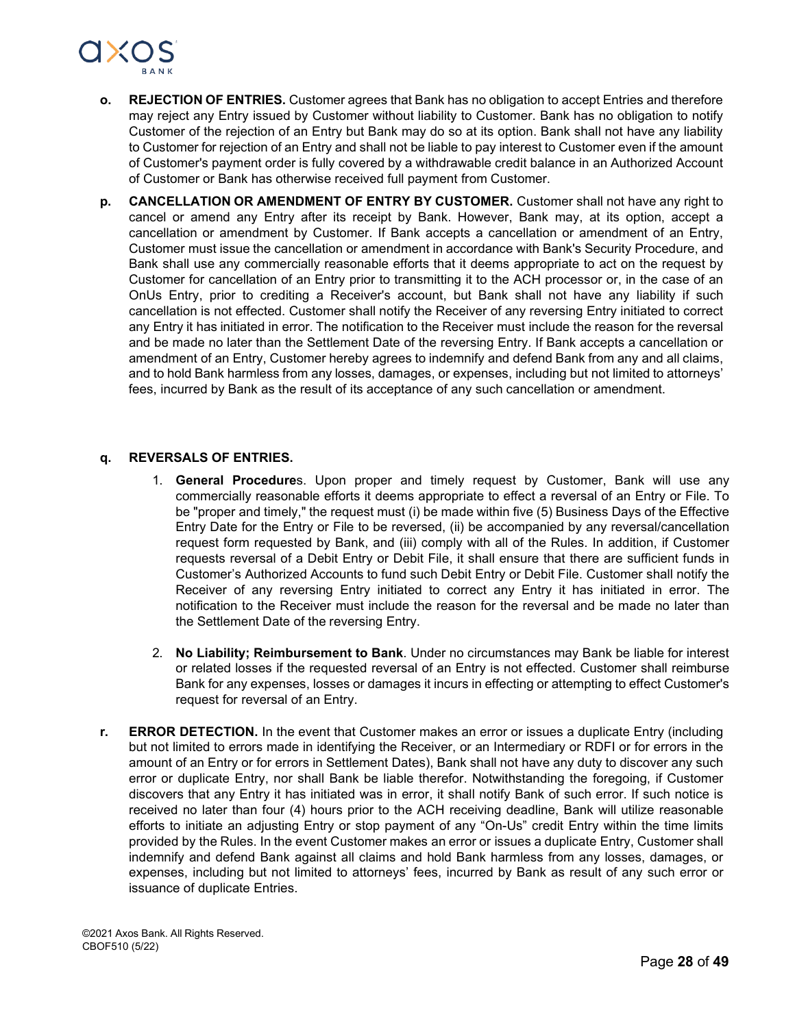**o. REJECTION OF ENTRIES.** Customer agrees that Bank has no obligation to accept Entries and therefore may reject any Entry issued by Customer without liability to Customer. Bank has no obligation to notify Customer of the rejection of an Entry but Bank may do so at its option. Bank shall not have any liability to Customer for rejection of an Entry and shall not be liable to pay interest to Customer even if the amount of Customer's payment order is fully covered by a withdrawable credit balance in an Authorized Account of Customer or Bank has otherwise received full payment from Customer.

**p. CANCELLATION OR AMENDMENT OF ENTRY BY CUSTOMER.** Customer shall not have any right to cancel or amend any Entry after its receipt by Bank. However, Bank may, at its option, accept a cancellation or amendment by Customer. If Bank accepts a cancellation or amendment of an Entry, Customer must issue the cancellation or amendment in accordance with Bank's Security Procedure, and Bank shall use any commercially reasonable efforts that it deems appropriate to act on the request by Customer for cancellation of an Entry prior to transmitting it to the ACH processor or, in the case of an OnUs Entry, prior to crediting a Receiver's account, but Bank shall not have any liability if such cancellation is not effected. Customer shall notify the Receiver of any reversing Entry initiated to correct any Entry it has initiated in error. The notification to the Receiver must include the reason for the reversal and be made no later than the Settlement Date of the reversing Entry. If Bank accepts a cancellation or amendment of an Entry, Customer hereby agrees to indemnify and defend Bank from any and all claims, and to hold Bank harmless from any losses, damages, or expenses, including but not limited to attorneys' fees, incurred by Bank as the result of its acceptance of any such cancellation or amendment.

**q. REVERSALS OF ENTRIES.**

1. **General Procedure**s. Upon proper and timely request by Customer, Bank will use any commercially reasonable efforts it deems appropriate to effect a reversal of an Entry or File. To be "proper and timely," the request must (i) be made within five (5) Business Days of the Effective Entry Date for the Entry or File to be reversed, (ii) be accompanied by any reversal/cancellation request form requested by Bank, and (iii) comply with all of the Rules. In addition, if Customer requests reversal of a Debit Entry or Debit File, it shall ensure that there are sufficient funds in Customer's Authorized Accounts to fund such Debit Entry or Debit File. Customer shall notify the Receiver of any reversing Entry initiated to correct any Entry it has initiated in error. The notification to the Receiver must include the reason for the reversal and be made no later than the Settlement Date of the reversing Entry.

2. **No Liability; Reimbursement to Bank**. Under no circumstances may Bank be liable for interest or related losses if the requested reversal of an Entry is not effected. Customer shall reimburse Bank for any expenses, losses or damages it incurs in effecting or attempting to effect Customer's request for reversal of an Entry.

**r. ERROR DETECTION.** In the event that Customer makes an error or issues a duplicate Entry (including but not limited to errors made in identifying the Receiver, or an Intermediary or RDFI or for errors in the amount of an Entry or for errors in Settlement Dates), Bank shall not have any duty to discover any such error or duplicate Entry, nor shall Bank be liable therefor. Notwithstanding the foregoing, if Customer discovers that any Entry it has initiated was in error, it shall notify Bank of such error. If such notice is received no later than four (4) hours prior to the ACH receiving deadline, Bank will utilize reasonable efforts to initiate an adjusting Entry or stop payment of any "On-Us" credit Entry within the time limits provided by the Rules. In the event Customer makes an error or issues a duplicate Entry, Customer shall indemnify and defend Bank against all claims and hold Bank harmless from any losses, damages, or expenses, including but not limited to attorneys' fees, incurred by Bank as result of any such error or issuance of duplicate Entries.

©2021 Axos Bank. All Rights Reserved.
CBOF510 (5/22)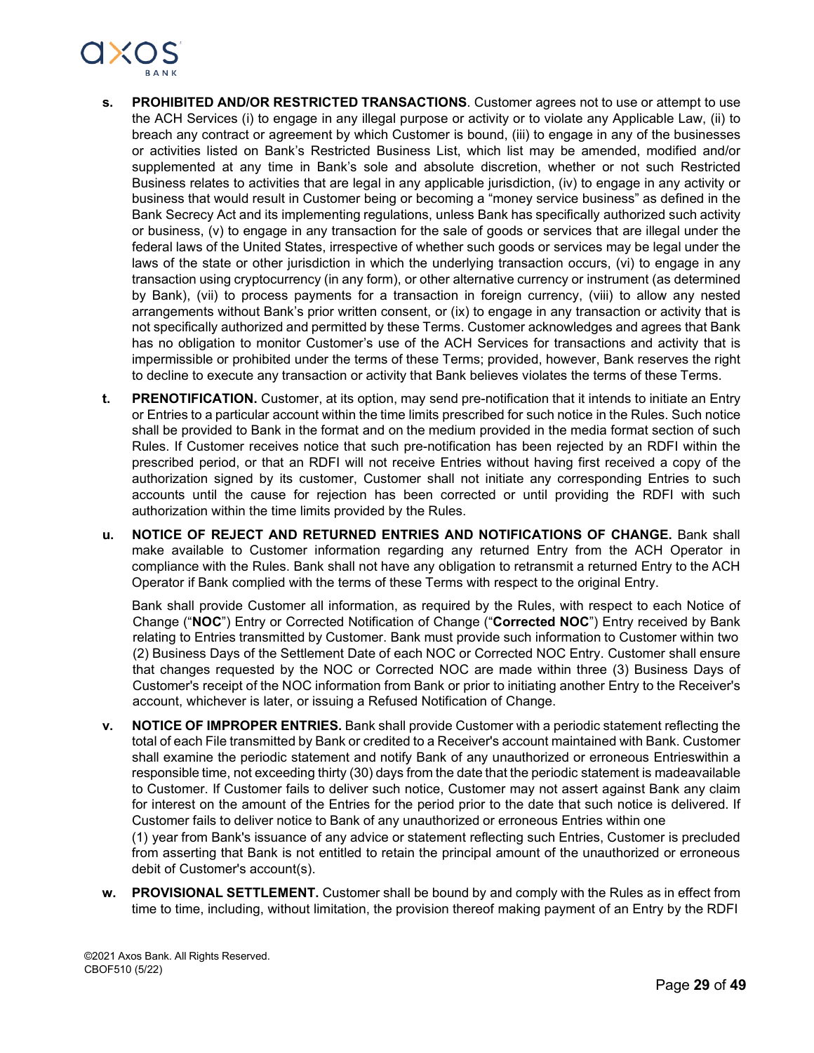**s. PROHIBITED AND/OR RESTRICTED TRANSACTIONS**. Customer agrees not to use or attempt to use the ACH Services (i) to engage in any illegal purpose or activity or to violate any Applicable Law, (ii) to breach any contract or agreement by which Customer is bound, (iii) to engage in any of the businesses or activities listed on Bank's Restricted Business List, which list may be amended, modified and/or supplemented at any time in Bank's sole and absolute discretion, whether or not such Restricted Business relates to activities that are legal in any applicable jurisdiction, (iv) to engage in any activity or business that would result in Customer being or becoming a "money service business" as defined in the Bank Secrecy Act and its implementing regulations, unless Bank has specifically authorized such activity or business, (v) to engage in any transaction for the sale of goods or services that are illegal under the federal laws of the United States, irrespective of whether such goods or services may be legal under the laws of the state or other jurisdiction in which the underlying transaction occurs, (vi) to engage in any transaction using cryptocurrency (in any form), or other alternative currency or instrument (as determined by Bank), (vii) to process payments for a transaction in foreign currency, (viii) to allow any nested arrangements without Bank's prior written consent, or (ix) to engage in any transaction or activity that is not specifically authorized and permitted by these Terms. Customer acknowledges and agrees that Bank has no obligation to monitor Customer's use of the ACH Services for transactions and activity that is impermissible or prohibited under the terms of these Terms; provided, however, Bank reserves the right to decline to execute any transaction or activity that Bank believes violates the terms of these Terms.

**t. PRENOTIFICATION.** Customer, at its option, may send pre-notification that it intends to initiate an Entry or Entries to a particular account within the time limits prescribed for such notice in the Rules. Such notice shall be provided to Bank in the format and on the medium provided in the media format section of such Rules. If Customer receives notice that such pre-notification has been rejected by an RDFI within the prescribed period, or that an RDFI will not receive Entries without having first received a copy of the authorization signed by its customer, Customer shall not initiate any corresponding Entries to such accounts until the cause for rejection has been corrected or until providing the RDFI with such authorization within the time limits provided by the Rules.

**u. NOTICE OF REJECT AND RETURNED ENTRIES AND NOTIFICATIONS OF CHANGE.** Bank shall make available to Customer information regarding any returned Entry from the ACH Operator in compliance with the Rules. Bank shall not have any obligation to retransmit a returned Entry to the ACH Operator if Bank complied with the terms of these Terms with respect to the original Entry.

Bank shall provide Customer all information, as required by the Rules, with respect to each Notice of Change ("**NOC**") Entry or Corrected Notification of Change ("**Corrected NOC**") Entry received by Bank relating to Entries transmitted by Customer. Bank must provide such information to Customer within two (2) Business Days of the Settlement Date of each NOC or Corrected NOC Entry. Customer shall ensure that changes requested by the NOC or Corrected NOC are made within three (3) Business Days of Customer's receipt of the NOC information from Bank or prior to initiating another Entry to the Receiver's account, whichever is later, or issuing a Refused Notification of Change.

**v. NOTICE OF IMPROPER ENTRIES.** Bank shall provide Customer with a periodic statement reflecting the total of each File transmitted by Bank or credited to a Receiver's account maintained with Bank. Customer shall examine the periodic statement and notify Bank of any unauthorized or erroneous Entrieswithin a responsible time, not exceeding thirty (30) days from the date that the periodic statement is madeavailable to Customer. If Customer fails to deliver such notice, Customer may not assert against Bank any claim for interest on the amount of the Entries for the period prior to the date that such notice is delivered. If Customer fails to deliver notice to Bank of any unauthorized or erroneous Entries within one (1) year from Bank's issuance of any advice or statement reflecting such Entries, Customer is precluded from asserting that Bank is not entitled to retain the principal amount of the unauthorized or erroneous debit of Customer's account(s).

**w. PROVISIONAL SETTLEMENT.** Customer shall be bound by and comply with the Rules as in effect from time to time, including, without limitation, the provision thereof making payment of an Entry by the RDFI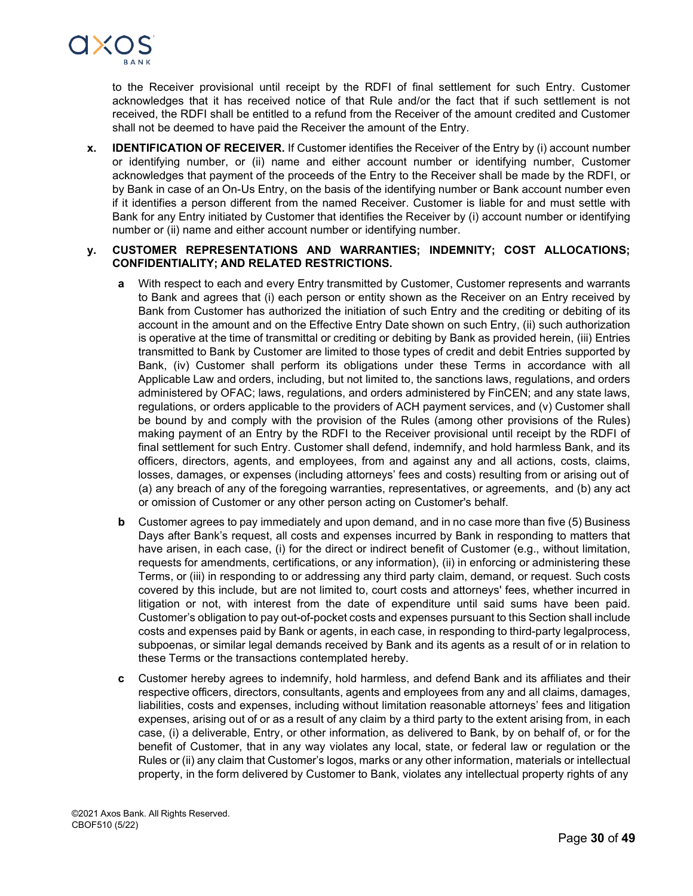to the Receiver provisional until receipt by the RDFI of final settlement for such Entry. Customer acknowledges that it has received notice of that Rule and/or the fact that if such settlement is not received, the RDFI shall be entitled to a refund from the Receiver of the amount credited and Customer shall not be deemed to have paid the Receiver the amount of the Entry.

**x. IDENTIFICATION OF RECEIVER.** If Customer identifies the Receiver of the Entry by (i) account number or identifying number, or (ii) name and either account number or identifying number, Customer acknowledges that payment of the proceeds of the Entry to the Receiver shall be made by the RDFI, or by Bank in case of an On-Us Entry, on the basis of the identifying number or Bank account number even if it identifies a person different from the named Receiver. Customer is liable for and must settle with Bank for any Entry initiated by Customer that identifies the Receiver by (i) account number or identifying number or (ii) name and either account number or identifying number.

**y. CUSTOMER REPRESENTATIONS AND WARRANTIES; INDEMNITY; COST ALLOCATIONS; CONFIDENTIALITY; AND RELATED RESTRICTIONS.**

**a** With respect to each and every Entry transmitted by Customer, Customer represents and warrants to Bank and agrees that (i) each person or entity shown as the Receiver on an Entry received by Bank from Customer has authorized the initiation of such Entry and the crediting or debiting of its account in the amount and on the Effective Entry Date shown on such Entry, (ii) such authorization is operative at the time of transmittal or crediting or debiting by Bank as provided herein, (iii) Entries transmitted to Bank by Customer are limited to those types of credit and debit Entries supported by Bank, (iv) Customer shall perform its obligations under these Terms in accordance with all Applicable Law and orders, including, but not limited to, the sanctions laws, regulations, and orders administered by OFAC; laws, regulations, and orders administered by FinCEN; and any state laws, regulations, or orders applicable to the providers of ACH payment services, and (v) Customer shall be bound by and comply with the provision of the Rules (among other provisions of the Rules) making payment of an Entry by the RDFI to the Receiver provisional until receipt by the RDFI of final settlement for such Entry. Customer shall defend, indemnify, and hold harmless Bank, and its officers, directors, agents, and employees, from and against any and all actions, costs, claims, losses, damages, or expenses (including attorneys' fees and costs) resulting from or arising out of (a) any breach of any of the foregoing warranties, representatives, or agreements, and (b) any act or omission of Customer or any other person acting on Customer's behalf.

**b** Customer agrees to pay immediately and upon demand, and in no case more than five (5) Business Days after Bank's request, all costs and expenses incurred by Bank in responding to matters that have arisen, in each case, (i) for the direct or indirect benefit of Customer (e.g., without limitation, requests for amendments, certifications, or any information), (ii) in enforcing or administering these Terms, or (iii) in responding to or addressing any third party claim, demand, or request. Such costs covered by this include, but are not limited to, court costs and attorneys' fees, whether incurred in litigation or not, with interest from the date of expenditure until said sums have been paid. Customer's obligation to pay out-of-pocket costs and expenses pursuant to this Section shall include costs and expenses paid by Bank or agents, in each case, in responding to third-party legalprocess, subpoenas, or similar legal demands received by Bank and its agents as a result of or in relation to these Terms or the transactions contemplated hereby.

**c** Customer hereby agrees to indemnify, hold harmless, and defend Bank and its affiliates and their respective officers, directors, consultants, agents and employees from any and all claims, damages, liabilities, costs and expenses, including without limitation reasonable attorneys' fees and litigation expenses, arising out of or as a result of any claim by a third party to the extent arising from, in each case, (i) a deliverable, Entry, or other information, as delivered to Bank, by on behalf of, or for the benefit of Customer, that in any way violates any local, state, or federal law or regulation or the Rules or (ii) any claim that Customer's logos, marks or any other information, materials or intellectual property, in the form delivered by Customer to Bank, violates any intellectual property rights of any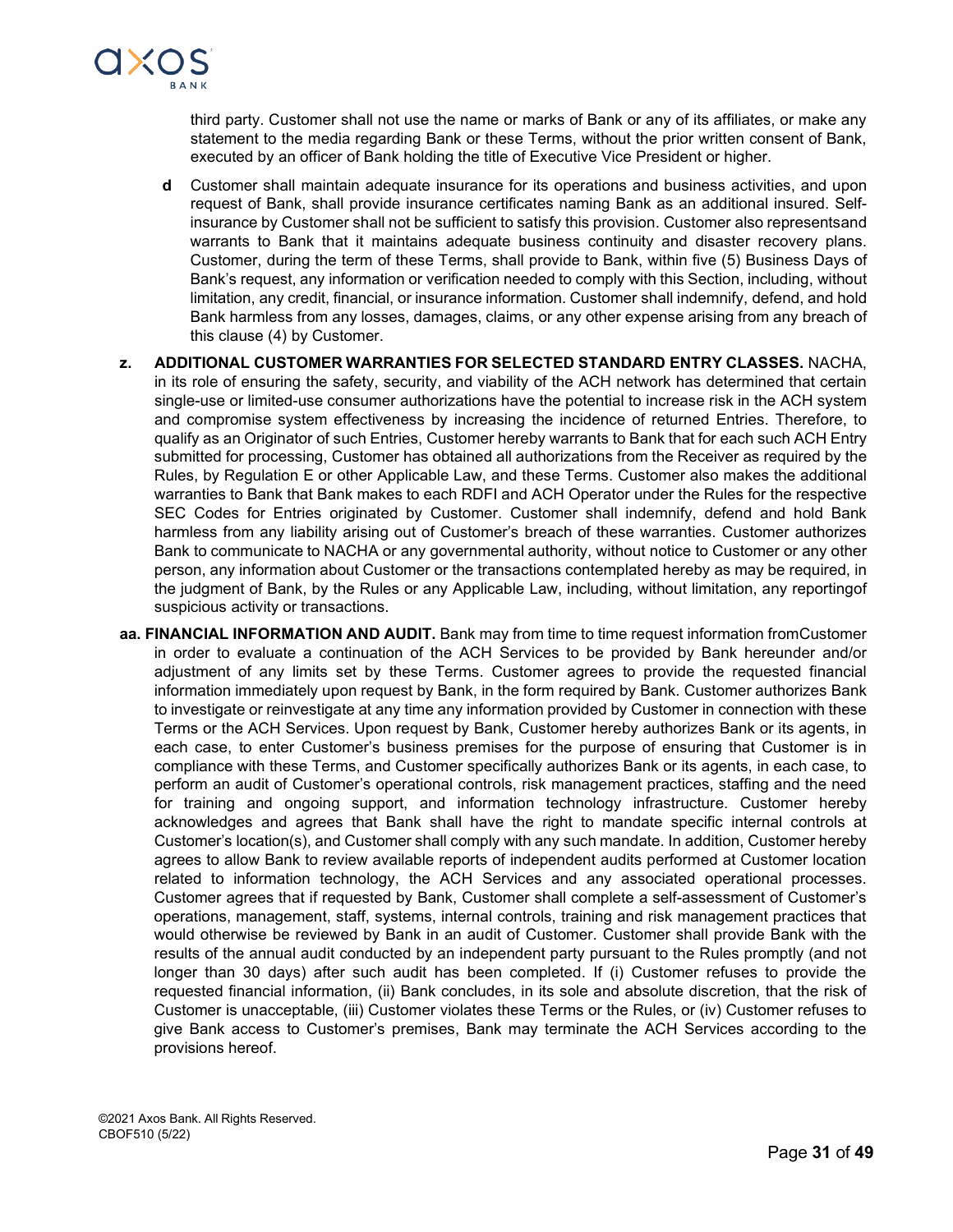third party. Customer shall not use the name or marks of Bank or any of its affiliates, or make any statement to the media regarding Bank or these Terms, without the prior written consent of Bank, executed by an officer of Bank holding the title of Executive Vice President or higher.

**d** Customer shall maintain adequate insurance for its operations and business activities, and upon request of Bank, shall provide insurance certificates naming Bank as an additional insured. Self-insurance by Customer shall not be sufficient to satisfy this provision. Customer also representsand warrants to Bank that it maintains adequate business continuity and disaster recovery plans. Customer, during the term of these Terms, shall provide to Bank, within five (5) Business Days of Bank's request, any information or verification needed to comply with this Section, including, without limitation, any credit, financial, or insurance information. Customer shall indemnify, defend, and hold Bank harmless from any losses, damages, claims, or any other expense arising from any breach of this clause (4) by Customer.

**z. ADDITIONAL CUSTOMER WARRANTIES FOR SELECTED STANDARD ENTRY CLASSES.** NACHA, in its role of ensuring the safety, security, and viability of the ACH network has determined that certain single-use or limited-use consumer authorizations have the potential to increase risk in the ACH system and compromise system effectiveness by increasing the incidence of returned Entries. Therefore, to qualify as an Originator of such Entries, Customer hereby warrants to Bank that for each such ACH Entry submitted for processing, Customer has obtained all authorizations from the Receiver as required by the Rules, by Regulation E or other Applicable Law, and these Terms. Customer also makes the additional warranties to Bank that Bank makes to each RDFI and ACH Operator under the Rules for the respective SEC Codes for Entries originated by Customer. Customer shall indemnify, defend and hold Bank harmless from any liability arising out of Customer's breach of these warranties. Customer authorizes Bank to communicate to NACHA or any governmental authority, without notice to Customer or any other person, any information about Customer or the transactions contemplated hereby as may be required, in the judgment of Bank, by the Rules or any Applicable Law, including, without limitation, any reportingof suspicious activity or transactions.

**aa. FINANCIAL INFORMATION AND AUDIT.** Bank may from time to time request information fromCustomer in order to evaluate a continuation of the ACH Services to be provided by Bank hereunder and/or adjustment of any limits set by these Terms. Customer agrees to provide the requested financial information immediately upon request by Bank, in the form required by Bank. Customer authorizes Bank to investigate or reinvestigate at any time any information provided by Customer in connection with these Terms or the ACH Services. Upon request by Bank, Customer hereby authorizes Bank or its agents, in each case, to enter Customer's business premises for the purpose of ensuring that Customer is in compliance with these Terms, and Customer specifically authorizes Bank or its agents, in each case, to perform an audit of Customer's operational controls, risk management practices, staffing and the need for training and ongoing support, and information technology infrastructure. Customer hereby acknowledges and agrees that Bank shall have the right to mandate specific internal controls at Customer's location(s), and Customer shall comply with any such mandate. In addition, Customer hereby agrees to allow Bank to review available reports of independent audits performed at Customer location related to information technology, the ACH Services and any associated operational processes. Customer agrees that if requested by Bank, Customer shall complete a self-assessment of Customer's operations, management, staff, systems, internal controls, training and risk management practices that would otherwise be reviewed by Bank in an audit of Customer. Customer shall provide Bank with the results of the annual audit conducted by an independent party pursuant to the Rules promptly (and not longer than 30 days) after such audit has been completed. If (i) Customer refuses to provide the requested financial information, (ii) Bank concludes, in its sole and absolute discretion, that the risk of Customer is unacceptable, (iii) Customer violates these Terms or the Rules, or (iv) Customer refuses to give Bank access to Customer's premises, Bank may terminate the ACH Services according to the provisions hereof.

©2021 Axos Bank. All Rights Reserved.
CBOF510 (5/22)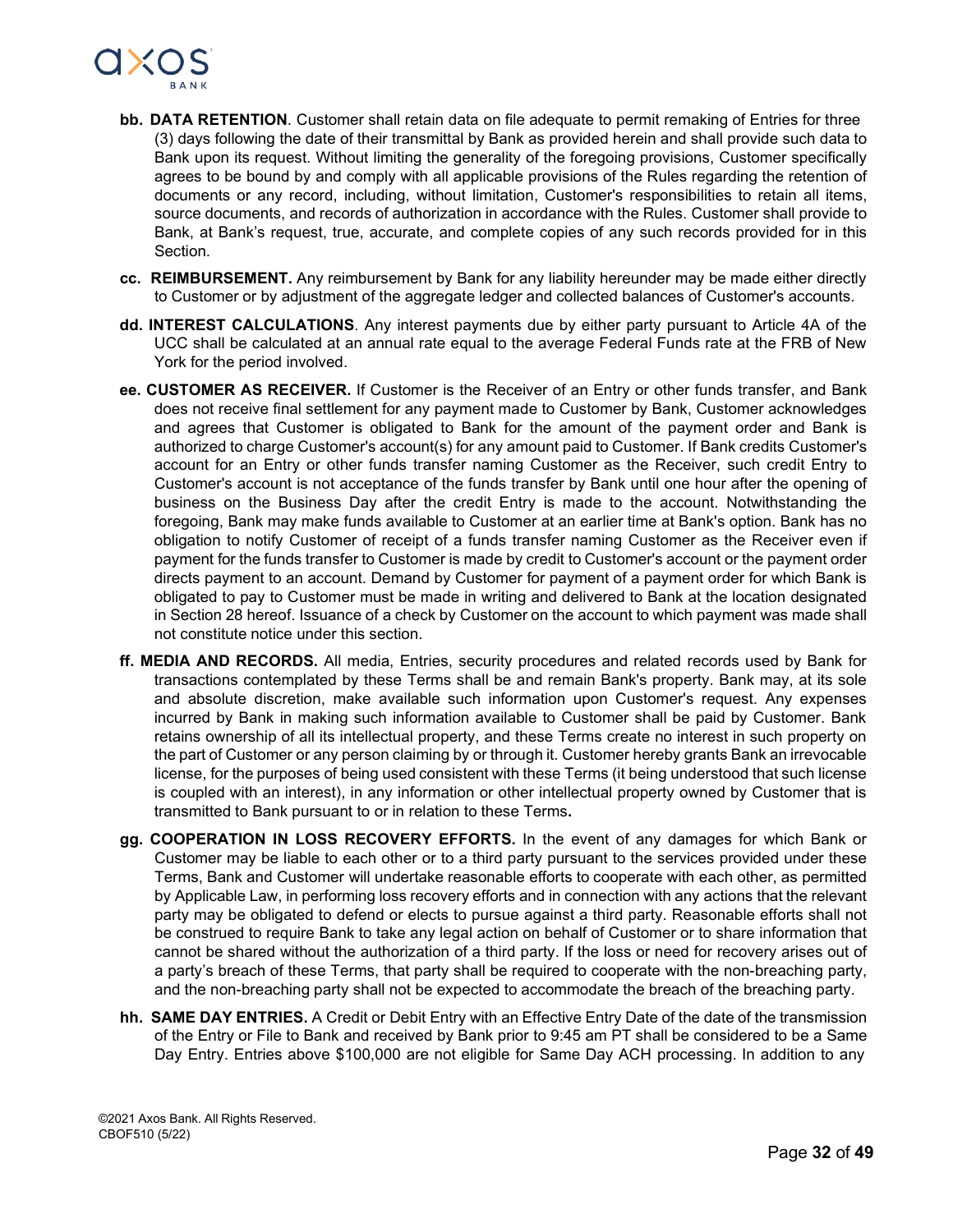**bb. DATA RETENTION**. Customer shall retain data on file adequate to permit remaking of Entries for three (3) days following the date of their transmittal by Bank as provided herein and shall provide such data to Bank upon its request. Without limiting the generality of the foregoing provisions, Customer specifically agrees to be bound by and comply with all applicable provisions of the Rules regarding the retention of documents or any record, including, without limitation, Customer's responsibilities to retain all items, source documents, and records of authorization in accordance with the Rules. Customer shall provide to Bank, at Bank's request, true, accurate, and complete copies of any such records provided for in this Section.

**cc. REIMBURSEMENT.** Any reimbursement by Bank for any liability hereunder may be made either directly to Customer or by adjustment of the aggregate ledger and collected balances of Customer's accounts.

**dd. INTEREST CALCULATIONS**. Any interest payments due by either party pursuant to Article 4A of the UCC shall be calculated at an annual rate equal to the average Federal Funds rate at the FRB of New York for the period involved.

**ee. CUSTOMER AS RECEIVER.** If Customer is the Receiver of an Entry or other funds transfer, and Bank does not receive final settlement for any payment made to Customer by Bank, Customer acknowledges and agrees that Customer is obligated to Bank for the amount of the payment order and Bank is authorized to charge Customer's account(s) for any amount paid to Customer. If Bank credits Customer's account for an Entry or other funds transfer naming Customer as the Receiver, such credit Entry to Customer's account is not acceptance of the funds transfer by Bank until one hour after the opening of business on the Business Day after the credit Entry is made to the account. Notwithstanding the foregoing, Bank may make funds available to Customer at an earlier time at Bank's option. Bank has no obligation to notify Customer of receipt of a funds transfer naming Customer as the Receiver even if payment for the funds transfer to Customer is made by credit to Customer's account or the payment order directs payment to an account. Demand by Customer for payment of a payment order for which Bank is obligated to pay to Customer must be made in writing and delivered to Bank at the location designated in Section 28 hereof. Issuance of a check by Customer on the account to which payment was made shall not constitute notice under this section.

**ff. MEDIA AND RECORDS.** All media, Entries, security procedures and related records used by Bank for transactions contemplated by these Terms shall be and remain Bank's property. Bank may, at its sole and absolute discretion, make available such information upon Customer's request. Any expenses incurred by Bank in making such information available to Customer shall be paid by Customer. Bank retains ownership of all its intellectual property, and these Terms create no interest in such property on the part of Customer or any person claiming by or through it. Customer hereby grants Bank an irrevocable license, for the purposes of being used consistent with these Terms (it being understood that such license is coupled with an interest), in any information or other intellectual property owned by Customer that is transmitted to Bank pursuant to or in relation to these Terms**.**

**gg. COOPERATION IN LOSS RECOVERY EFFORTS.** In the event of any damages for which Bank or Customer may be liable to each other or to a third party pursuant to the services provided under these Terms, Bank and Customer will undertake reasonable efforts to cooperate with each other, as permitted by Applicable Law, in performing loss recovery efforts and in connection with any actions that the relevant party may be obligated to defend or elects to pursue against a third party. Reasonable efforts shall not be construed to require Bank to take any legal action on behalf of Customer or to share information that cannot be shared without the authorization of a third party. If the loss or need for recovery arises out of a party's breach of these Terms, that party shall be required to cooperate with the non-breaching party, and the non-breaching party shall not be expected to accommodate the breach of the breaching party.

**hh. SAME DAY ENTRIES.** A Credit or Debit Entry with an Effective Entry Date of the date of the transmission of the Entry or File to Bank and received by Bank prior to 9:45 am PT shall be considered to be a Same Day Entry. Entries above $100,000 are not eligible for Same Day ACH processing. In addition to any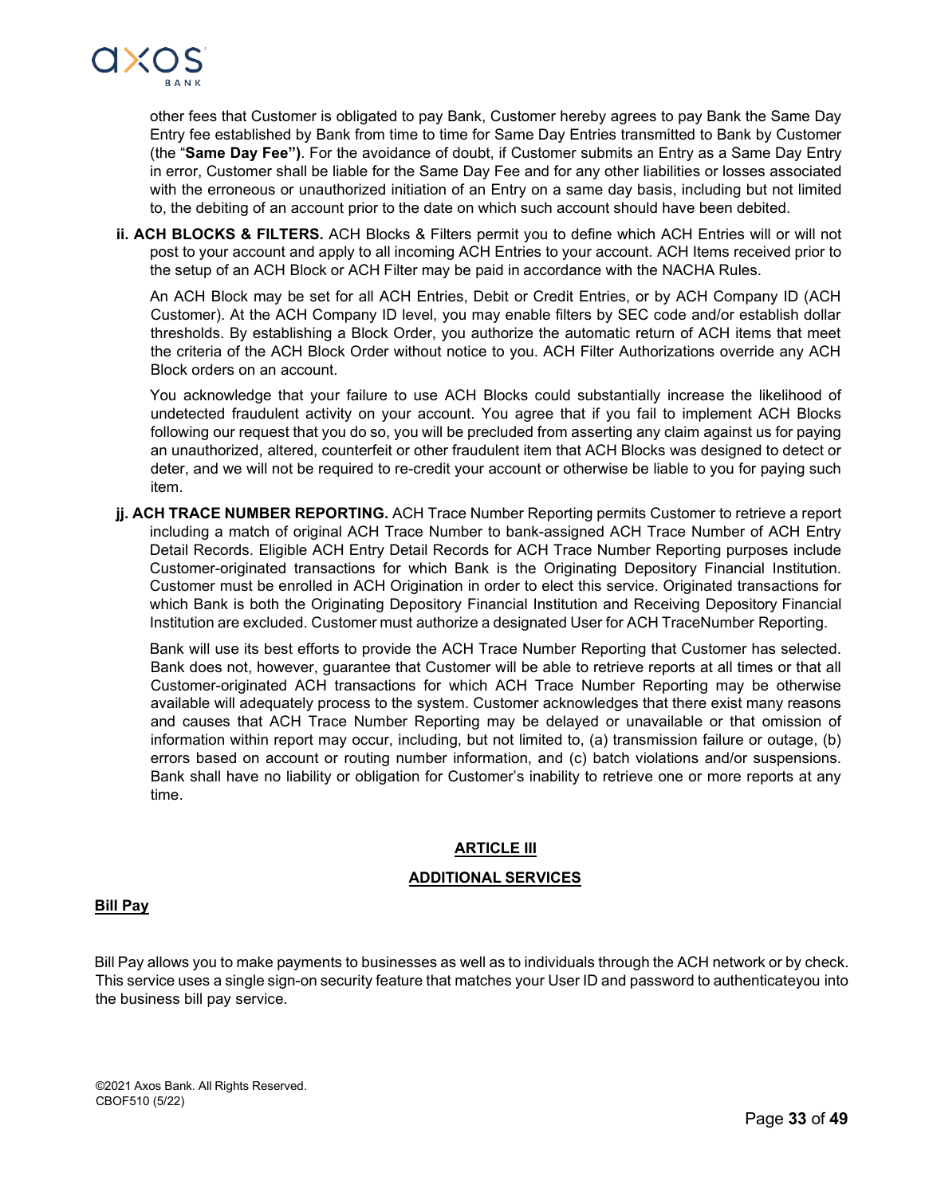other fees that Customer is obligated to pay Bank, Customer hereby agrees to pay Bank the Same Day Entry fee established by Bank from time to time for Same Day Entries transmitted to Bank by Customer (the "**Same Day Fee")**. For the avoidance of doubt, if Customer submits an Entry as a Same Day Entry in error, Customer shall be liable for the Same Day Fee and for any other liabilities or losses associated with the erroneous or unauthorized initiation of an Entry on a same day basis, including but not limited to, the debiting of an account prior to the date on which such account should have been debited.

**ii. ACH BLOCKS & FILTERS.** ACH Blocks & Filters permit you to define which ACH Entries will or will not post to your account and apply to all incoming ACH Entries to your account. ACH Items received prior to the setup of an ACH Block or ACH Filter may be paid in accordance with the NACHA Rules.

An ACH Block may be set for all ACH Entries, Debit or Credit Entries, or by ACH Company ID (ACH Customer). At the ACH Company ID level, you may enable filters by SEC code and/or establish dollar thresholds. By establishing a Block Order, you authorize the automatic return of ACH items that meet the criteria of the ACH Block Order without notice to you. ACH Filter Authorizations override any ACH Block orders on an account.

You acknowledge that your failure to use ACH Blocks could substantially increase the likelihood of undetected fraudulent activity on your account. You agree that if you fail to implement ACH Blocks following our request that you do so, you will be precluded from asserting any claim against us for paying an unauthorized, altered, counterfeit or other fraudulent item that ACH Blocks was designed to detect or deter, and we will not be required to re-credit your account or otherwise be liable to you for paying such item.

**jj. ACH TRACE NUMBER REPORTING.** ACH Trace Number Reporting permits Customer to retrieve a report including a match of original ACH Trace Number to bank-assigned ACH Trace Number of ACH Entry Detail Records. Eligible ACH Entry Detail Records for ACH Trace Number Reporting purposes include Customer-originated transactions for which Bank is the Originating Depository Financial Institution. Customer must be enrolled in ACH Origination in order to elect this service. Originated transactions for which Bank is both the Originating Depository Financial Institution and Receiving Depository Financial Institution are excluded. Customer must authorize a designated User for ACH TraceNumber Reporting.

Bank will use its best efforts to provide the ACH Trace Number Reporting that Customer has selected. Bank does not, however, guarantee that Customer will be able to retrieve reports at all times or that all Customer-originated ACH transactions for which ACH Trace Number Reporting may be otherwise available will adequately process to the system. Customer acknowledges that there exist many reasons and causes that ACH Trace Number Reporting may be delayed or unavailable or that omission of information within report may occur, including, but not limited to, (a) transmission failure or outage, (b) errors based on account or routing number information, and (c) batch violations and/or suspensions. Bank shall have no liability or obligation for Customer's inability to retrieve one or more reports at any time.

## ARTICLE III

## ADDITIONAL SERVICES

### Bill Pay

Bill Pay allows you to make payments to businesses as well as to individuals through the ACH network or by check. This service uses a single sign-on security feature that matches your User ID and password to authenticateyou into the business bill pay service.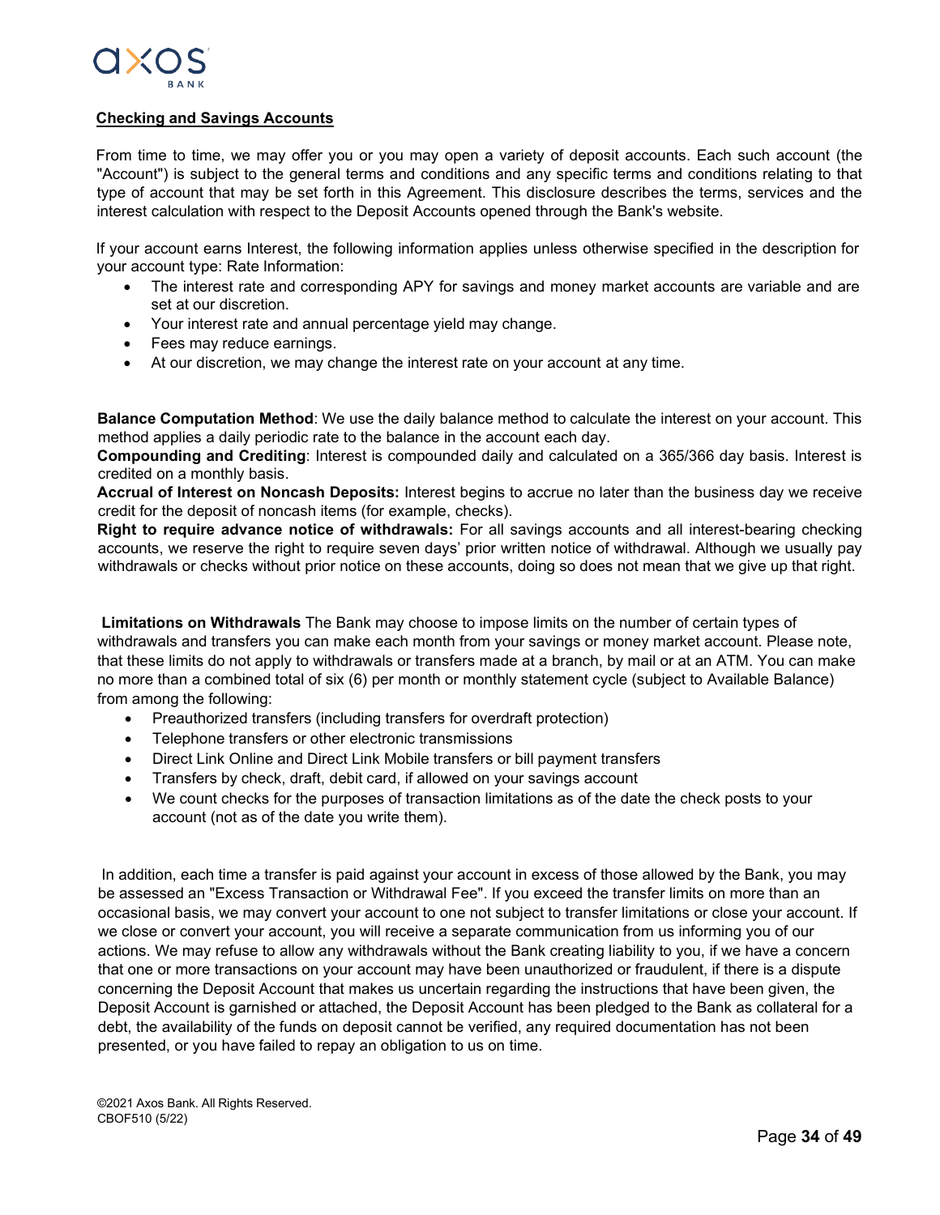**Checking and Savings Accounts**

From time to time, we may offer you or you may open a variety of deposit accounts. Each such account (the "Account") is subject to the general terms and conditions and any specific terms and conditions relating to that type of account that may be set forth in this Agreement. This disclosure describes the terms, services and the interest calculation with respect to the Deposit Accounts opened through the Bank's website.

If your account earns Interest, the following information applies unless otherwise specified in the description for your account type: Rate Information:

- The interest rate and corresponding APY for savings and money market accounts are variable and are set at our discretion.
- Your interest rate and annual percentage yield may change.
- Fees may reduce earnings.
- At our discretion, we may change the interest rate on your account at any time.

**Balance Computation Method**: We use the daily balance method to calculate the interest on your account. This method applies a daily periodic rate to the balance in the account each day.
**Compounding and Crediting**: Interest is compounded daily and calculated on a 365/366 day basis. Interest is credited on a monthly basis.
**Accrual of Interest on Noncash Deposits:** Interest begins to accrue no later than the business day we receive credit for the deposit of noncash items (for example, checks).
**Right to require advance notice of withdrawals:** For all savings accounts and all interest-bearing checking accounts, we reserve the right to require seven days' prior written notice of withdrawal. Although we usually pay withdrawals or checks without prior notice on these accounts, doing so does not mean that we give up that right.

**Limitations on Withdrawals** The Bank may choose to impose limits on the number of certain types of withdrawals and transfers you can make each month from your savings or money market account. Please note, that these limits do not apply to withdrawals or transfers made at a branch, by mail or at an ATM. You can make no more than a combined total of six (6) per month or monthly statement cycle (subject to Available Balance) from among the following:

- Preauthorized transfers (including transfers for overdraft protection)
- Telephone transfers or other electronic transmissions
- Direct Link Online and Direct Link Mobile transfers or bill payment transfers
- Transfers by check, draft, debit card, if allowed on your savings account
- We count checks for the purposes of transaction limitations as of the date the check posts to your account (not as of the date you write them).

In addition, each time a transfer is paid against your account in excess of those allowed by the Bank, you may be assessed an "Excess Transaction or Withdrawal Fee". If you exceed the transfer limits on more than an occasional basis, we may convert your account to one not subject to transfer limitations or close your account. If we close or convert your account, you will receive a separate communication from us informing you of our actions. We may refuse to allow any withdrawals without the Bank creating liability to you, if we have a concern that one or more transactions on your account may have been unauthorized or fraudulent, if there is a dispute concerning the Deposit Account that makes us uncertain regarding the instructions that have been given, the Deposit Account is garnished or attached, the Deposit Account has been pledged to the Bank as collateral for a debt, the availability of the funds on deposit cannot be verified, any required documentation has not been presented, or you have failed to repay an obligation to us on time.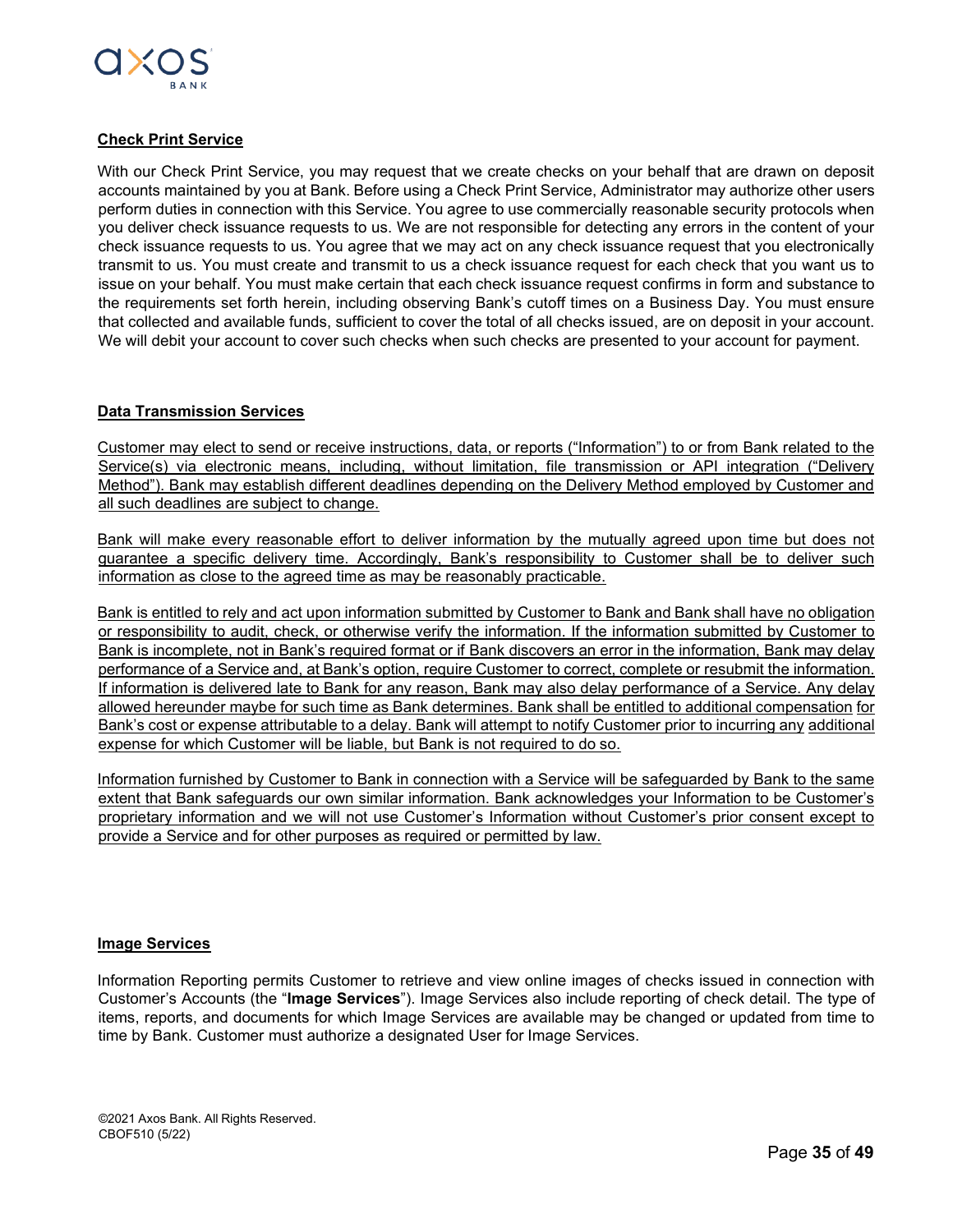**Check Print Service**

With our Check Print Service, you may request that we create checks on your behalf that are drawn on deposit accounts maintained by you at Bank. Before using a Check Print Service, Administrator may authorize other users perform duties in connection with this Service. You agree to use commercially reasonable security protocols when you deliver check issuance requests to us. We are not responsible for detecting any errors in the content of your check issuance requests to us. You agree that we may act on any check issuance request that you electronically transmit to us. You must create and transmit to us a check issuance request for each check that you want us to issue on your behalf. You must make certain that each check issuance request confirms in form and substance to the requirements set forth herein, including observing Bank's cutoff times on a Business Day. You must ensure that collected and available funds, sufficient to cover the total of all checks issued, are on deposit in your account. We will debit your account to cover such checks when such checks are presented to your account for payment.

**Data Transmission Services**

Customer may elect to send or receive instructions, data, or reports ("Information") to or from Bank related to the Service(s) via electronic means, including, without limitation, file transmission or API integration ("Delivery Method"). Bank may establish different deadlines depending on the Delivery Method employed by Customer and all such deadlines are subject to change.

Bank will make every reasonable effort to deliver information by the mutually agreed upon time but does not guarantee a specific delivery time. Accordingly, Bank's responsibility to Customer shall be to deliver such information as close to the agreed time as may be reasonably practicable.

Bank is entitled to rely and act upon information submitted by Customer to Bank and Bank shall have no obligation or responsibility to audit, check, or otherwise verify the information. If the information submitted by Customer to Bank is incomplete, not in Bank's required format or if Bank discovers an error in the information, Bank may delay performance of a Service and, at Bank's option, require Customer to correct, complete or resubmit the information. If information is delivered late to Bank for any reason, Bank may also delay performance of a Service. Any delay allowed hereunder maybe for such time as Bank determines. Bank shall be entitled to additional compensation for Bank's cost or expense attributable to a delay. Bank will attempt to notify Customer prior to incurring any additional expense for which Customer will be liable, but Bank is not required to do so.

Information furnished by Customer to Bank in connection with a Service will be safeguarded by Bank to the same extent that Bank safeguards our own similar information. Bank acknowledges your Information to be Customer's proprietary information and we will not use Customer's Information without Customer's prior consent except to provide a Service and for other purposes as required or permitted by law.

**Image Services**

Information Reporting permits Customer to retrieve and view online images of checks issued in connection with Customer's Accounts (the "**Image Services**"). Image Services also include reporting of check detail. The type of items, reports, and documents for which Image Services are available may be changed or updated from time to time by Bank. Customer must authorize a designated User for Image Services.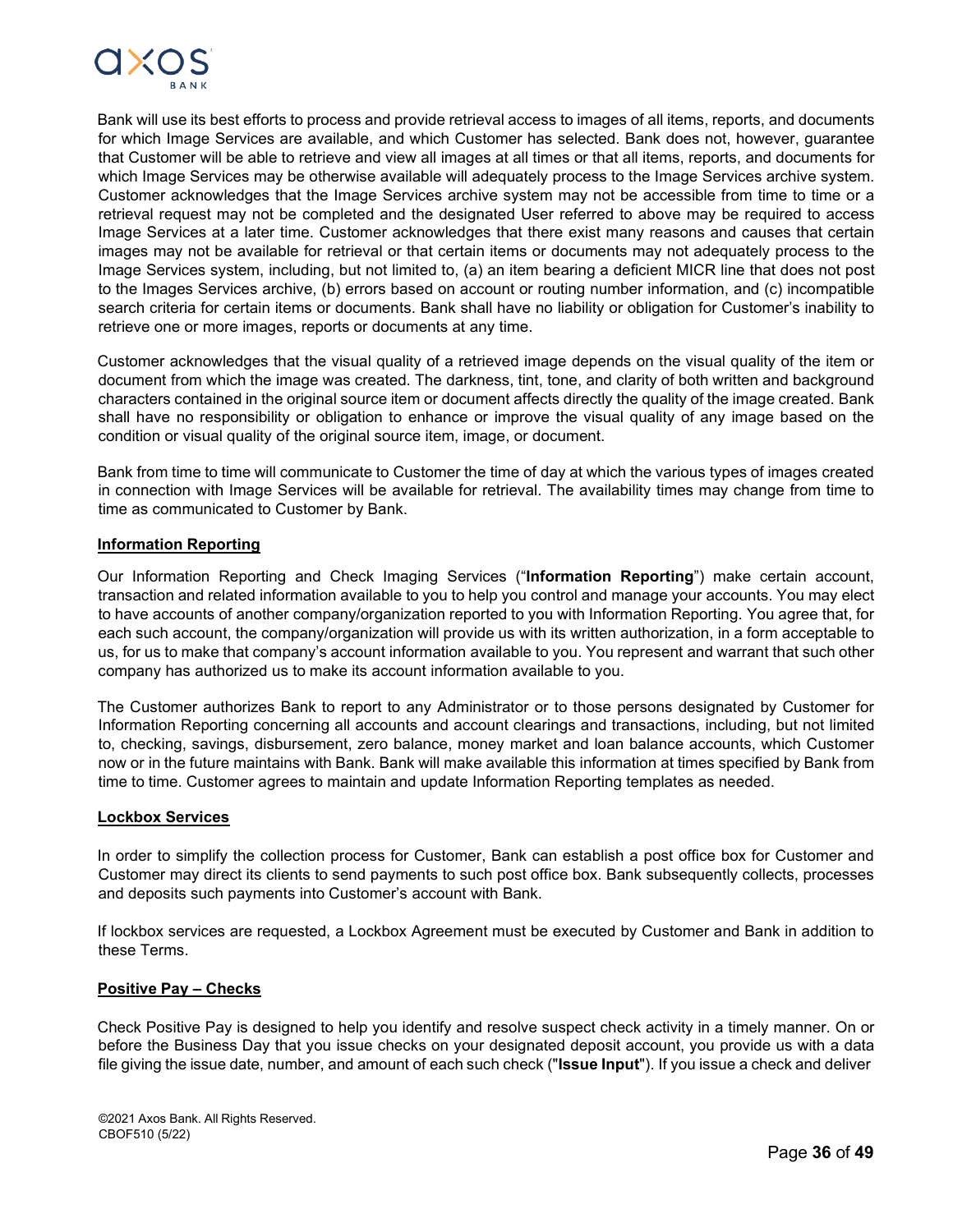Bank will use its best efforts to process and provide retrieval access to images of all items, reports, and documents for which Image Services are available, and which Customer has selected. Bank does not, however, guarantee that Customer will be able to retrieve and view all images at all times or that all items, reports, and documents for which Image Services may be otherwise available will adequately process to the Image Services archive system. Customer acknowledges that the Image Services archive system may not be accessible from time to time or a retrieval request may not be completed and the designated User referred to above may be required to access Image Services at a later time. Customer acknowledges that there exist many reasons and causes that certain images may not be available for retrieval or that certain items or documents may not adequately process to the Image Services system, including, but not limited to, (a) an item bearing a deficient MICR line that does not post to the Images Services archive, (b) errors based on account or routing number information, and (c) incompatible search criteria for certain items or documents. Bank shall have no liability or obligation for Customer's inability to retrieve one or more images, reports or documents at any time.

Customer acknowledges that the visual quality of a retrieved image depends on the visual quality of the item or document from which the image was created. The darkness, tint, tone, and clarity of both written and background characters contained in the original source item or document affects directly the quality of the image created. Bank shall have no responsibility or obligation to enhance or improve the visual quality of any image based on the condition or visual quality of the original source item, image, or document.

Bank from time to time will communicate to Customer the time of day at which the various types of images created in connection with Image Services will be available for retrieval. The availability times may change from time to time as communicated to Customer by Bank.

**Information Reporting**

Our Information Reporting and Check Imaging Services ("**Information Reporting**") make certain account, transaction and related information available to you to help you control and manage your accounts. You may elect to have accounts of another company/organization reported to you with Information Reporting. You agree that, for each such account, the company/organization will provide us with its written authorization, in a form acceptable to us, for us to make that company's account information available to you. You represent and warrant that such other company has authorized us to make its account information available to you.

The Customer authorizes Bank to report to any Administrator or to those persons designated by Customer for Information Reporting concerning all accounts and account clearings and transactions, including, but not limited to, checking, savings, disbursement, zero balance, money market and loan balance accounts, which Customer now or in the future maintains with Bank. Bank will make available this information at times specified by Bank from time to time. Customer agrees to maintain and update Information Reporting templates as needed.

**Lockbox Services**

In order to simplify the collection process for Customer, Bank can establish a post office box for Customer and Customer may direct its clients to send payments to such post office box. Bank subsequently collects, processes and deposits such payments into Customer's account with Bank.

If lockbox services are requested, a Lockbox Agreement must be executed by Customer and Bank in addition to these Terms.

**Positive Pay – Checks**

Check Positive Pay is designed to help you identify and resolve suspect check activity in a timely manner. On or before the Business Day that you issue checks on your designated deposit account, you provide us with a data file giving the issue date, number, and amount of each such check ("**Issue Input**"). If you issue a check and deliver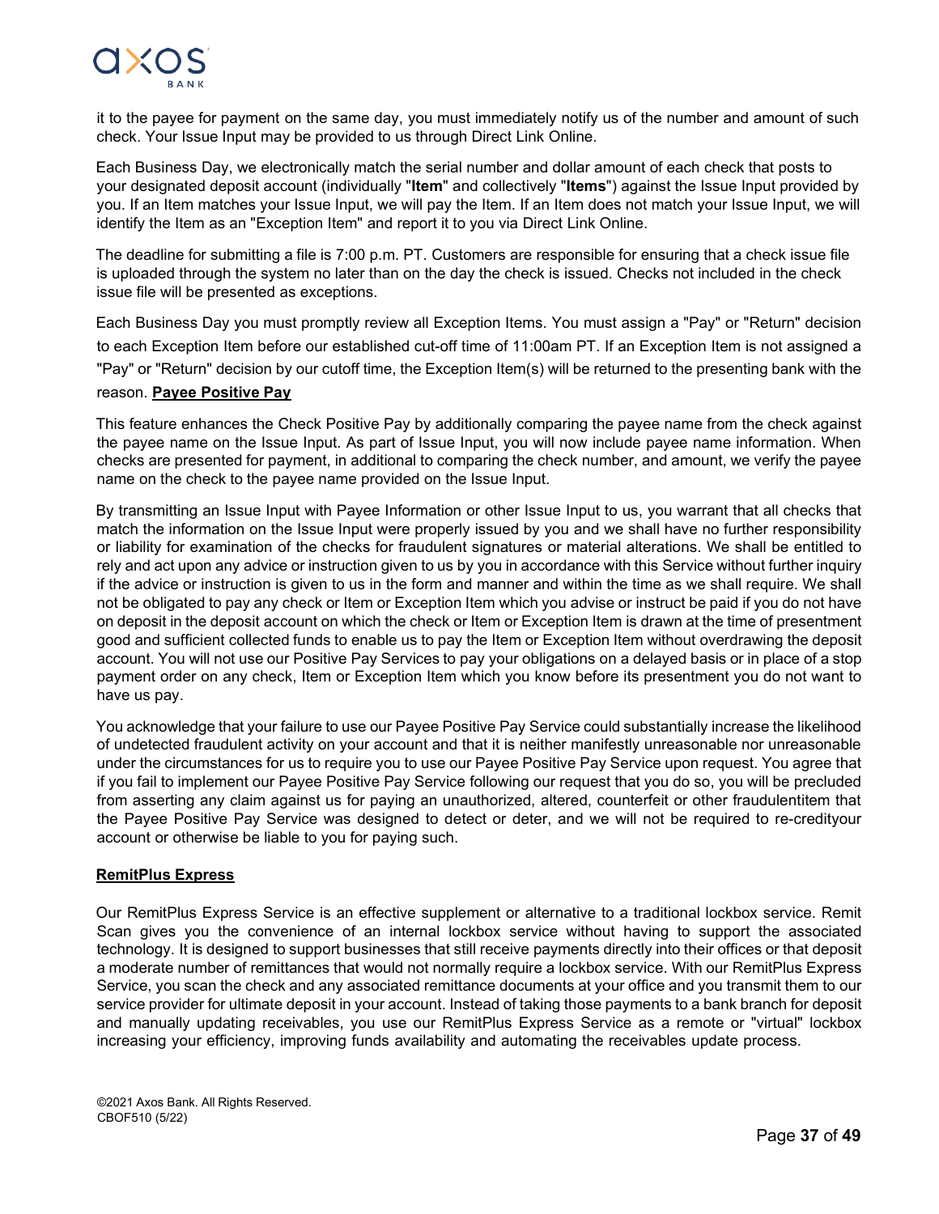it to the payee for payment on the same day, you must immediately notify us of the number and amount of such check. Your Issue Input may be provided to us through Direct Link Online.

Each Business Day, we electronically match the serial number and dollar amount of each check that posts to your designated deposit account (individually "**Item**" and collectively "**Items**") against the Issue Input provided by you. If an Item matches your Issue Input, we will pay the Item. If an Item does not match your Issue Input, we will identify the Item as an "Exception Item" and report it to you via Direct Link Online.

The deadline for submitting a file is 7:00 p.m. PT. Customers are responsible for ensuring that a check issue file is uploaded through the system no later than on the day the check is issued. Checks not included in the check issue file will be presented as exceptions.

Each Business Day you must promptly review all Exception Items. You must assign a "Pay" or "Return" decision to each Exception Item before our established cut-off time of 11:00am PT. If an Exception Item is not assigned a "Pay" or "Return" decision by our cutoff time, the Exception Item(s) will be returned to the presenting bank with the reason.

**Payee Positive Pay**

This feature enhances the Check Positive Pay by additionally comparing the payee name from the check against the payee name on the Issue Input. As part of Issue Input, you will now include payee name information. When checks are presented for payment, in additional to comparing the check number, and amount, we verify the payee name on the check to the payee name provided on the Issue Input.

By transmitting an Issue Input with Payee Information or other Issue Input to us, you warrant that all checks that match the information on the Issue Input were properly issued by you and we shall have no further responsibility or liability for examination of the checks for fraudulent signatures or material alterations. We shall be entitled to rely and act upon any advice or instruction given to us by you in accordance with this Service without further inquiry if the advice or instruction is given to us in the form and manner and within the time as we shall require. We shall not be obligated to pay any check or Item or Exception Item which you advise or instruct be paid if you do not have on deposit in the deposit account on which the check or Item or Exception Item is drawn at the time of presentment good and sufficient collected funds to enable us to pay the Item or Exception Item without overdrawing the deposit account. You will not use our Positive Pay Services to pay your obligations on a delayed basis or in place of a stop payment order on any check, Item or Exception Item which you know before its presentment you do not want to have us pay.

You acknowledge that your failure to use our Payee Positive Pay Service could substantially increase the likelihood of undetected fraudulent activity on your account and that it is neither manifestly unreasonable nor unreasonable under the circumstances for us to require you to use our Payee Positive Pay Service upon request. You agree that if you fail to implement our Payee Positive Pay Service following our request that you do so, you will be precluded from asserting any claim against us for paying an unauthorized, altered, counterfeit or other fraudulentitem that the Payee Positive Pay Service was designed to detect or deter, and we will not be required to re-credityour account or otherwise be liable to you for paying such.

**RemitPlus Express**

Our RemitPlus Express Service is an effective supplement or alternative to a traditional lockbox service. Remit Scan gives you the convenience of an internal lockbox service without having to support the associated technology. It is designed to support businesses that still receive payments directly into their offices or that deposit a moderate number of remittances that would not normally require a lockbox service. With our RemitPlus Express Service, you scan the check and any associated remittance documents at your office and you transmit them to our service provider for ultimate deposit in your account. Instead of taking those payments to a bank branch for deposit and manually updating receivables, you use our RemitPlus Express Service as a remote or "virtual" lockbox increasing your efficiency, improving funds availability and automating the receivables update process.

©2021 Axos Bank. All Rights Reserved.
CBOF510 (5/22)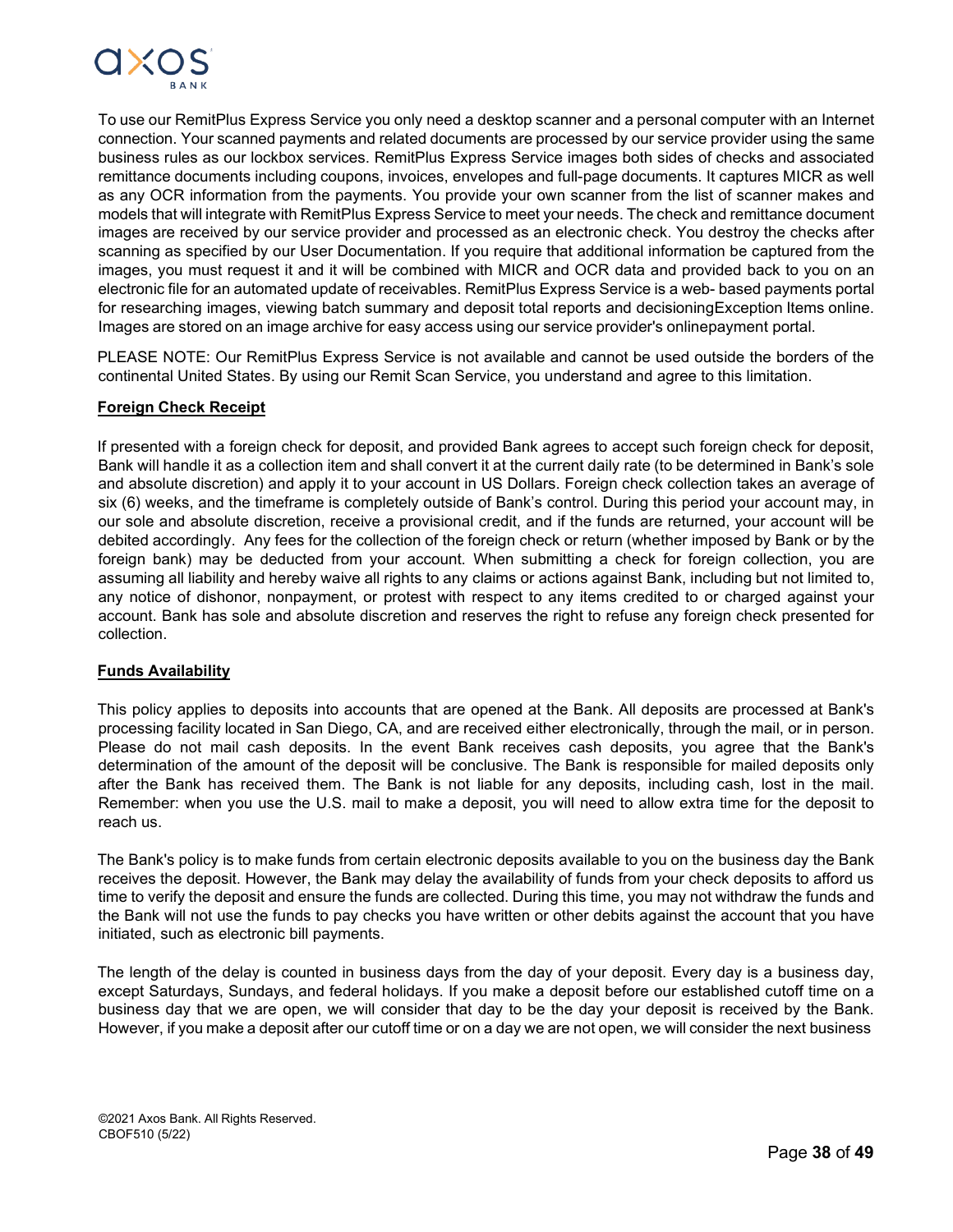To use our RemitPlus Express Service you only need a desktop scanner and a personal computer with an Internet connection. Your scanned payments and related documents are processed by our service provider using the same business rules as our lockbox services. RemitPlus Express Service images both sides of checks and associated remittance documents including coupons, invoices, envelopes and full-page documents. It captures MICR as well as any OCR information from the payments. You provide your own scanner from the list of scanner makes and models that will integrate with RemitPlus Express Service to meet your needs. The check and remittance document images are received by our service provider and processed as an electronic check. You destroy the checks after scanning as specified by our User Documentation. If you require that additional information be captured from the images, you must request it and it will be combined with MICR and OCR data and provided back to you on an electronic file for an automated update of receivables. RemitPlus Express Service is a web- based payments portal for researching images, viewing batch summary and deposit total reports and decisioningException Items online. Images are stored on an image archive for easy access using our service provider's onlinepayment portal.

PLEASE NOTE: Our RemitPlus Express Service is not available and cannot be used outside the borders of the continental United States. By using our Remit Scan Service, you understand and agree to this limitation.

**Foreign Check Receipt**

If presented with a foreign check for deposit, and provided Bank agrees to accept such foreign check for deposit, Bank will handle it as a collection item and shall convert it at the current daily rate (to be determined in Bank's sole and absolute discretion) and apply it to your account in US Dollars. Foreign check collection takes an average of six (6) weeks, and the timeframe is completely outside of Bank's control. During this period your account may, in our sole and absolute discretion, receive a provisional credit, and if the funds are returned, your account will be debited accordingly. Any fees for the collection of the foreign check or return (whether imposed by Bank or by the foreign bank) may be deducted from your account. When submitting a check for foreign collection, you are assuming all liability and hereby waive all rights to any claims or actions against Bank, including but not limited to, any notice of dishonor, nonpayment, or protest with respect to any items credited to or charged against your account. Bank has sole and absolute discretion and reserves the right to refuse any foreign check presented for collection.

**Funds Availability**

This policy applies to deposits into accounts that are opened at the Bank. All deposits are processed at Bank's processing facility located in San Diego, CA, and are received either electronically, through the mail, or in person. Please do not mail cash deposits. In the event Bank receives cash deposits, you agree that the Bank's determination of the amount of the deposit will be conclusive. The Bank is responsible for mailed deposits only after the Bank has received them. The Bank is not liable for any deposits, including cash, lost in the mail. Remember: when you use the U.S. mail to make a deposit, you will need to allow extra time for the deposit to reach us.

The Bank's policy is to make funds from certain electronic deposits available to you on the business day the Bank receives the deposit. However, the Bank may delay the availability of funds from your check deposits to afford us time to verify the deposit and ensure the funds are collected. During this time, you may not withdraw the funds and the Bank will not use the funds to pay checks you have written or other debits against the account that you have initiated, such as electronic bill payments.

The length of the delay is counted in business days from the day of your deposit. Every day is a business day, except Saturdays, Sundays, and federal holidays. If you make a deposit before our established cutoff time on a business day that we are open, we will consider that day to be the day your deposit is received by the Bank. However, if you make a deposit after our cutoff time or on a day we are not open, we will consider the next business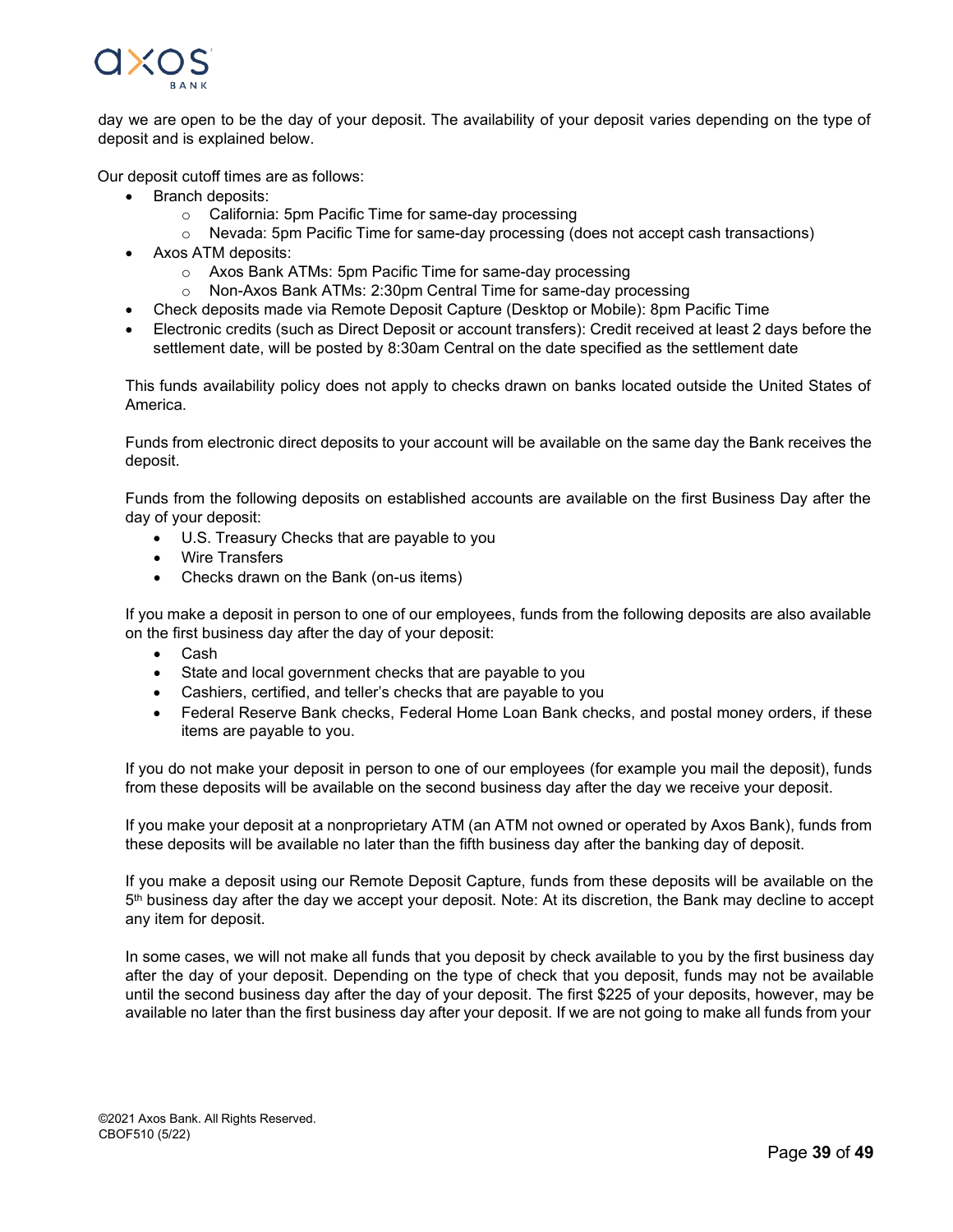day we are open to be the day of your deposit. The availability of your deposit varies depending on the type of deposit and is explained below.

Our deposit cutoff times are as follows:

- Branch deposits:
  - California: 5pm Pacific Time for same-day processing
  - Nevada: 5pm Pacific Time for same-day processing (does not accept cash transactions)
- Axos ATM deposits:
  - Axos Bank ATMs: 5pm Pacific Time for same-day processing
  - Non-Axos Bank ATMs: 2:30pm Central Time for same-day processing
- Check deposits made via Remote Deposit Capture (Desktop or Mobile): 8pm Pacific Time
- Electronic credits (such as Direct Deposit or account transfers): Credit received at least 2 days before the settlement date, will be posted by 8:30am Central on the date specified as the settlement date

This funds availability policy does not apply to checks drawn on banks located outside the United States of America.

Funds from electronic direct deposits to your account will be available on the same day the Bank receives the deposit.

Funds from the following deposits on established accounts are available on the first Business Day after the day of your deposit:

- U.S. Treasury Checks that are payable to you
- Wire Transfers
- Checks drawn on the Bank (on-us items)

If you make a deposit in person to one of our employees, funds from the following deposits are also available on the first business day after the day of your deposit:

- Cash
- State and local government checks that are payable to you
- Cashiers, certified, and teller's checks that are payable to you
- Federal Reserve Bank checks, Federal Home Loan Bank checks, and postal money orders, if these items are payable to you.

If you do not make your deposit in person to one of our employees (for example you mail the deposit), funds from these deposits will be available on the second business day after the day we receive your deposit.

If you make your deposit at a nonproprietary ATM (an ATM not owned or operated by Axos Bank), funds from these deposits will be available no later than the fifth business day after the banking day of deposit.

If you make a deposit using our Remote Deposit Capture, funds from these deposits will be available on the 5th business day after the day we accept your deposit. Note: At its discretion, the Bank may decline to accept any item for deposit.

In some cases, we will not make all funds that you deposit by check available to you by the first business day after the day of your deposit. Depending on the type of check that you deposit, funds may not be available until the second business day after the day of your deposit. The first $225 of your deposits, however, may be available no later than the first business day after your deposit. If we are not going to make all funds from your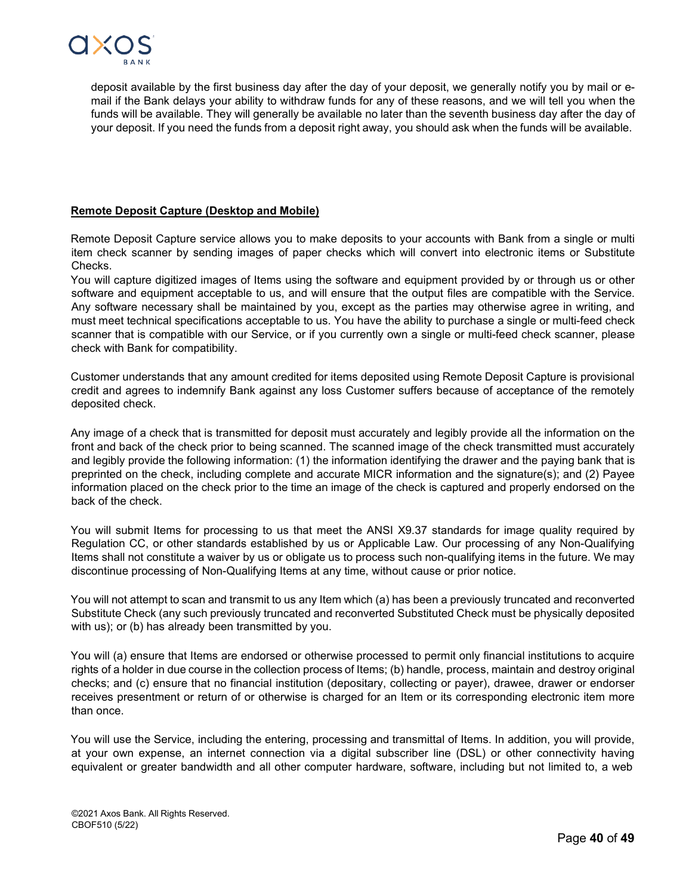deposit available by the first business day after the day of your deposit, we generally notify you by mail or e-mail if the Bank delays your ability to withdraw funds for any of these reasons, and we will tell you when the funds will be available. They will generally be available no later than the seventh business day after the day of your deposit. If you need the funds from a deposit right away, you should ask when the funds will be available.

**Remote Deposit Capture (Desktop and Mobile)**

Remote Deposit Capture service allows you to make deposits to your accounts with Bank from a single or multi item check scanner by sending images of paper checks which will convert into electronic items or Substitute Checks.
You will capture digitized images of Items using the software and equipment provided by or through us or other software and equipment acceptable to us, and will ensure that the output files are compatible with the Service. Any software necessary shall be maintained by you, except as the parties may otherwise agree in writing, and must meet technical specifications acceptable to us. You have the ability to purchase a single or multi-feed check scanner that is compatible with our Service, or if you currently own a single or multi-feed check scanner, please check with Bank for compatibility.

Customer understands that any amount credited for items deposited using Remote Deposit Capture is provisional credit and agrees to indemnify Bank against any loss Customer suffers because of acceptance of the remotely deposited check.

Any image of a check that is transmitted for deposit must accurately and legibly provide all the information on the front and back of the check prior to being scanned. The scanned image of the check transmitted must accurately and legibly provide the following information: (1) the information identifying the drawer and the paying bank that is preprinted on the check, including complete and accurate MICR information and the signature(s); and (2) Payee information placed on the check prior to the time an image of the check is captured and properly endorsed on the back of the check.

You will submit Items for processing to us that meet the ANSI X9.37 standards for image quality required by Regulation CC, or other standards established by us or Applicable Law. Our processing of any Non-Qualifying Items shall not constitute a waiver by us or obligate us to process such non-qualifying items in the future. We may discontinue processing of Non-Qualifying Items at any time, without cause or prior notice.

You will not attempt to scan and transmit to us any Item which (a) has been a previously truncated and reconverted Substitute Check (any such previously truncated and reconverted Substituted Check must be physically deposited with us); or (b) has already been transmitted by you.

You will (a) ensure that Items are endorsed or otherwise processed to permit only financial institutions to acquire rights of a holder in due course in the collection process of Items; (b) handle, process, maintain and destroy original checks; and (c) ensure that no financial institution (depositary, collecting or payer), drawee, drawer or endorser receives presentment or return of or otherwise is charged for an Item or its corresponding electronic item more than once.

You will use the Service, including the entering, processing and transmittal of Items. In addition, you will provide, at your own expense, an internet connection via a digital subscriber line (DSL) or other connectivity having equivalent or greater bandwidth and all other computer hardware, software, including but not limited to, a web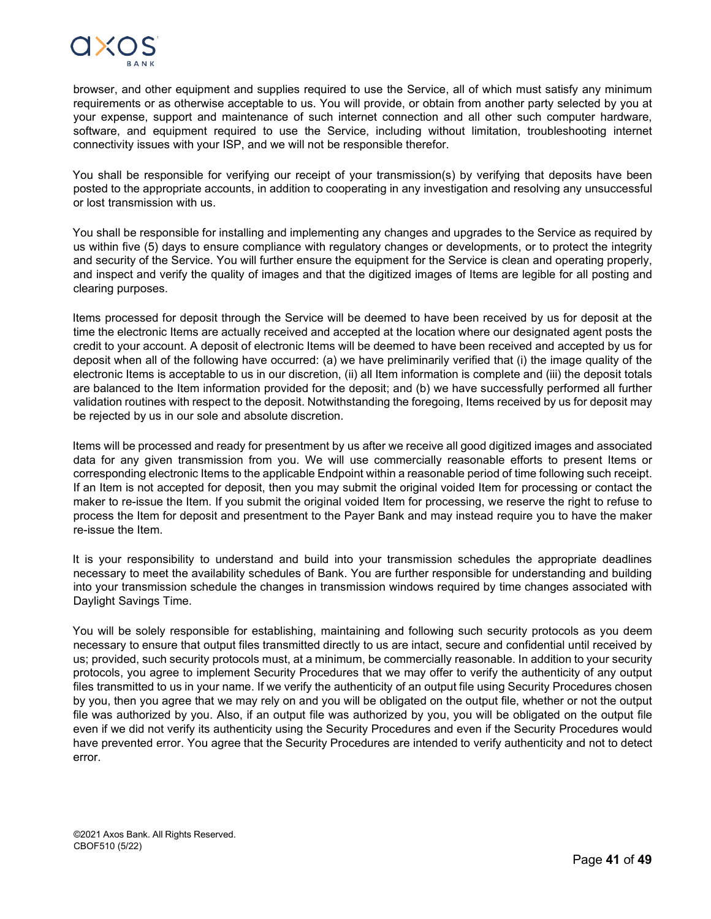browser, and other equipment and supplies required to use the Service, all of which must satisfy any minimum requirements or as otherwise acceptable to us. You will provide, or obtain from another party selected by you at your expense, support and maintenance of such internet connection and all other such computer hardware, software, and equipment required to use the Service, including without limitation, troubleshooting internet connectivity issues with your ISP, and we will not be responsible therefor.

You shall be responsible for verifying our receipt of your transmission(s) by verifying that deposits have been posted to the appropriate accounts, in addition to cooperating in any investigation and resolving any unsuccessful or lost transmission with us.

You shall be responsible for installing and implementing any changes and upgrades to the Service as required by us within five (5) days to ensure compliance with regulatory changes or developments, or to protect the integrity and security of the Service. You will further ensure the equipment for the Service is clean and operating properly, and inspect and verify the quality of images and that the digitized images of Items are legible for all posting and clearing purposes.

Items processed for deposit through the Service will be deemed to have been received by us for deposit at the time the electronic Items are actually received and accepted at the location where our designated agent posts the credit to your account. A deposit of electronic Items will be deemed to have been received and accepted by us for deposit when all of the following have occurred: (a) we have preliminarily verified that (i) the image quality of the electronic Items is acceptable to us in our discretion, (ii) all Item information is complete and (iii) the deposit totals are balanced to the Item information provided for the deposit; and (b) we have successfully performed all further validation routines with respect to the deposit. Notwithstanding the foregoing, Items received by us for deposit may be rejected by us in our sole and absolute discretion.

Items will be processed and ready for presentment by us after we receive all good digitized images and associated data for any given transmission from you. We will use commercially reasonable efforts to present Items or corresponding electronic Items to the applicable Endpoint within a reasonable period of time following such receipt. If an Item is not accepted for deposit, then you may submit the original voided Item for processing or contact the maker to re-issue the Item. If you submit the original voided Item for processing, we reserve the right to refuse to process the Item for deposit and presentment to the Payer Bank and may instead require you to have the maker re-issue the Item.

It is your responsibility to understand and build into your transmission schedules the appropriate deadlines necessary to meet the availability schedules of Bank. You are further responsible for understanding and building into your transmission schedule the changes in transmission windows required by time changes associated with Daylight Savings Time.

You will be solely responsible for establishing, maintaining and following such security protocols as you deem necessary to ensure that output files transmitted directly to us are intact, secure and confidential until received by us; provided, such security protocols must, at a minimum, be commercially reasonable. In addition to your security protocols, you agree to implement Security Procedures that we may offer to verify the authenticity of any output files transmitted to us in your name. If we verify the authenticity of an output file using Security Procedures chosen by you, then you agree that we may rely on and you will be obligated on the output file, whether or not the output file was authorized by you. Also, if an output file was authorized by you, you will be obligated on the output file even if we did not verify its authenticity using the Security Procedures and even if the Security Procedures would have prevented error. You agree that the Security Procedures are intended to verify authenticity and not to detect error.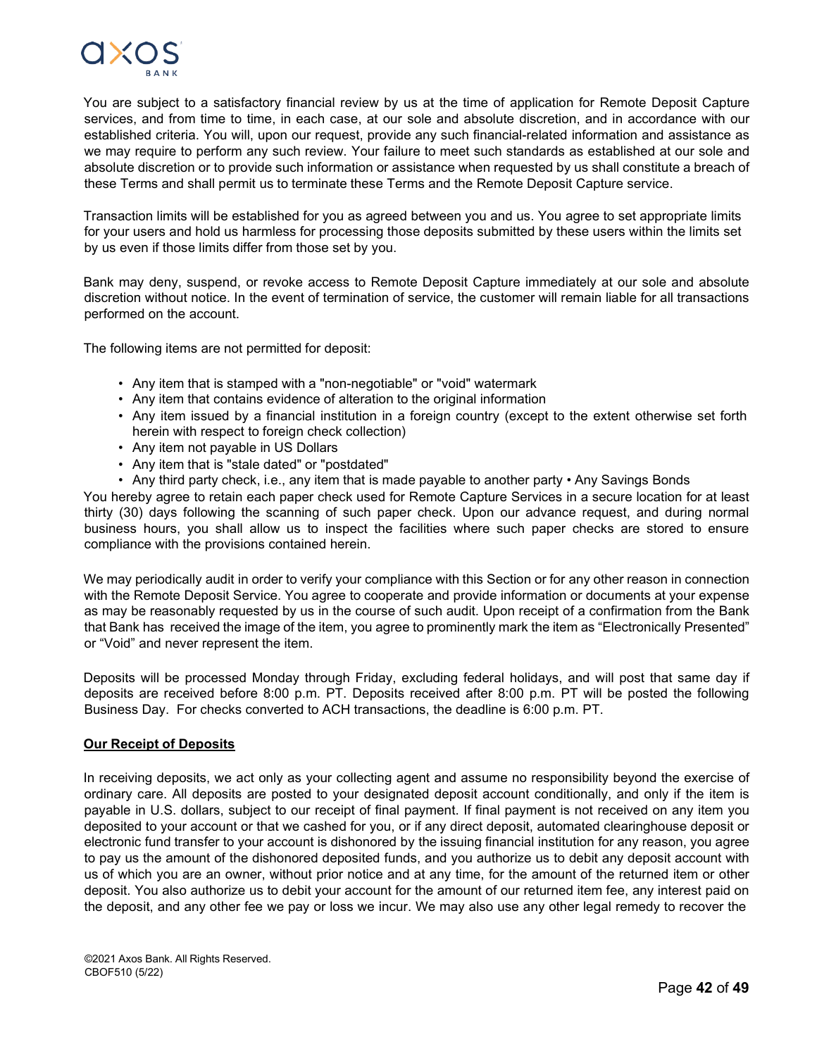You are subject to a satisfactory financial review by us at the time of application for Remote Deposit Capture services, and from time to time, in each case, at our sole and absolute discretion, and in accordance with our established criteria. You will, upon our request, provide any such financial-related information and assistance as we may require to perform any such review. Your failure to meet such standards as established at our sole and absolute discretion or to provide such information or assistance when requested by us shall constitute a breach of these Terms and shall permit us to terminate these Terms and the Remote Deposit Capture service.

Transaction limits will be established for you as agreed between you and us. You agree to set appropriate limits for your users and hold us harmless for processing those deposits submitted by these users within the limits set by us even if those limits differ from those set by you.

Bank may deny, suspend, or revoke access to Remote Deposit Capture immediately at our sole and absolute discretion without notice. In the event of termination of service, the customer will remain liable for all transactions performed on the account.

The following items are not permitted for deposit:

- Any item that is stamped with a "non-negotiable" or "void" watermark
- Any item that contains evidence of alteration to the original information
- Any item issued by a financial institution in a foreign country (except to the extent otherwise set forth herein with respect to foreign check collection)
- Any item not payable in US Dollars
- Any item that is "stale dated" or "postdated"
- Any third party check, i.e., any item that is made payable to another party • Any Savings Bonds

You hereby agree to retain each paper check used for Remote Capture Services in a secure location for at least thirty (30) days following the scanning of such paper check. Upon our advance request, and during normal business hours, you shall allow us to inspect the facilities where such paper checks are stored to ensure compliance with the provisions contained herein.

We may periodically audit in order to verify your compliance with this Section or for any other reason in connection with the Remote Deposit Service. You agree to cooperate and provide information or documents at your expense as may be reasonably requested by us in the course of such audit. Upon receipt of a confirmation from the Bank that Bank has received the image of the item, you agree to prominently mark the item as "Electronically Presented" or "Void" and never represent the item.

Deposits will be processed Monday through Friday, excluding federal holidays, and will post that same day if deposits are received before 8:00 p.m. PT. Deposits received after 8:00 p.m. PT will be posted the following Business Day. For checks converted to ACH transactions, the deadline is 6:00 p.m. PT.

**Our Receipt of Deposits**

In receiving deposits, we act only as your collecting agent and assume no responsibility beyond the exercise of ordinary care. All deposits are posted to your designated deposit account conditionally, and only if the item is payable in U.S. dollars, subject to our receipt of final payment. If final payment is not received on any item you deposited to your account or that we cashed for you, or if any direct deposit, automated clearinghouse deposit or electronic fund transfer to your account is dishonored by the issuing financial institution for any reason, you agree to pay us the amount of the dishonored deposited funds, and you authorize us to debit any deposit account with us of which you are an owner, without prior notice and at any time, for the amount of the returned item or other deposit. You also authorize us to debit your account for the amount of our returned item fee, any interest paid on the deposit, and any other fee we pay or loss we incur. We may also use any other legal remedy to recover the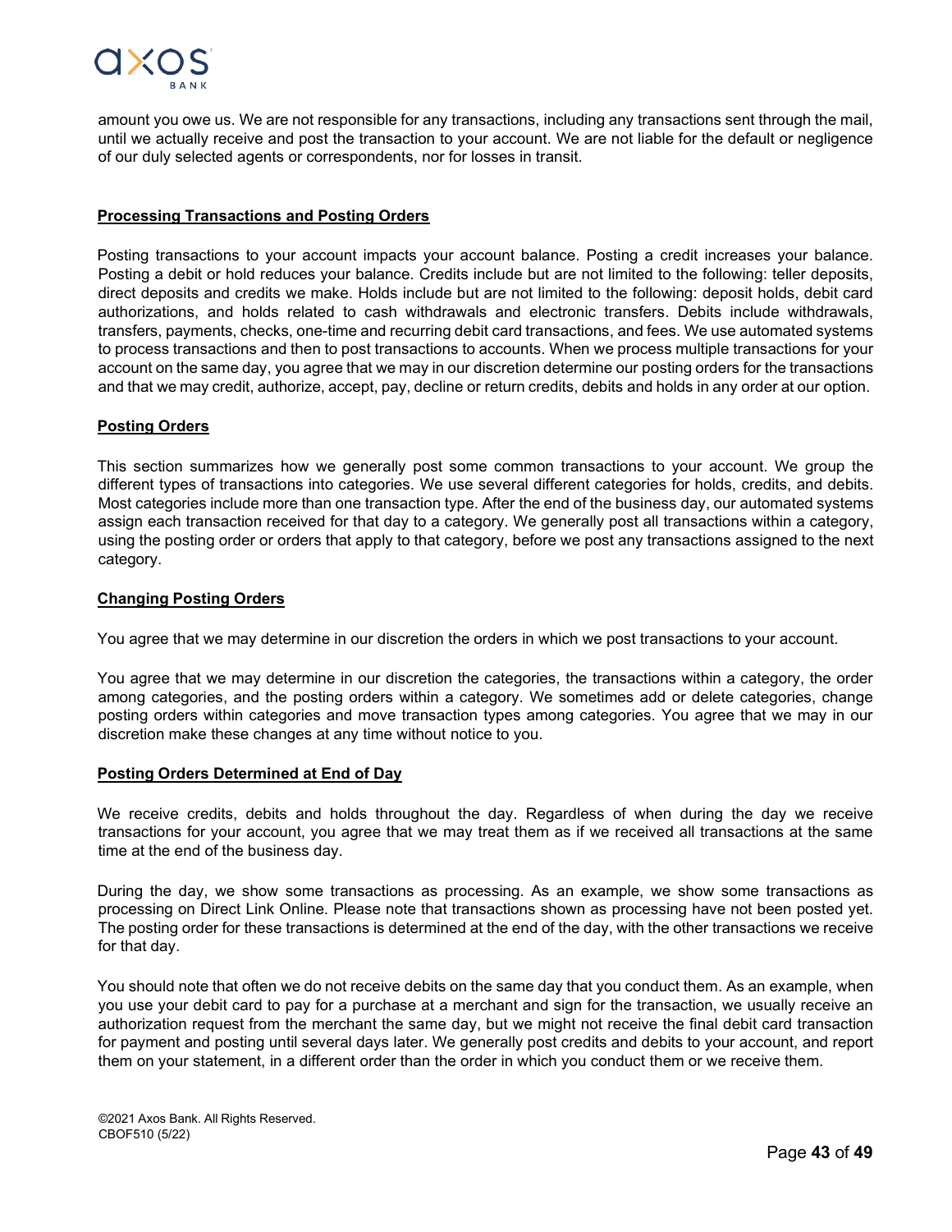amount you owe us. We are not responsible for any transactions, including any transactions sent through the mail, until we actually receive and post the transaction to your account. We are not liable for the default or negligence of our duly selected agents or correspondents, nor for losses in transit.

**Processing Transactions and Posting Orders**

Posting transactions to your account impacts your account balance. Posting a credit increases your balance. Posting a debit or hold reduces your balance. Credits include but are not limited to the following: teller deposits, direct deposits and credits we make. Holds include but are not limited to the following: deposit holds, debit card authorizations, and holds related to cash withdrawals and electronic transfers. Debits include withdrawals, transfers, payments, checks, one-time and recurring debit card transactions, and fees. We use automated systems to process transactions and then to post transactions to accounts. When we process multiple transactions for your account on the same day, you agree that we may in our discretion determine our posting orders for the transactions and that we may credit, authorize, accept, pay, decline or return credits, debits and holds in any order at our option.

**Posting Orders**

This section summarizes how we generally post some common transactions to your account. We group the different types of transactions into categories. We use several different categories for holds, credits, and debits. Most categories include more than one transaction type. After the end of the business day, our automated systems assign each transaction received for that day to a category. We generally post all transactions within a category, using the posting order or orders that apply to that category, before we post any transactions assigned to the next category.

**Changing Posting Orders**

You agree that we may determine in our discretion the orders in which we post transactions to your account.

You agree that we may determine in our discretion the categories, the transactions within a category, the order among categories, and the posting orders within a category. We sometimes add or delete categories, change posting orders within categories and move transaction types among categories. You agree that we may in our discretion make these changes at any time without notice to you.

**Posting Orders Determined at End of Day**

We receive credits, debits and holds throughout the day. Regardless of when during the day we receive transactions for your account, you agree that we may treat them as if we received all transactions at the same time at the end of the business day.

During the day, we show some transactions as processing. As an example, we show some transactions as processing on Direct Link Online. Please note that transactions shown as processing have not been posted yet. The posting order for these transactions is determined at the end of the day, with the other transactions we receive for that day.

You should note that often we do not receive debits on the same day that you conduct them. As an example, when you use your debit card to pay for a purchase at a merchant and sign for the transaction, we usually receive an authorization request from the merchant the same day, but we might not receive the final debit card transaction for payment and posting until several days later. We generally post credits and debits to your account, and report them on your statement, in a different order than the order in which you conduct them or we receive them.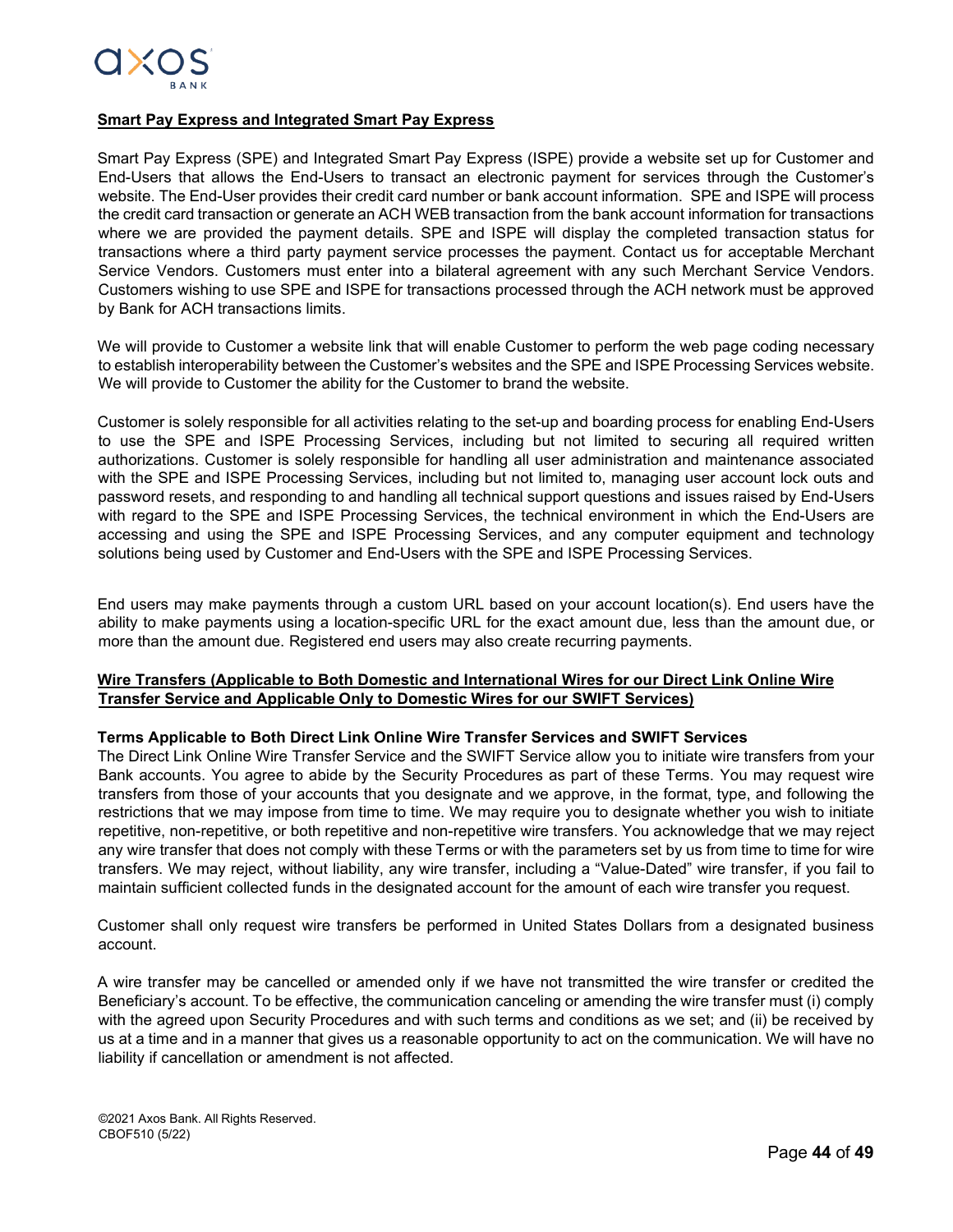**Smart Pay Express and Integrated Smart Pay Express**

Smart Pay Express (SPE) and Integrated Smart Pay Express (ISPE) provide a website set up for Customer and End-Users that allows the End-Users to transact an electronic payment for services through the Customer's website. The End-User provides their credit card number or bank account information. SPE and ISPE will process the credit card transaction or generate an ACH WEB transaction from the bank account information for transactions where we are provided the payment details. SPE and ISPE will display the completed transaction status for transactions where a third party payment service processes the payment. Contact us for acceptable Merchant Service Vendors. Customers must enter into a bilateral agreement with any such Merchant Service Vendors. Customers wishing to use SPE and ISPE for transactions processed through the ACH network must be approved by Bank for ACH transactions limits.

We will provide to Customer a website link that will enable Customer to perform the web page coding necessary to establish interoperability between the Customer's websites and the SPE and ISPE Processing Services website. We will provide to Customer the ability for the Customer to brand the website.

Customer is solely responsible for all activities relating to the set-up and boarding process for enabling End-Users to use the SPE and ISPE Processing Services, including but not limited to securing all required written authorizations. Customer is solely responsible for handling all user administration and maintenance associated with the SPE and ISPE Processing Services, including but not limited to, managing user account lock outs and password resets, and responding to and handling all technical support questions and issues raised by End-Users with regard to the SPE and ISPE Processing Services, the technical environment in which the End-Users are accessing and using the SPE and ISPE Processing Services, and any computer equipment and technology solutions being used by Customer and End-Users with the SPE and ISPE Processing Services.

End users may make payments through a custom URL based on your account location(s). End users have the ability to make payments using a location-specific URL for the exact amount due, less than the amount due, or more than the amount due. Registered end users may also create recurring payments.

**Wire Transfers (Applicable to Both Domestic and International Wires for our Direct Link Online Wire Transfer Service and Applicable Only to Domestic Wires for our SWIFT Services)**

**Terms Applicable to Both Direct Link Online Wire Transfer Services and SWIFT Services**

The Direct Link Online Wire Transfer Service and the SWIFT Service allow you to initiate wire transfers from your Bank accounts. You agree to abide by the Security Procedures as part of these Terms. You may request wire transfers from those of your accounts that you designate and we approve, in the format, type, and following the restrictions that we may impose from time to time. We may require you to designate whether you wish to initiate repetitive, non-repetitive, or both repetitive and non-repetitive wire transfers. You acknowledge that we may reject any wire transfer that does not comply with these Terms or with the parameters set by us from time to time for wire transfers. We may reject, without liability, any wire transfer, including a "Value-Dated" wire transfer, if you fail to maintain sufficient collected funds in the designated account for the amount of each wire transfer you request.

Customer shall only request wire transfers be performed in United States Dollars from a designated business account.

A wire transfer may be cancelled or amended only if we have not transmitted the wire transfer or credited the Beneficiary's account. To be effective, the communication canceling or amending the wire transfer must (i) comply with the agreed upon Security Procedures and with such terms and conditions as we set; and (ii) be received by us at a time and in a manner that gives us a reasonable opportunity to act on the communication. We will have no liability if cancellation or amendment is not affected.

©2021 Axos Bank. All Rights Reserved.
CBOF510 (5/22)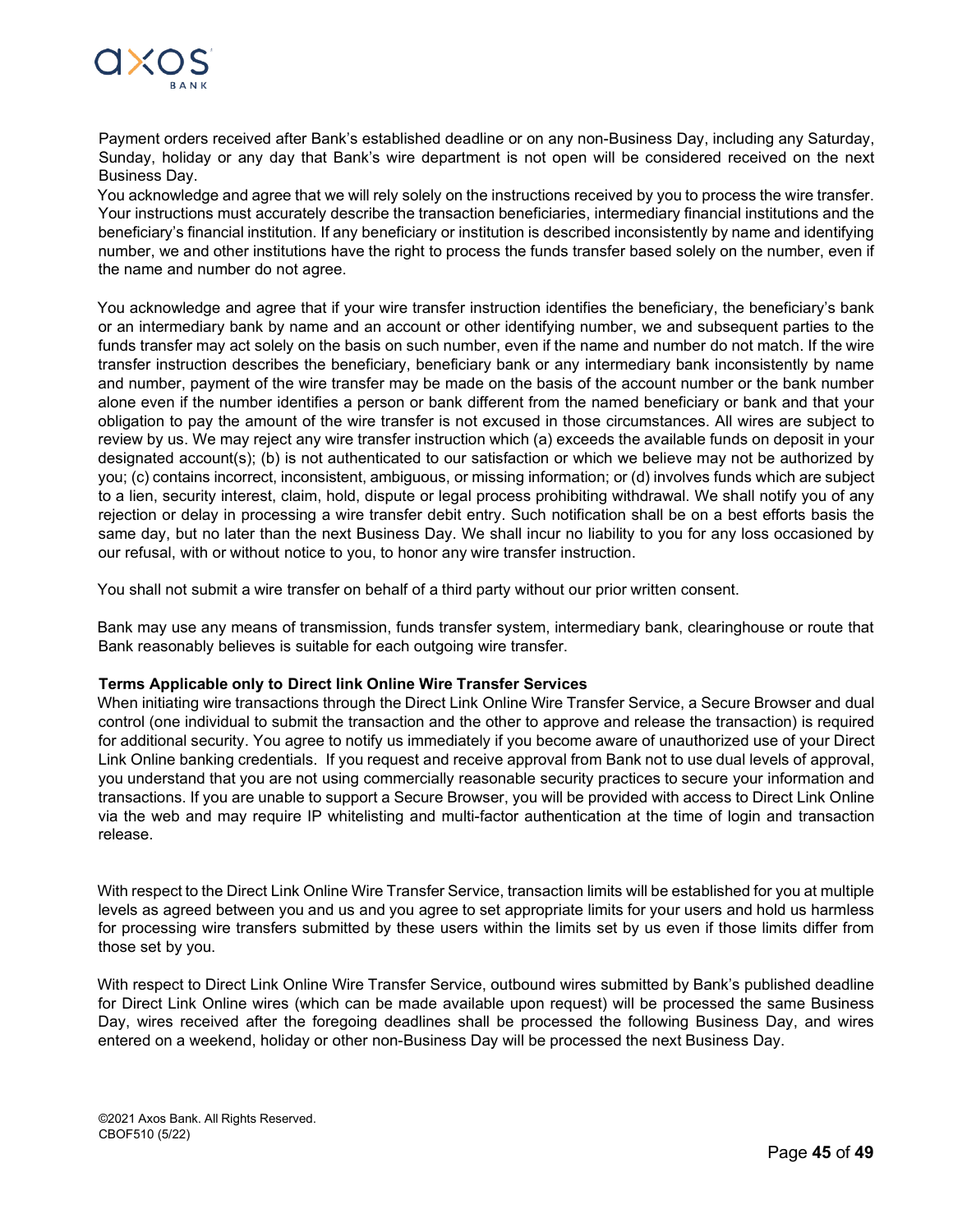Payment orders received after Bank's established deadline or on any non-Business Day, including any Saturday, Sunday, holiday or any day that Bank's wire department is not open will be considered received on the next Business Day.

You acknowledge and agree that we will rely solely on the instructions received by you to process the wire transfer. Your instructions must accurately describe the transaction beneficiaries, intermediary financial institutions and the beneficiary's financial institution. If any beneficiary or institution is described inconsistently by name and identifying number, we and other institutions have the right to process the funds transfer based solely on the number, even if the name and number do not agree.

You acknowledge and agree that if your wire transfer instruction identifies the beneficiary, the beneficiary's bank or an intermediary bank by name and an account or other identifying number, we and subsequent parties to the funds transfer may act solely on the basis on such number, even if the name and number do not match. If the wire transfer instruction describes the beneficiary, beneficiary bank or any intermediary bank inconsistently by name and number, payment of the wire transfer may be made on the basis of the account number or the bank number alone even if the number identifies a person or bank different from the named beneficiary or bank and that your obligation to pay the amount of the wire transfer is not excused in those circumstances. All wires are subject to review by us. We may reject any wire transfer instruction which (a) exceeds the available funds on deposit in your designated account(s); (b) is not authenticated to our satisfaction or which we believe may not be authorized by you; (c) contains incorrect, inconsistent, ambiguous, or missing information; or (d) involves funds which are subject to a lien, security interest, claim, hold, dispute or legal process prohibiting withdrawal. We shall notify you of any rejection or delay in processing a wire transfer debit entry. Such notification shall be on a best efforts basis the same day, but no later than the next Business Day. We shall incur no liability to you for any loss occasioned by our refusal, with or without notice to you, to honor any wire transfer instruction.

You shall not submit a wire transfer on behalf of a third party without our prior written consent.

Bank may use any means of transmission, funds transfer system, intermediary bank, clearinghouse or route that Bank reasonably believes is suitable for each outgoing wire transfer.

**Terms Applicable only to Direct link Online Wire Transfer Services**

When initiating wire transactions through the Direct Link Online Wire Transfer Service, a Secure Browser and dual control (one individual to submit the transaction and the other to approve and release the transaction) is required for additional security. You agree to notify us immediately if you become aware of unauthorized use of your Direct Link Online banking credentials. If you request and receive approval from Bank not to use dual levels of approval, you understand that you are not using commercially reasonable security practices to secure your information and transactions. If you are unable to support a Secure Browser, you will be provided with access to Direct Link Online via the web and may require IP whitelisting and multi-factor authentication at the time of login and transaction release.

With respect to the Direct Link Online Wire Transfer Service, transaction limits will be established for you at multiple levels as agreed between you and us and you agree to set appropriate limits for your users and hold us harmless for processing wire transfers submitted by these users within the limits set by us even if those limits differ from those set by you.

With respect to Direct Link Online Wire Transfer Service, outbound wires submitted by Bank's published deadline for Direct Link Online wires (which can be made available upon request) will be processed the same Business Day, wires received after the foregoing deadlines shall be processed the following Business Day, and wires entered on a weekend, holiday or other non-Business Day will be processed the next Business Day.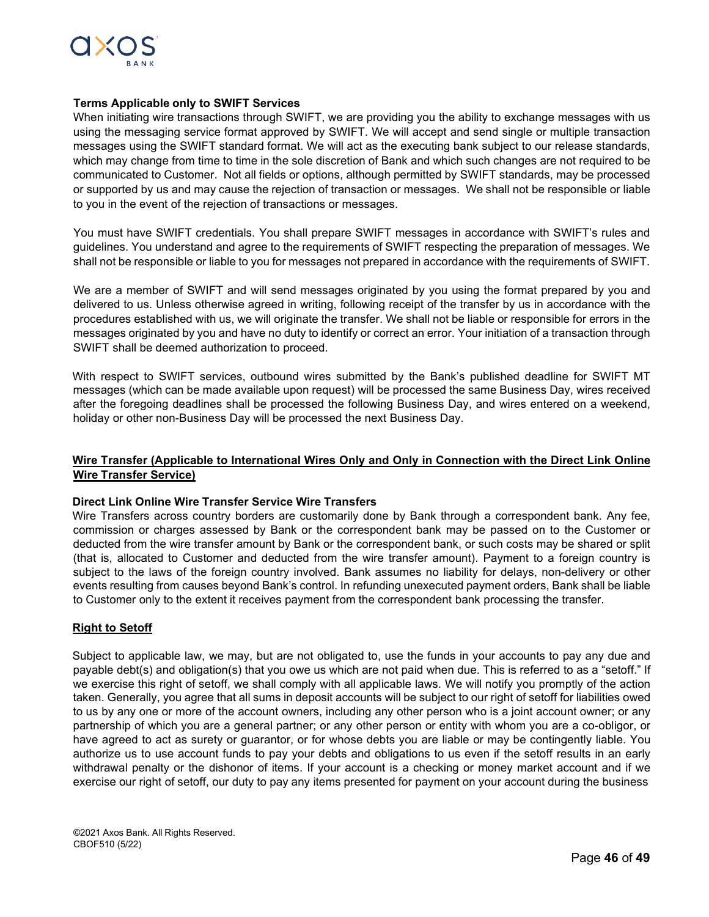**Terms Applicable only to SWIFT Services**

When initiating wire transactions through SWIFT, we are providing you the ability to exchange messages with us using the messaging service format approved by SWIFT. We will accept and send single or multiple transaction messages using the SWIFT standard format. We will act as the executing bank subject to our release standards, which may change from time to time in the sole discretion of Bank and which such changes are not required to be communicated to Customer. Not all fields or options, although permitted by SWIFT standards, may be processed or supported by us and may cause the rejection of transaction or messages. We shall not be responsible or liable to you in the event of the rejection of transactions or messages.

You must have SWIFT credentials. You shall prepare SWIFT messages in accordance with SWIFT's rules and guidelines. You understand and agree to the requirements of SWIFT respecting the preparation of messages. We shall not be responsible or liable to you for messages not prepared in accordance with the requirements of SWIFT.

We are a member of SWIFT and will send messages originated by you using the format prepared by you and delivered to us. Unless otherwise agreed in writing, following receipt of the transfer by us in accordance with the procedures established with us, we will originate the transfer. We shall not be liable or responsible for errors in the messages originated by you and have no duty to identify or correct an error. Your initiation of a transaction through SWIFT shall be deemed authorization to proceed.

With respect to SWIFT services, outbound wires submitted by the Bank's published deadline for SWIFT MT messages (which can be made available upon request) will be processed the same Business Day, wires received after the foregoing deadlines shall be processed the following Business Day, and wires entered on a weekend, holiday or other non-Business Day will be processed the next Business Day.

## Wire Transfer (Applicable to International Wires Only and Only in Connection with the Direct Link Online Wire Transfer Service)

**Direct Link Online Wire Transfer Service Wire Transfers**

Wire Transfers across country borders are customarily done by Bank through a correspondent bank. Any fee, commission or charges assessed by Bank or the correspondent bank may be passed on to the Customer or deducted from the wire transfer amount by Bank or the correspondent bank, or such costs may be shared or split (that is, allocated to Customer and deducted from the wire transfer amount). Payment to a foreign country is subject to the laws of the foreign country involved. Bank assumes no liability for delays, non-delivery or other events resulting from causes beyond Bank's control. In refunding unexecuted payment orders, Bank shall be liable to Customer only to the extent it receives payment from the correspondent bank processing the transfer.

## Right to Setoff

Subject to applicable law, we may, but are not obligated to, use the funds in your accounts to pay any due and payable debt(s) and obligation(s) that you owe us which are not paid when due. This is referred to as a "setoff." If we exercise this right of setoff, we shall comply with all applicable laws. We will notify you promptly of the action taken. Generally, you agree that all sums in deposit accounts will be subject to our right of setoff for liabilities owed to us by any one or more of the account owners, including any other person who is a joint account owner; or any partnership of which you are a general partner; or any other person or entity with whom you are a co-obligor, or have agreed to act as surety or guarantor, or for whose debts you are liable or may be contingently liable. You authorize us to use account funds to pay your debts and obligations to us even if the setoff results in an early withdrawal penalty or the dishonor of items. If your account is a checking or money market account and if we exercise our right of setoff, our duty to pay any items presented for payment on your account during the business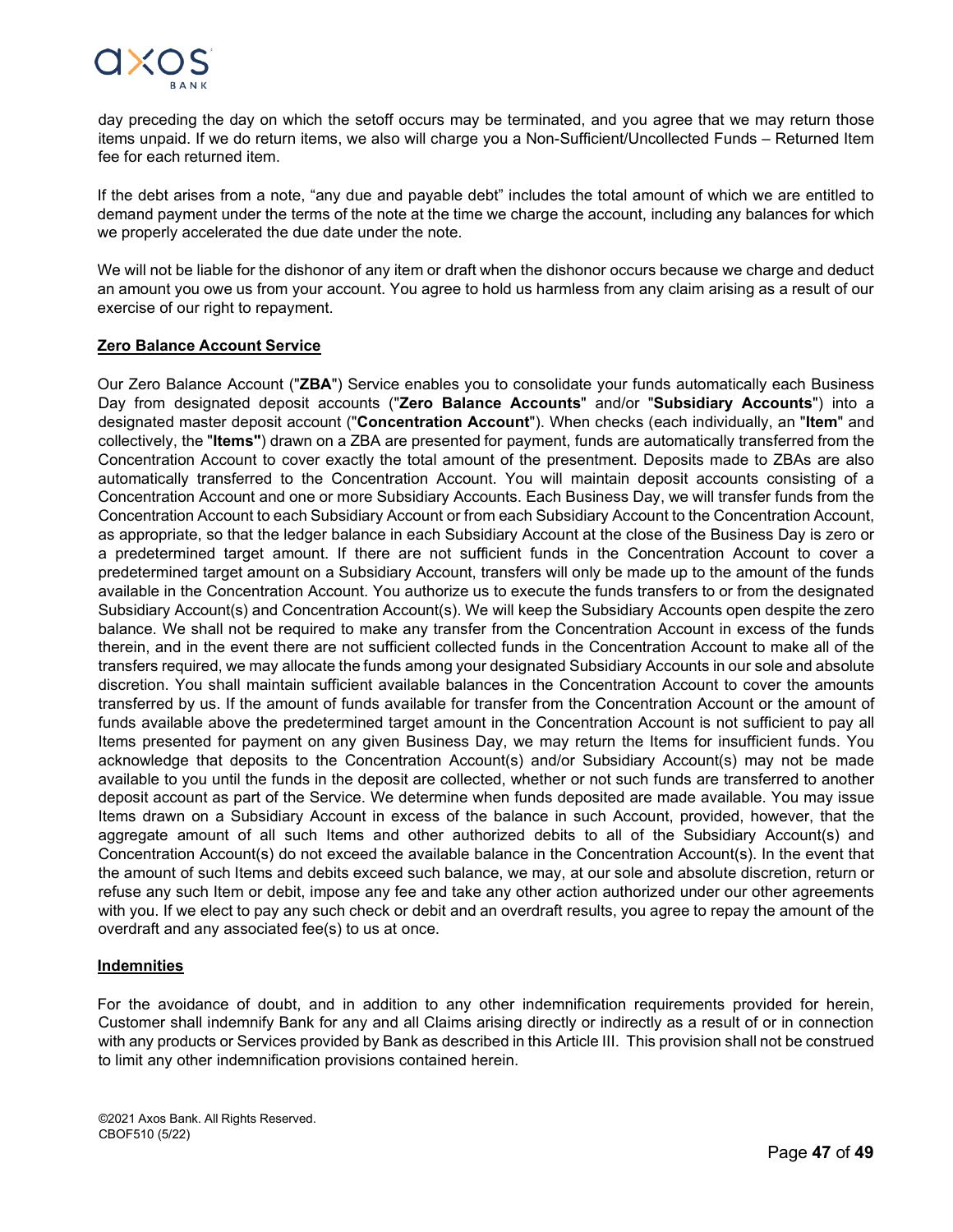day preceding the day on which the setoff occurs may be terminated, and you agree that we may return those items unpaid. If we do return items, we also will charge you a Non-Sufficient/Uncollected Funds – Returned Item fee for each returned item.

If the debt arises from a note, "any due and payable debt" includes the total amount of which we are entitled to demand payment under the terms of the note at the time we charge the account, including any balances for which we properly accelerated the due date under the note.

We will not be liable for the dishonor of any item or draft when the dishonor occurs because we charge and deduct an amount you owe us from your account. You agree to hold us harmless from any claim arising as a result of our exercise of our right to repayment.

**Zero Balance Account Service**

Our Zero Balance Account ("**ZBA**") Service enables you to consolidate your funds automatically each Business Day from designated deposit accounts ("**Zero Balance Accounts**" and/or "**Subsidiary Accounts**") into a designated master deposit account ("**Concentration Account**"). When checks (each individually, an "**Item**" and collectively, the "**Items"**) drawn on a ZBA are presented for payment, funds are automatically transferred from the Concentration Account to cover exactly the total amount of the presentment. Deposits made to ZBAs are also automatically transferred to the Concentration Account. You will maintain deposit accounts consisting of a Concentration Account and one or more Subsidiary Accounts. Each Business Day, we will transfer funds from the Concentration Account to each Subsidiary Account or from each Subsidiary Account to the Concentration Account, as appropriate, so that the ledger balance in each Subsidiary Account at the close of the Business Day is zero or a predetermined target amount. If there are not sufficient funds in the Concentration Account to cover a predetermined target amount on a Subsidiary Account, transfers will only be made up to the amount of the funds available in the Concentration Account. You authorize us to execute the funds transfers to or from the designated Subsidiary Account(s) and Concentration Account(s). We will keep the Subsidiary Accounts open despite the zero balance. We shall not be required to make any transfer from the Concentration Account in excess of the funds therein, and in the event there are not sufficient collected funds in the Concentration Account to make all of the transfers required, we may allocate the funds among your designated Subsidiary Accounts in our sole and absolute discretion. You shall maintain sufficient available balances in the Concentration Account to cover the amounts transferred by us. If the amount of funds available for transfer from the Concentration Account or the amount of funds available above the predetermined target amount in the Concentration Account is not sufficient to pay all Items presented for payment on any given Business Day, we may return the Items for insufficient funds. You acknowledge that deposits to the Concentration Account(s) and/or Subsidiary Account(s) may not be made available to you until the funds in the deposit are collected, whether or not such funds are transferred to another deposit account as part of the Service. We determine when funds deposited are made available. You may issue Items drawn on a Subsidiary Account in excess of the balance in such Account, provided, however, that the aggregate amount of all such Items and other authorized debits to all of the Subsidiary Account(s) and Concentration Account(s) do not exceed the available balance in the Concentration Account(s). In the event that the amount of such Items and debits exceed such balance, we may, at our sole and absolute discretion, return or refuse any such Item or debit, impose any fee and take any other action authorized under our other agreements with you. If we elect to pay any such check or debit and an overdraft results, you agree to repay the amount of the overdraft and any associated fee(s) to us at once.

**Indemnities**

For the avoidance of doubt, and in addition to any other indemnification requirements provided for herein, Customer shall indemnify Bank for any and all Claims arising directly or indirectly as a result of or in connection with any products or Services provided by Bank as described in this Article III. This provision shall not be construed to limit any other indemnification provisions contained herein.

©2021 Axos Bank. All Rights Reserved.
CBOF510 (5/22)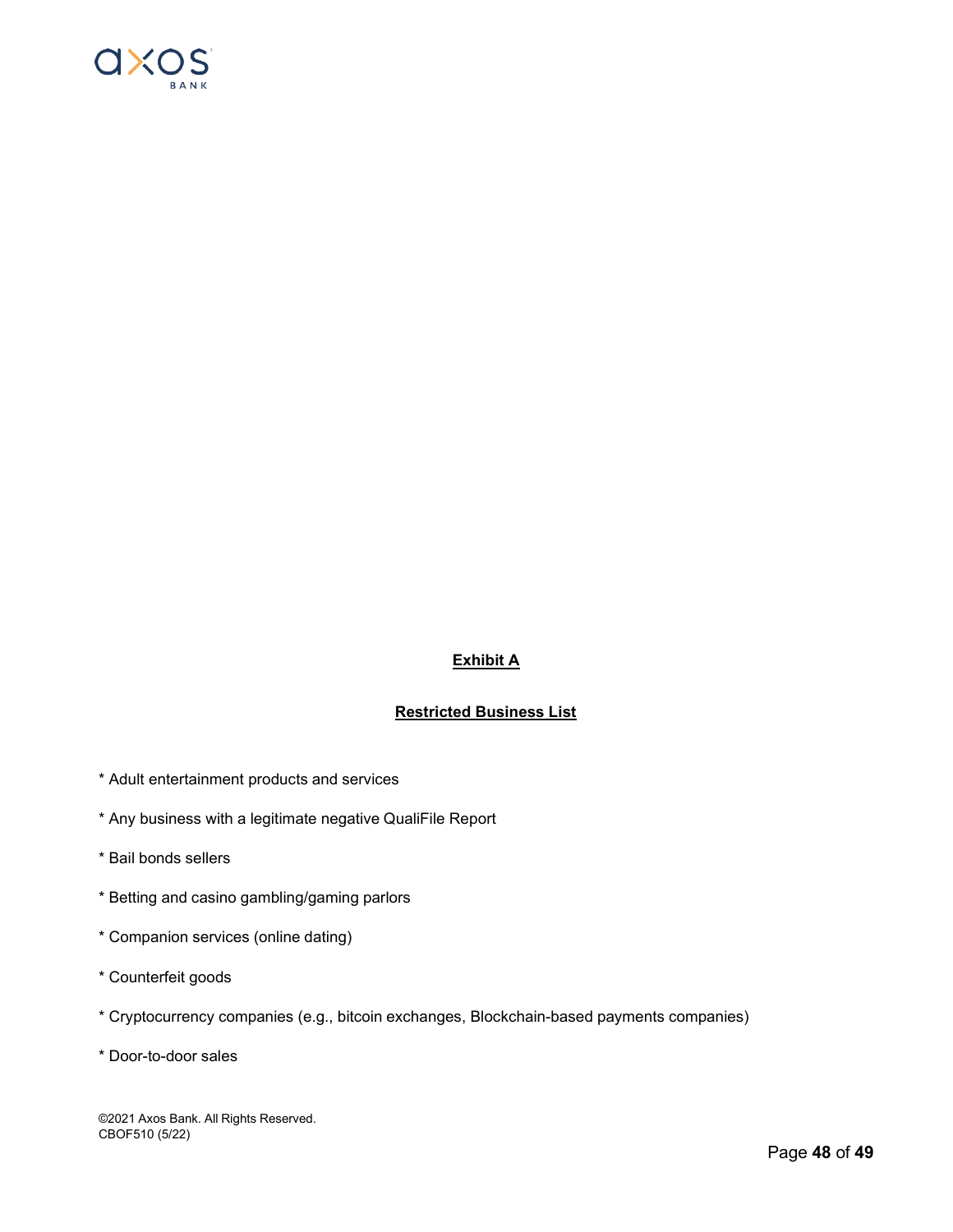**Exhibit A**

**Restricted Business List**

* Adult entertainment products and services

* Any business with a legitimate negative QualiFile Report

* Bail bonds sellers

* Betting and casino gambling/gaming parlors

* Companion services (online dating)

* Counterfeit goods

* Cryptocurrency companies (e.g., bitcoin exchanges, Blockchain-based payments companies)

* Door-to-door sales

©2021 Axos Bank. All Rights Reserved.
CBOF510 (5/22)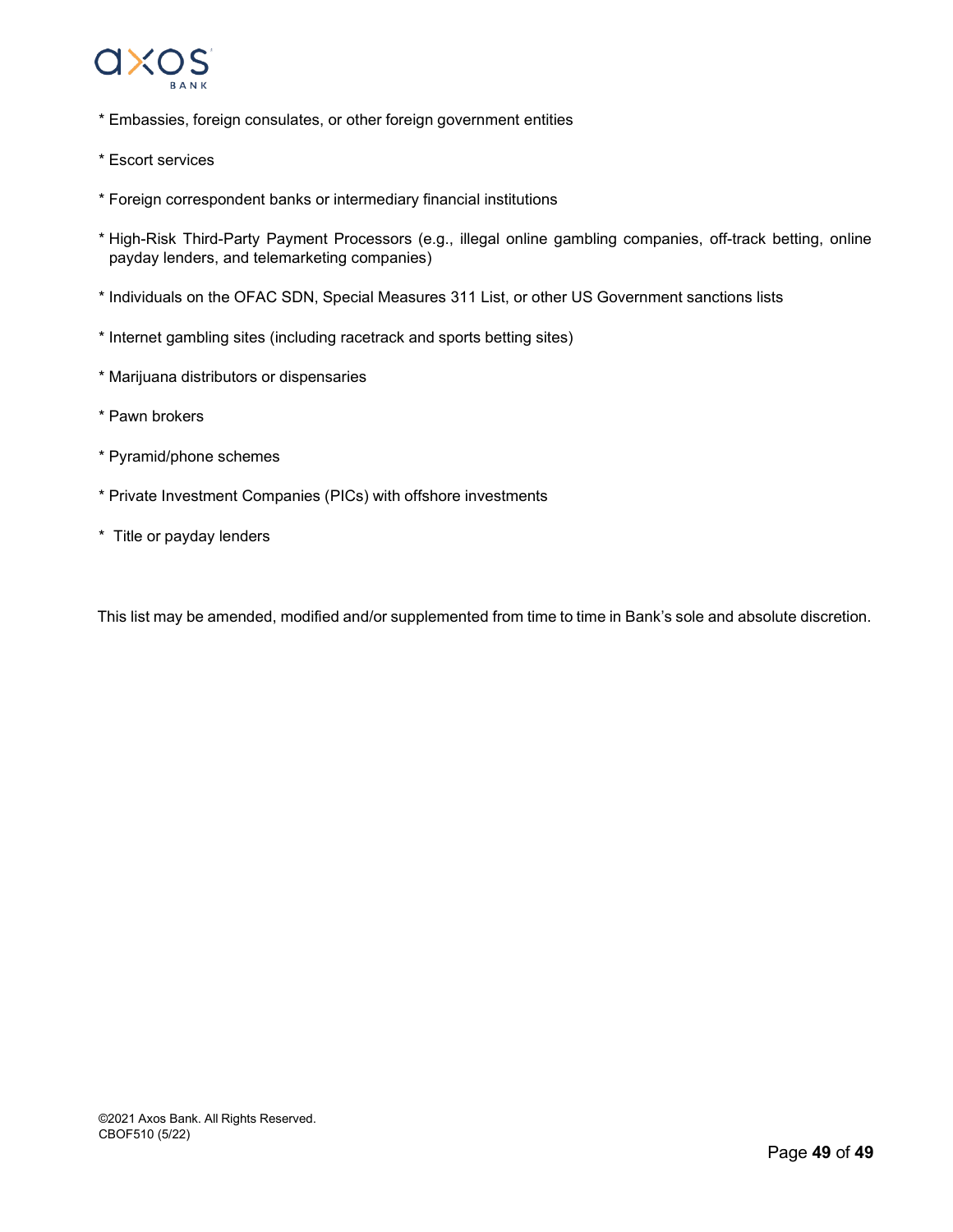* Embassies, foreign consulates, or other foreign government entities

* Escort services

* Foreign correspondent banks or intermediary financial institutions

* High-Risk Third-Party Payment Processors (e.g., illegal online gambling companies, off-track betting, online payday lenders, and telemarketing companies)

* Individuals on the OFAC SDN, Special Measures 311 List, or other US Government sanctions lists

* Internet gambling sites (including racetrack and sports betting sites)

* Marijuana distributors or dispensaries

* Pawn brokers

* Pyramid/phone schemes

* Private Investment Companies (PICs) with offshore investments

* Title or payday lenders

This list may be amended, modified and/or supplemented from time to time in Bank's sole and absolute discretion.

©2021 Axos Bank. All Rights Reserved.
CBOF510 (5/22)